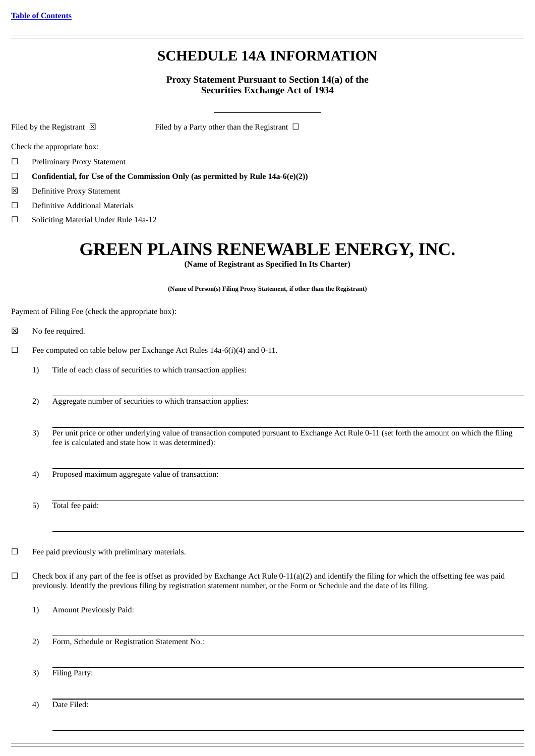Table of Contents

# SCHEDULE 14A INFORMATION

**Proxy Statement Pursuant to Section 14(a) of the Securities Exchange Act of 1934**

Filed by the Registrant ☒ Filed by a Party other than the Registrant ☐

Check the appropriate box:

☐ Preliminary Proxy Statement

☐ **Confidential, for Use of the Commission Only (as permitted by Rule 14a-6(e)(2))**

☒ Definitive Proxy Statement

☐ Definitive Additional Materials

☐ Soliciting Material Under Rule 14a-12

# GREEN PLAINS RENEWABLE ENERGY, INC.

**(Name of Registrant as Specified In Its Charter)**

**(Name of Person(s) Filing Proxy Statement, if other than the Registrant)**

Payment of Filing Fee (check the appropriate box):

☒ No fee required.

☐ Fee computed on table below per Exchange Act Rules 14a-6(i)(4) and 0-11.

1) Title of each class of securities to which transaction applies:

2) Aggregate number of securities to which transaction applies:

3) Per unit price or other underlying value of transaction computed pursuant to Exchange Act Rule 0-11 (set forth the amount on which the filing fee is calculated and state how it was determined):

4) Proposed maximum aggregate value of transaction:

5) Total fee paid:

☐ Fee paid previously with preliminary materials.

☐ Check box if any part of the fee is offset as provided by Exchange Act Rule 0-11(a)(2) and identify the filing for which the offsetting fee was paid previously. Identify the previous filing by registration statement number, or the Form or Schedule and the date of its filing.

1) Amount Previously Paid:

2) Form, Schedule or Registration Statement No.:

3) Filing Party:

4) Date Filed: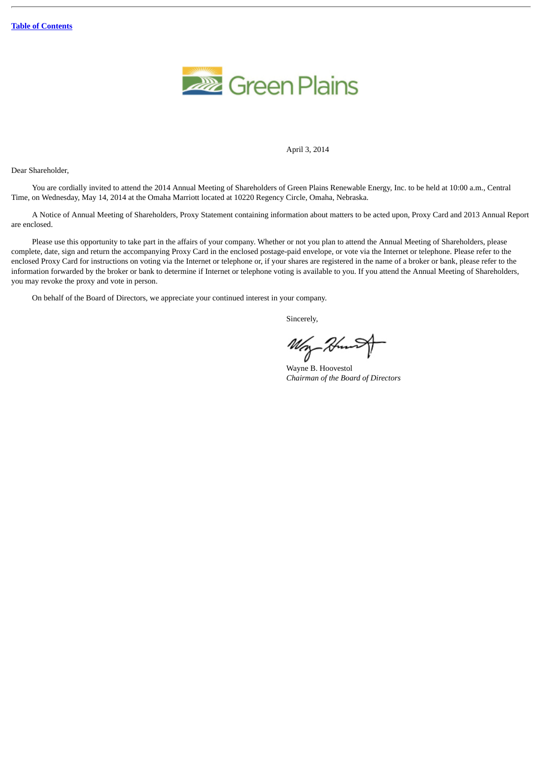April 3, 2014

Dear Shareholder,

You are cordially invited to attend the 2014 Annual Meeting of Shareholders of Green Plains Renewable Energy, Inc. to be held at 10:00 a.m., Central Time, on Wednesday, May 14, 2014 at the Omaha Marriott located at 10220 Regency Circle, Omaha, Nebraska.

A Notice of Annual Meeting of Shareholders, Proxy Statement containing information about matters to be acted upon, Proxy Card and 2013 Annual Report are enclosed.

Please use this opportunity to take part in the affairs of your company. Whether or not you plan to attend the Annual Meeting of Shareholders, please complete, date, sign and return the accompanying Proxy Card in the enclosed postage-paid envelope, or vote via the Internet or telephone. Please refer to the enclosed Proxy Card for instructions on voting via the Internet or telephone or, if your shares are registered in the name of a broker or bank, please refer to the information forwarded by the broker or bank to determine if Internet or telephone voting is available to you. If you attend the Annual Meeting of Shareholders, you may revoke the proxy and vote in person.

On behalf of the Board of Directors, we appreciate your continued interest in your company.

Sincerely,

Wayne B. Hoovestol
*Chairman of the Board of Directors*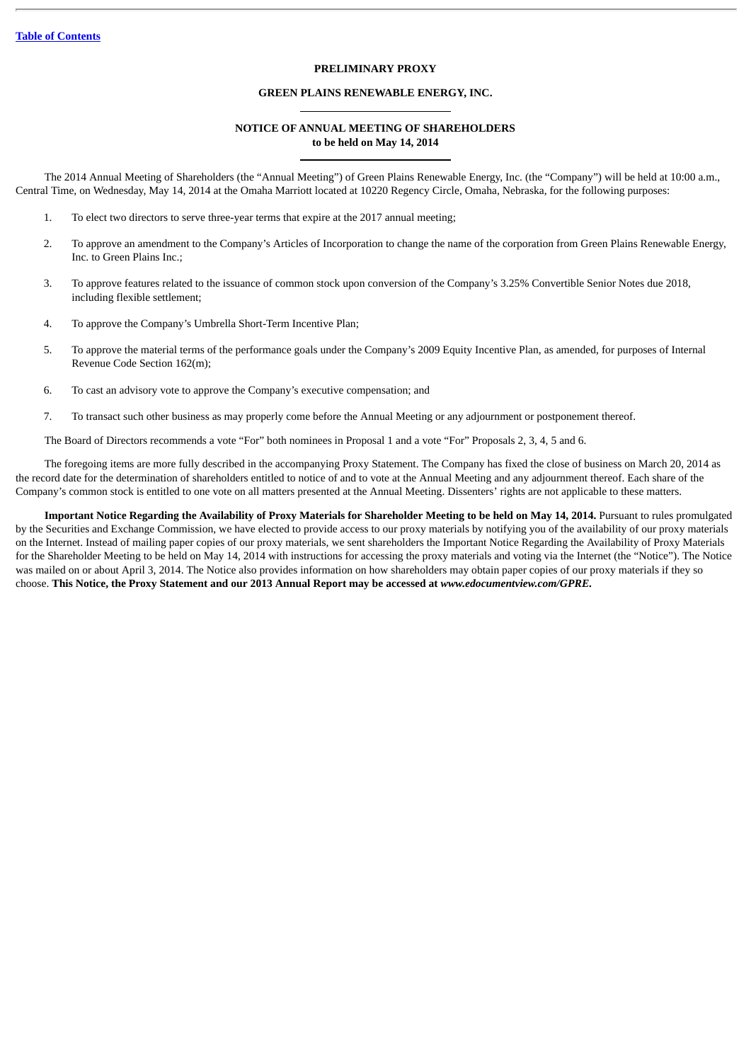**PRELIMINARY PROXY**

**GREEN PLAINS RENEWABLE ENERGY, INC.**

**NOTICE OF ANNUAL MEETING OF SHAREHOLDERS**
**to be held on May 14, 2014**

The 2014 Annual Meeting of Shareholders (the "Annual Meeting") of Green Plains Renewable Energy, Inc. (the "Company") will be held at 10:00 a.m., Central Time, on Wednesday, May 14, 2014 at the Omaha Marriott located at 10220 Regency Circle, Omaha, Nebraska, for the following purposes:

1. To elect two directors to serve three-year terms that expire at the 2017 annual meeting;
2. To approve an amendment to the Company's Articles of Incorporation to change the name of the corporation from Green Plains Renewable Energy, Inc. to Green Plains Inc.;
3. To approve features related to the issuance of common stock upon conversion of the Company's 3.25% Convertible Senior Notes due 2018, including flexible settlement;
4. To approve the Company's Umbrella Short-Term Incentive Plan;
5. To approve the material terms of the performance goals under the Company's 2009 Equity Incentive Plan, as amended, for purposes of Internal Revenue Code Section 162(m);
6. To cast an advisory vote to approve the Company's executive compensation; and
7. To transact such other business as may properly come before the Annual Meeting or any adjournment or postponement thereof.

The Board of Directors recommends a vote "For" both nominees in Proposal 1 and a vote "For" Proposals 2, 3, 4, 5 and 6.

The foregoing items are more fully described in the accompanying Proxy Statement. The Company has fixed the close of business on March 20, 2014 as the record date for the determination of shareholders entitled to notice of and to vote at the Annual Meeting and any adjournment thereof. Each share of the Company's common stock is entitled to one vote on all matters presented at the Annual Meeting. Dissenters' rights are not applicable to these matters.

**Important Notice Regarding the Availability of Proxy Materials for Shareholder Meeting to be held on May 14, 2014.** Pursuant to rules promulgated by the Securities and Exchange Commission, we have elected to provide access to our proxy materials by notifying you of the availability of our proxy materials on the Internet. Instead of mailing paper copies of our proxy materials, we sent shareholders the Important Notice Regarding the Availability of Proxy Materials for the Shareholder Meeting to be held on May 14, 2014 with instructions for accessing the proxy materials and voting via the Internet (the "Notice"). The Notice was mailed on or about April 3, 2014. The Notice also provides information on how shareholders may obtain paper copies of our proxy materials if they so choose. **This Notice, the Proxy Statement and our 2013 Annual Report may be accessed at *www.edocumentview.com/GPRE*.**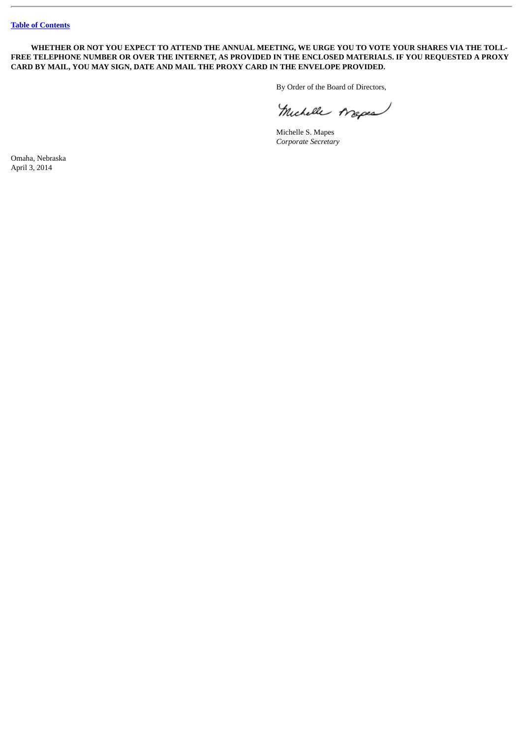**WHETHER OR NOT YOU EXPECT TO ATTEND THE ANNUAL MEETING, WE URGE YOU TO VOTE YOUR SHARES VIA THE TOLL-FREE TELEPHONE NUMBER OR OVER THE INTERNET, AS PROVIDED IN THE ENCLOSED MATERIALS. IF YOU REQUESTED A PROXY CARD BY MAIL, YOU MAY SIGN, DATE AND MAIL THE PROXY CARD IN THE ENVELOPE PROVIDED.**

By Order of the Board of Directors,

Michelle S. Mapes
*Corporate Secretary*

Omaha, Nebraska
April 3, 2014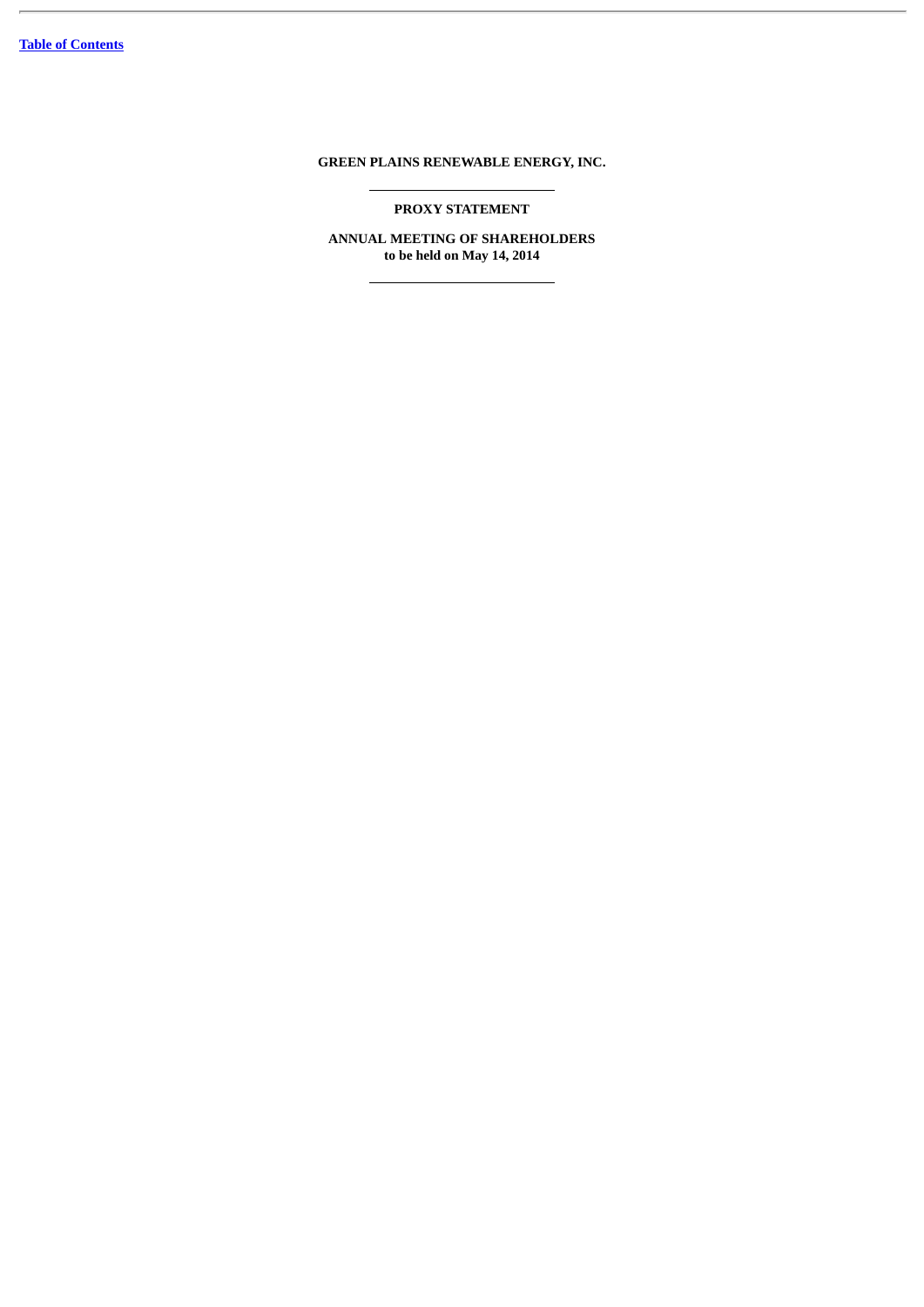**GREEN PLAINS RENEWABLE ENERGY, INC.**

---

**PROXY STATEMENT**

**ANNUAL MEETING OF SHAREHOLDERS**
**to be held on May 14, 2014**

---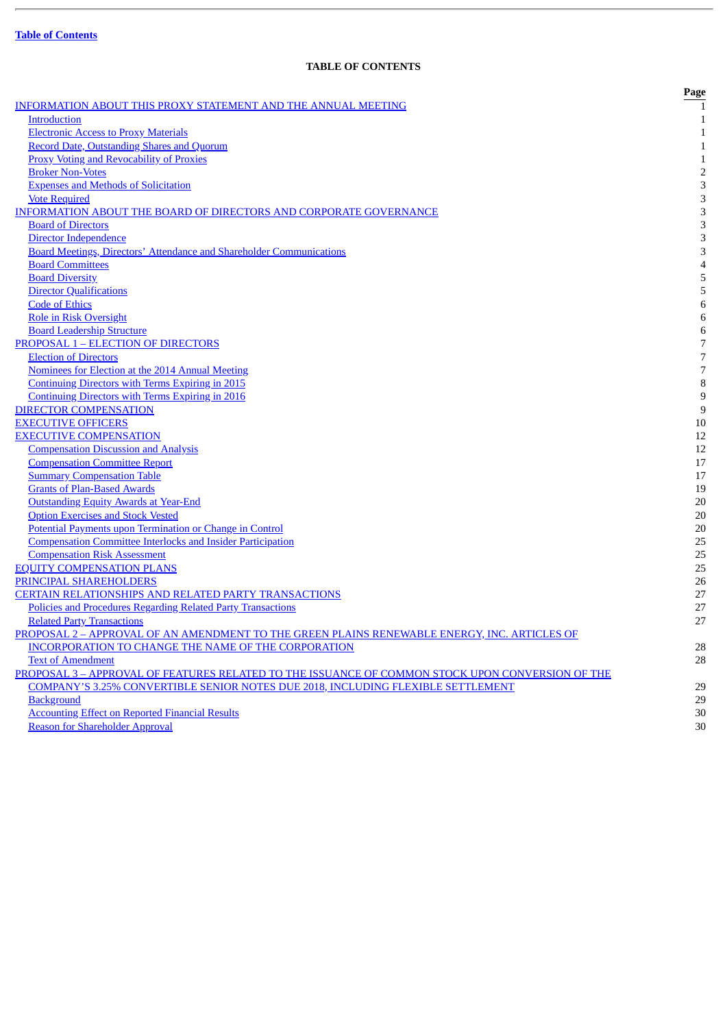[Table of Contents](#)

# TABLE OF CONTENTS

| | Page |
|---|---|
| INFORMATION ABOUT THIS PROXY STATEMENT AND THE ANNUAL MEETING | 1 |
| Introduction | 1 |
| Electronic Access to Proxy Materials | 1 |
| Record Date, Outstanding Shares and Quorum | 1 |
| Proxy Voting and Revocability of Proxies | 1 |
| Broker Non-Votes | 2 |
| Expenses and Methods of Solicitation | 3 |
| Vote Required | 3 |
| INFORMATION ABOUT THE BOARD OF DIRECTORS AND CORPORATE GOVERNANCE | 3 |
| Board of Directors | 3 |
| Director Independence | 3 |
| Board Meetings, Directors' Attendance and Shareholder Communications | 3 |
| Board Committees | 4 |
| Board Diversity | 5 |
| Director Qualifications | 5 |
| Code of Ethics | 6 |
| Role in Risk Oversight | 6 |
| Board Leadership Structure | 6 |
| PROPOSAL 1 – ELECTION OF DIRECTORS | 7 |
| Election of Directors | 7 |
| Nominees for Election at the 2014 Annual Meeting | 7 |
| Continuing Directors with Terms Expiring in 2015 | 8 |
| Continuing Directors with Terms Expiring in 2016 | 9 |
| DIRECTOR COMPENSATION | 9 |
| EXECUTIVE OFFICERS | 10 |
| EXECUTIVE COMPENSATION | 12 |
| Compensation Discussion and Analysis | 12 |
| Compensation Committee Report | 17 |
| Summary Compensation Table | 17 |
| Grants of Plan-Based Awards | 19 |
| Outstanding Equity Awards at Year-End | 20 |
| Option Exercises and Stock Vested | 20 |
| Potential Payments upon Termination or Change in Control | 20 |
| Compensation Committee Interlocks and Insider Participation | 25 |
| Compensation Risk Assessment | 25 |
| EQUITY COMPENSATION PLANS | 25 |
| PRINCIPAL SHAREHOLDERS | 26 |
| CERTAIN RELATIONSHIPS AND RELATED PARTY TRANSACTIONS | 27 |
| Policies and Procedures Regarding Related Party Transactions | 27 |
| Related Party Transactions | 27 |
| PROPOSAL 2 – APPROVAL OF AN AMENDMENT TO THE GREEN PLAINS RENEWABLE ENERGY, INC. ARTICLES OF INCORPORATION TO CHANGE THE NAME OF THE CORPORATION | 28 |
| Text of Amendment | 28 |
| PROPOSAL 3 – APPROVAL OF FEATURES RELATED TO THE ISSUANCE OF COMMON STOCK UPON CONVERSION OF THE COMPANY'S 3.25% CONVERTIBLE SENIOR NOTES DUE 2018, INCLUDING FLEXIBLE SETTLEMENT | 29 |
| Background | 29 |
| Accounting Effect on Reported Financial Results | 30 |
| Reason for Shareholder Approval | 30 |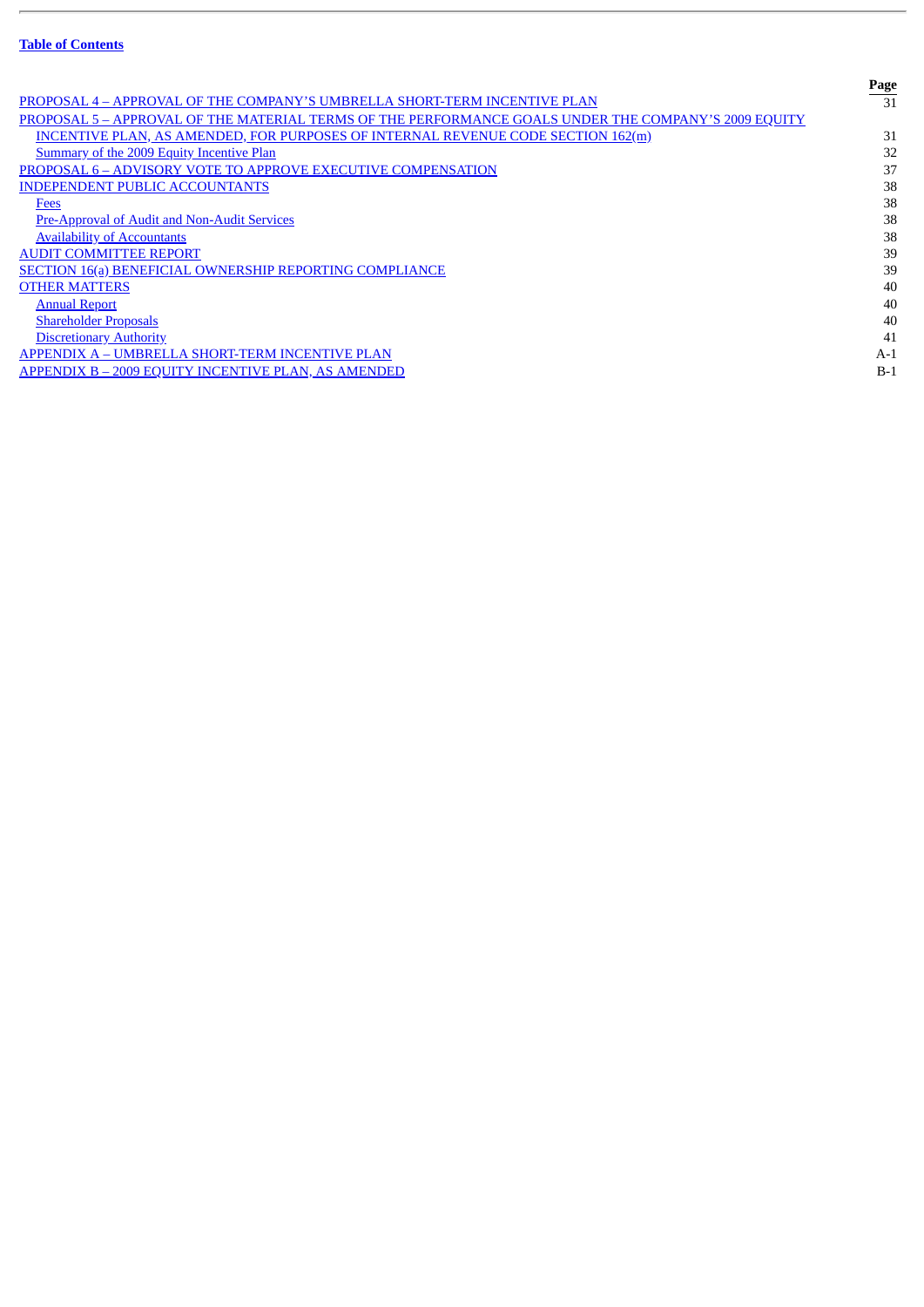**Table of Contents**

| | Page |
|---|---|
| PROPOSAL 4 – APPROVAL OF THE COMPANY'S UMBRELLA SHORT-TERM INCENTIVE PLAN | 31 |
| PROPOSAL 5 – APPROVAL OF THE MATERIAL TERMS OF THE PERFORMANCE GOALS UNDER THE COMPANY'S 2009 EQUITY INCENTIVE PLAN, AS AMENDED, FOR PURPOSES OF INTERNAL REVENUE CODE SECTION 162(m) | 31 |
| Summary of the 2009 Equity Incentive Plan | 32 |
| PROPOSAL 6 – ADVISORY VOTE TO APPROVE EXECUTIVE COMPENSATION | 37 |
| INDEPENDENT PUBLIC ACCOUNTANTS | 38 |
| Fees | 38 |
| Pre-Approval of Audit and Non-Audit Services | 38 |
| Availability of Accountants | 38 |
| AUDIT COMMITTEE REPORT | 39 |
| SECTION 16(a) BENEFICIAL OWNERSHIP REPORTING COMPLIANCE | 39 |
| OTHER MATTERS | 40 |
| Annual Report | 40 |
| Shareholder Proposals | 40 |
| Discretionary Authority | 41 |
| APPENDIX A – UMBRELLA SHORT-TERM INCENTIVE PLAN | A-1 |
| APPENDIX B – 2009 EQUITY INCENTIVE PLAN, AS AMENDED | B-1 |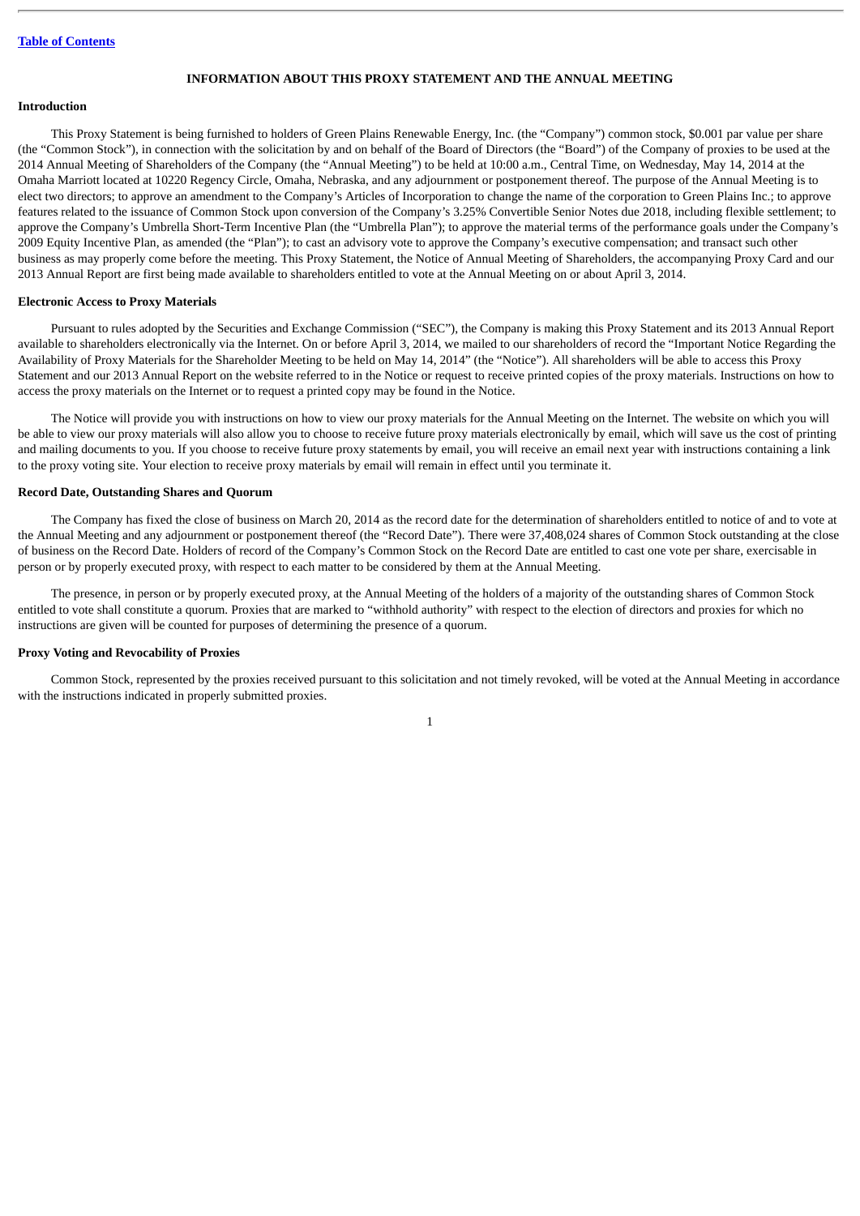## INFORMATION ABOUT THIS PROXY STATEMENT AND THE ANNUAL MEETING

### Introduction

This Proxy Statement is being furnished to holders of Green Plains Renewable Energy, Inc. (the "Company") common stock, $0.001 par value per share (the "Common Stock"), in connection with the solicitation by and on behalf of the Board of Directors (the "Board") of the Company of proxies to be used at the 2014 Annual Meeting of Shareholders of the Company (the "Annual Meeting") to be held at 10:00 a.m., Central Time, on Wednesday, May 14, 2014 at the Omaha Marriott located at 10220 Regency Circle, Omaha, Nebraska, and any adjournment or postponement thereof. The purpose of the Annual Meeting is to elect two directors; to approve an amendment to the Company's Articles of Incorporation to change the name of the corporation to Green Plains Inc.; to approve features related to the issuance of Common Stock upon conversion of the Company's 3.25% Convertible Senior Notes due 2018, including flexible settlement; to approve the Company's Umbrella Short-Term Incentive Plan (the "Umbrella Plan"); to approve the material terms of the performance goals under the Company's 2009 Equity Incentive Plan, as amended (the "Plan"); to cast an advisory vote to approve the Company's executive compensation; and transact such other business as may properly come before the meeting. This Proxy Statement, the Notice of Annual Meeting of Shareholders, the accompanying Proxy Card and our 2013 Annual Report are first being made available to shareholders entitled to vote at the Annual Meeting on or about April 3, 2014.

### Electronic Access to Proxy Materials

Pursuant to rules adopted by the Securities and Exchange Commission ("SEC"), the Company is making this Proxy Statement and its 2013 Annual Report available to shareholders electronically via the Internet. On or before April 3, 2014, we mailed to our shareholders of record the "Important Notice Regarding the Availability of Proxy Materials for the Shareholder Meeting to be held on May 14, 2014" (the "Notice"). All shareholders will be able to access this Proxy Statement and our 2013 Annual Report on the website referred to in the Notice or request to receive printed copies of the proxy materials. Instructions on how to access the proxy materials on the Internet or to request a printed copy may be found in the Notice.

The Notice will provide you with instructions on how to view our proxy materials for the Annual Meeting on the Internet. The website on which you will be able to view our proxy materials will also allow you to choose to receive future proxy materials electronically by email, which will save us the cost of printing and mailing documents to you. If you choose to receive future proxy statements by email, you will receive an email next year with instructions containing a link to the proxy voting site. Your election to receive proxy materials by email will remain in effect until you terminate it.

### Record Date, Outstanding Shares and Quorum

The Company has fixed the close of business on March 20, 2014 as the record date for the determination of shareholders entitled to notice of and to vote at the Annual Meeting and any adjournment or postponement thereof (the "Record Date"). There were 37,408,024 shares of Common Stock outstanding at the close of business on the Record Date. Holders of record of the Company's Common Stock on the Record Date are entitled to cast one vote per share, exercisable in person or by properly executed proxy, with respect to each matter to be considered by them at the Annual Meeting.

The presence, in person or by properly executed proxy, at the Annual Meeting of the holders of a majority of the outstanding shares of Common Stock entitled to vote shall constitute a quorum. Proxies that are marked to "withhold authority" with respect to the election of directors and proxies for which no instructions are given will be counted for purposes of determining the presence of a quorum.

### Proxy Voting and Revocability of Proxies

Common Stock, represented by the proxies received pursuant to this solicitation and not timely revoked, will be voted at the Annual Meeting in accordance with the instructions indicated in properly submitted proxies.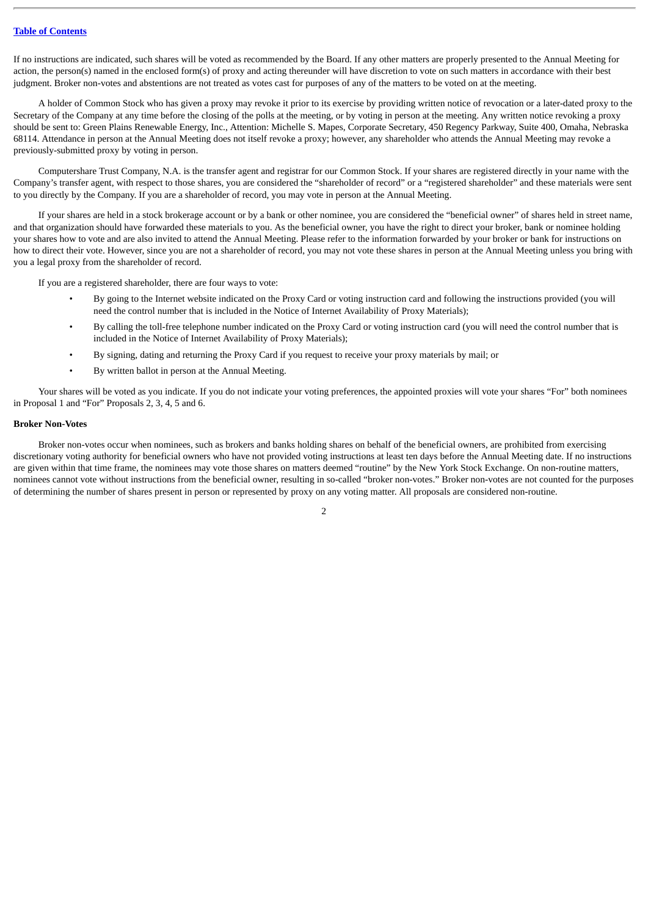If no instructions are indicated, such shares will be voted as recommended by the Board. If any other matters are properly presented to the Annual Meeting for action, the person(s) named in the enclosed form(s) of proxy and acting thereunder will have discretion to vote on such matters in accordance with their best judgment. Broker non-votes and abstentions are not treated as votes cast for purposes of any of the matters to be voted on at the meeting.

A holder of Common Stock who has given a proxy may revoke it prior to its exercise by providing written notice of revocation or a later-dated proxy to the Secretary of the Company at any time before the closing of the polls at the meeting, or by voting in person at the meeting. Any written notice revoking a proxy should be sent to: Green Plains Renewable Energy, Inc., Attention: Michelle S. Mapes, Corporate Secretary, 450 Regency Parkway, Suite 400, Omaha, Nebraska 68114. Attendance in person at the Annual Meeting does not itself revoke a proxy; however, any shareholder who attends the Annual Meeting may revoke a previously-submitted proxy by voting in person.

Computershare Trust Company, N.A. is the transfer agent and registrar for our Common Stock. If your shares are registered directly in your name with the Company's transfer agent, with respect to those shares, you are considered the "shareholder of record" or a "registered shareholder" and these materials were sent to you directly by the Company. If you are a shareholder of record, you may vote in person at the Annual Meeting.

If your shares are held in a stock brokerage account or by a bank or other nominee, you are considered the "beneficial owner" of shares held in street name, and that organization should have forwarded these materials to you. As the beneficial owner, you have the right to direct your broker, bank or nominee holding your shares how to vote and are also invited to attend the Annual Meeting. Please refer to the information forwarded by your broker or bank for instructions on how to direct their vote. However, since you are not a shareholder of record, you may not vote these shares in person at the Annual Meeting unless you bring with you a legal proxy from the shareholder of record.

If you are a registered shareholder, there are four ways to vote:

- By going to the Internet website indicated on the Proxy Card or voting instruction card and following the instructions provided (you will need the control number that is included in the Notice of Internet Availability of Proxy Materials);
- By calling the toll-free telephone number indicated on the Proxy Card or voting instruction card (you will need the control number that is included in the Notice of Internet Availability of Proxy Materials);
- By signing, dating and returning the Proxy Card if you request to receive your proxy materials by mail; or
- By written ballot in person at the Annual Meeting.

Your shares will be voted as you indicate. If you do not indicate your voting preferences, the appointed proxies will vote your shares "For" both nominees in Proposal 1 and "For" Proposals 2, 3, 4, 5 and 6.

**Broker Non-Votes**

Broker non-votes occur when nominees, such as brokers and banks holding shares on behalf of the beneficial owners, are prohibited from exercising discretionary voting authority for beneficial owners who have not provided voting instructions at least ten days before the Annual Meeting date. If no instructions are given within that time frame, the nominees may vote those shares on matters deemed "routine" by the New York Stock Exchange. On non-routine matters, nominees cannot vote without instructions from the beneficial owner, resulting in so-called "broker non-votes." Broker non-votes are not counted for the purposes of determining the number of shares present in person or represented by proxy on any voting matter. All proposals are considered non-routine.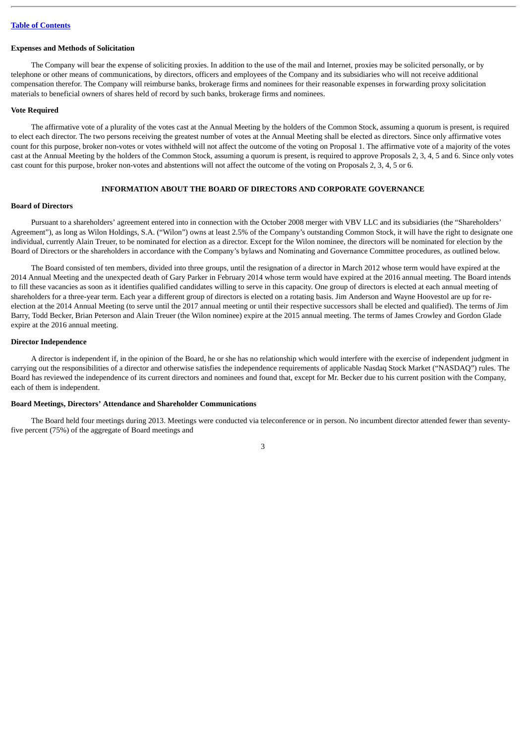### Expenses and Methods of Solicitation

The Company will bear the expense of soliciting proxies. In addition to the use of the mail and Internet, proxies may be solicited personally, or by telephone or other means of communications, by directors, officers and employees of the Company and its subsidiaries who will not receive additional compensation therefor. The Company will reimburse banks, brokerage firms and nominees for their reasonable expenses in forwarding proxy solicitation materials to beneficial owners of shares held of record by such banks, brokerage firms and nominees.

### Vote Required

The affirmative vote of a plurality of the votes cast at the Annual Meeting by the holders of the Common Stock, assuming a quorum is present, is required to elect each director. The two persons receiving the greatest number of votes at the Annual Meeting shall be elected as directors. Since only affirmative votes count for this purpose, broker non-votes or votes withheld will not affect the outcome of the voting on Proposal 1. The affirmative vote of a majority of the votes cast at the Annual Meeting by the holders of the Common Stock, assuming a quorum is present, is required to approve Proposals 2, 3, 4, 5 and 6. Since only votes cast count for this purpose, broker non-votes and abstentions will not affect the outcome of the voting on Proposals 2, 3, 4, 5 or 6.

## INFORMATION ABOUT THE BOARD OF DIRECTORS AND CORPORATE GOVERNANCE

### Board of Directors

Pursuant to a shareholders' agreement entered into in connection with the October 2008 merger with VBV LLC and its subsidiaries (the "Shareholders' Agreement"), as long as Wilon Holdings, S.A. ("Wilon") owns at least 2.5% of the Company's outstanding Common Stock, it will have the right to designate one individual, currently Alain Treuer, to be nominated for election as a director. Except for the Wilon nominee, the directors will be nominated for election by the Board of Directors or the shareholders in accordance with the Company's bylaws and Nominating and Governance Committee procedures, as outlined below.

The Board consisted of ten members, divided into three groups, until the resignation of a director in March 2012 whose term would have expired at the 2014 Annual Meeting and the unexpected death of Gary Parker in February 2014 whose term would have expired at the 2016 annual meeting. The Board intends to fill these vacancies as soon as it identifies qualified candidates willing to serve in this capacity. One group of directors is elected at each annual meeting of shareholders for a three-year term. Each year a different group of directors is elected on a rotating basis. Jim Anderson and Wayne Hoovestol are up for re-election at the 2014 Annual Meeting (to serve until the 2017 annual meeting or until their respective successors shall be elected and qualified). The terms of Jim Barry, Todd Becker, Brian Peterson and Alain Treuer (the Wilon nominee) expire at the 2015 annual meeting. The terms of James Crowley and Gordon Glade expire at the 2016 annual meeting.

### Director Independence

A director is independent if, in the opinion of the Board, he or she has no relationship which would interfere with the exercise of independent judgment in carrying out the responsibilities of a director and otherwise satisfies the independence requirements of applicable Nasdaq Stock Market ("NASDAQ") rules. The Board has reviewed the independence of its current directors and nominees and found that, except for Mr. Becker due to his current position with the Company, each of them is independent.

### Board Meetings, Directors' Attendance and Shareholder Communications

The Board held four meetings during 2013. Meetings were conducted via teleconference or in person. No incumbent director attended fewer than seventy-five percent (75%) of the aggregate of Board meetings and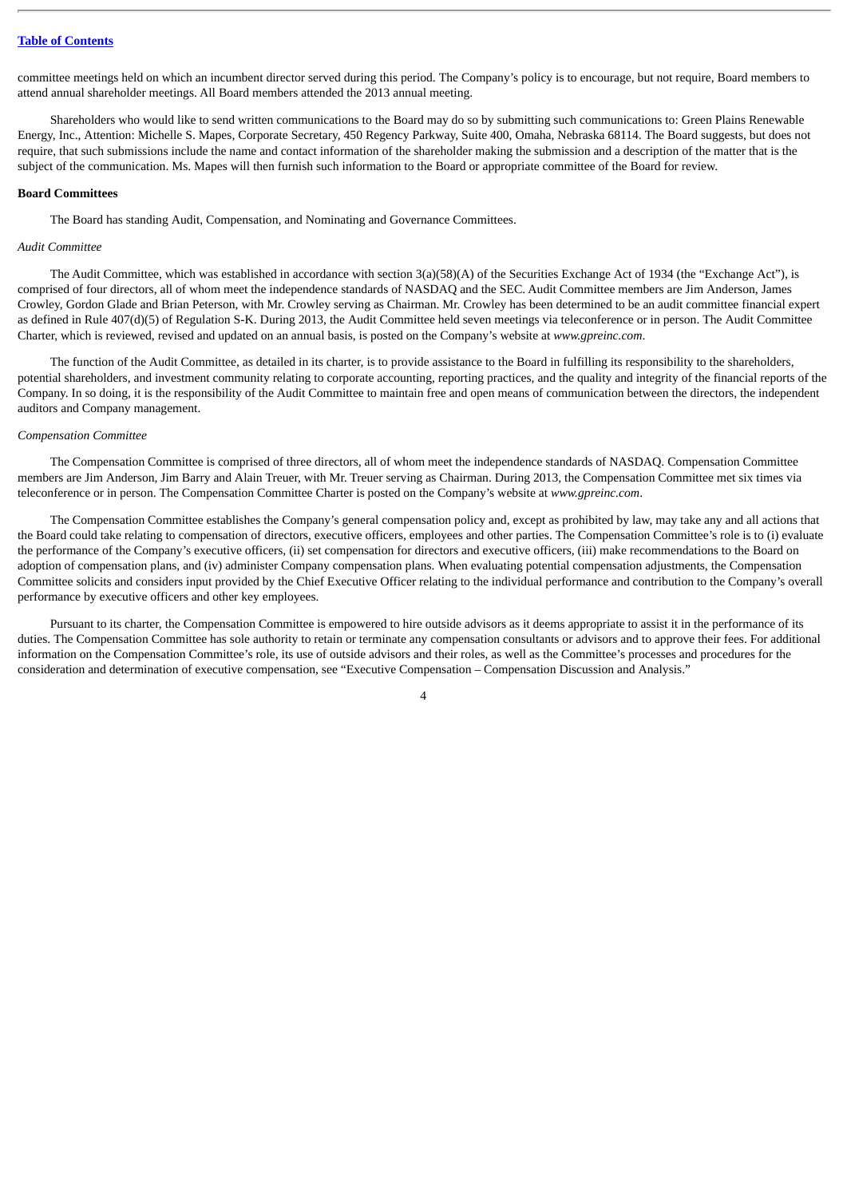committee meetings held on which an incumbent director served during this period. The Company's policy is to encourage, but not require, Board members to attend annual shareholder meetings. All Board members attended the 2013 annual meeting.

Shareholders who would like to send written communications to the Board may do so by submitting such communications to: Green Plains Renewable Energy, Inc., Attention: Michelle S. Mapes, Corporate Secretary, 450 Regency Parkway, Suite 400, Omaha, Nebraska 68114. The Board suggests, but does not require, that such submissions include the name and contact information of the shareholder making the submission and a description of the matter that is the subject of the communication. Ms. Mapes will then furnish such information to the Board or appropriate committee of the Board for review.

**Board Committees**

The Board has standing Audit, Compensation, and Nominating and Governance Committees.

*Audit Committee*

The Audit Committee, which was established in accordance with section 3(a)(58)(A) of the Securities Exchange Act of 1934 (the "Exchange Act"), is comprised of four directors, all of whom meet the independence standards of NASDAQ and the SEC. Audit Committee members are Jim Anderson, James Crowley, Gordon Glade and Brian Peterson, with Mr. Crowley serving as Chairman. Mr. Crowley has been determined to be an audit committee financial expert as defined in Rule 407(d)(5) of Regulation S-K. During 2013, the Audit Committee held seven meetings via teleconference or in person. The Audit Committee Charter, which is reviewed, revised and updated on an annual basis, is posted on the Company's website at *www.gpreinc.com*.

The function of the Audit Committee, as detailed in its charter, is to provide assistance to the Board in fulfilling its responsibility to the shareholders, potential shareholders, and investment community relating to corporate accounting, reporting practices, and the quality and integrity of the financial reports of the Company. In so doing, it is the responsibility of the Audit Committee to maintain free and open means of communication between the directors, the independent auditors and Company management.

*Compensation Committee*

The Compensation Committee is comprised of three directors, all of whom meet the independence standards of NASDAQ. Compensation Committee members are Jim Anderson, Jim Barry and Alain Treuer, with Mr. Treuer serving as Chairman. During 2013, the Compensation Committee met six times via teleconference or in person. The Compensation Committee Charter is posted on the Company's website at *www.gpreinc.com*.

The Compensation Committee establishes the Company's general compensation policy and, except as prohibited by law, may take any and all actions that the Board could take relating to compensation of directors, executive officers, employees and other parties. The Compensation Committee's role is to (i) evaluate the performance of the Company's executive officers, (ii) set compensation for directors and executive officers, (iii) make recommendations to the Board on adoption of compensation plans, and (iv) administer Company compensation plans. When evaluating potential compensation adjustments, the Compensation Committee solicits and considers input provided by the Chief Executive Officer relating to the individual performance and contribution to the Company's overall performance by executive officers and other key employees.

Pursuant to its charter, the Compensation Committee is empowered to hire outside advisors as it deems appropriate to assist it in the performance of its duties. The Compensation Committee has sole authority to retain or terminate any compensation consultants or advisors and to approve their fees. For additional information on the Compensation Committee's role, its use of outside advisors and their roles, as well as the Committee's processes and procedures for the consideration and determination of executive compensation, see "Executive Compensation – Compensation Discussion and Analysis."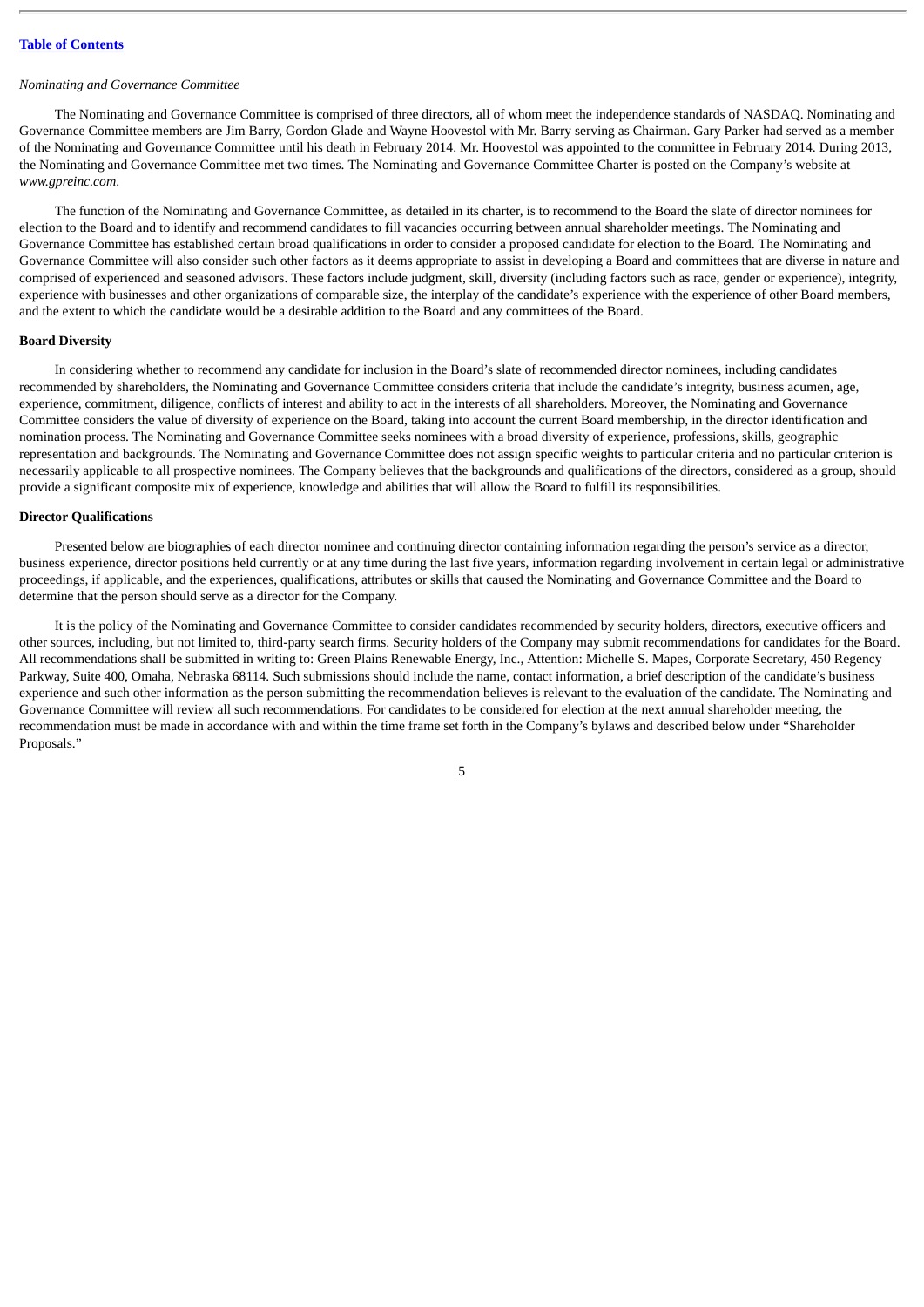*Nominating and Governance Committee*

The Nominating and Governance Committee is comprised of three directors, all of whom meet the independence standards of NASDAQ. Nominating and Governance Committee members are Jim Barry, Gordon Glade and Wayne Hoovestol with Mr. Barry serving as Chairman. Gary Parker had served as a member of the Nominating and Governance Committee until his death in February 2014. Mr. Hoovestol was appointed to the committee in February 2014. During 2013, the Nominating and Governance Committee met two times. The Nominating and Governance Committee Charter is posted on the Company's website at *www.gpreinc.com*.

The function of the Nominating and Governance Committee, as detailed in its charter, is to recommend to the Board the slate of director nominees for election to the Board and to identify and recommend candidates to fill vacancies occurring between annual shareholder meetings. The Nominating and Governance Committee has established certain broad qualifications in order to consider a proposed candidate for election to the Board. The Nominating and Governance Committee will also consider such other factors as it deems appropriate to assist in developing a Board and committees that are diverse in nature and comprised of experienced and seasoned advisors. These factors include judgment, skill, diversity (including factors such as race, gender or experience), integrity, experience with businesses and other organizations of comparable size, the interplay of the candidate's experience with the experience of other Board members, and the extent to which the candidate would be a desirable addition to the Board and any committees of the Board.

**Board Diversity**

In considering whether to recommend any candidate for inclusion in the Board's slate of recommended director nominees, including candidates recommended by shareholders, the Nominating and Governance Committee considers criteria that include the candidate's integrity, business acumen, age, experience, commitment, diligence, conflicts of interest and ability to act in the interests of all shareholders. Moreover, the Nominating and Governance Committee considers the value of diversity of experience on the Board, taking into account the current Board membership, in the director identification and nomination process. The Nominating and Governance Committee seeks nominees with a broad diversity of experience, professions, skills, geographic representation and backgrounds. The Nominating and Governance Committee does not assign specific weights to particular criteria and no particular criterion is necessarily applicable to all prospective nominees. The Company believes that the backgrounds and qualifications of the directors, considered as a group, should provide a significant composite mix of experience, knowledge and abilities that will allow the Board to fulfill its responsibilities.

**Director Qualifications**

Presented below are biographies of each director nominee and continuing director containing information regarding the person's service as a director, business experience, director positions held currently or at any time during the last five years, information regarding involvement in certain legal or administrative proceedings, if applicable, and the experiences, qualifications, attributes or skills that caused the Nominating and Governance Committee and the Board to determine that the person should serve as a director for the Company.

It is the policy of the Nominating and Governance Committee to consider candidates recommended by security holders, directors, executive officers and other sources, including, but not limited to, third-party search firms. Security holders of the Company may submit recommendations for candidates for the Board. All recommendations shall be submitted in writing to: Green Plains Renewable Energy, Inc., Attention: Michelle S. Mapes, Corporate Secretary, 450 Regency Parkway, Suite 400, Omaha, Nebraska 68114. Such submissions should include the name, contact information, a brief description of the candidate's business experience and such other information as the person submitting the recommendation believes is relevant to the evaluation of the candidate. The Nominating and Governance Committee will review all such recommendations. For candidates to be considered for election at the next annual shareholder meeting, the recommendation must be made in accordance with and within the time frame set forth in the Company's bylaws and described below under "Shareholder Proposals."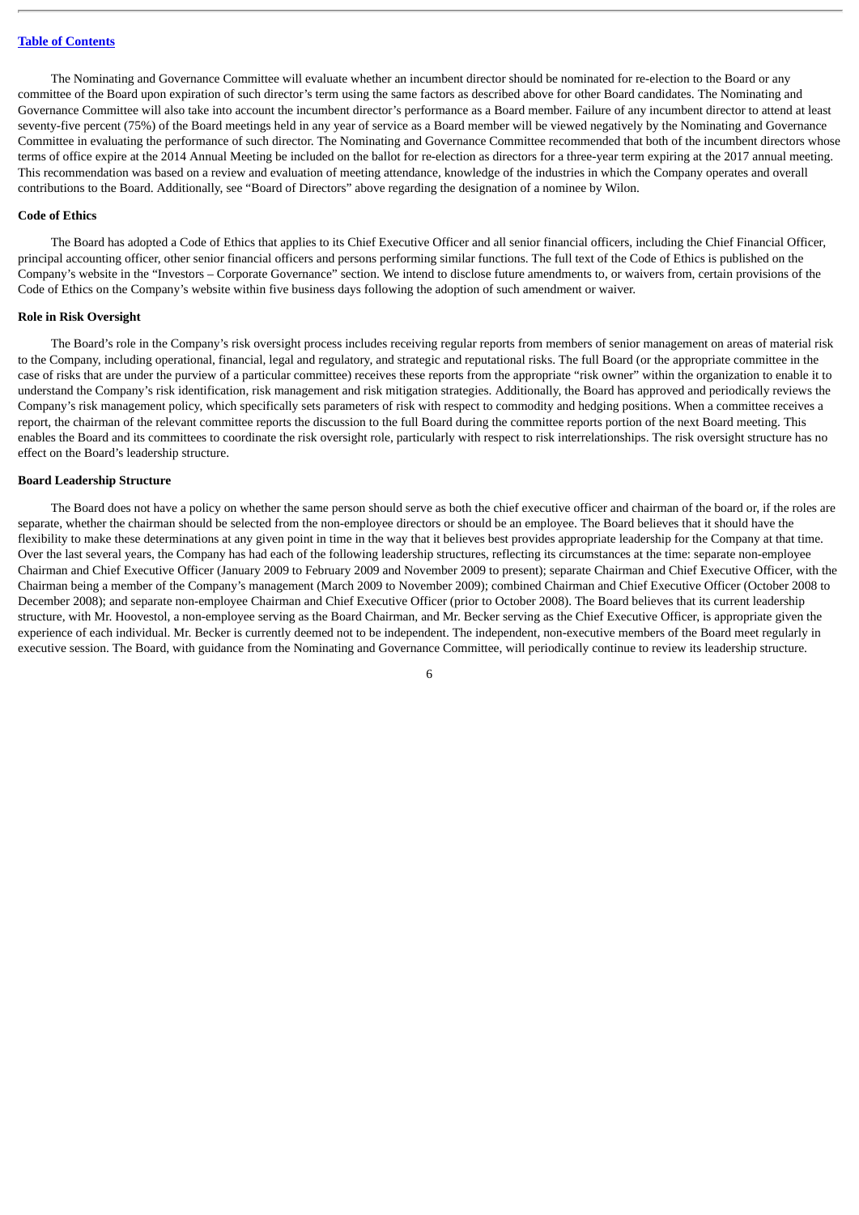The Nominating and Governance Committee will evaluate whether an incumbent director should be nominated for re-election to the Board or any committee of the Board upon expiration of such director's term using the same factors as described above for other Board candidates. The Nominating and Governance Committee will also take into account the incumbent director's performance as a Board member. Failure of any incumbent director to attend at least seventy-five percent (75%) of the Board meetings held in any year of service as a Board member will be viewed negatively by the Nominating and Governance Committee in evaluating the performance of such director. The Nominating and Governance Committee recommended that both of the incumbent directors whose terms of office expire at the 2014 Annual Meeting be included on the ballot for re-election as directors for a three-year term expiring at the 2017 annual meeting. This recommendation was based on a review and evaluation of meeting attendance, knowledge of the industries in which the Company operates and overall contributions to the Board. Additionally, see "Board of Directors" above regarding the designation of a nominee by Wilon.

**Code of Ethics**

The Board has adopted a Code of Ethics that applies to its Chief Executive Officer and all senior financial officers, including the Chief Financial Officer, principal accounting officer, other senior financial officers and persons performing similar functions. The full text of the Code of Ethics is published on the Company's website in the "Investors – Corporate Governance" section. We intend to disclose future amendments to, or waivers from, certain provisions of the Code of Ethics on the Company's website within five business days following the adoption of such amendment or waiver.

**Role in Risk Oversight**

The Board's role in the Company's risk oversight process includes receiving regular reports from members of senior management on areas of material risk to the Company, including operational, financial, legal and regulatory, and strategic and reputational risks. The full Board (or the appropriate committee in the case of risks that are under the purview of a particular committee) receives these reports from the appropriate "risk owner" within the organization to enable it to understand the Company's risk identification, risk management and risk mitigation strategies. Additionally, the Board has approved and periodically reviews the Company's risk management policy, which specifically sets parameters of risk with respect to commodity and hedging positions. When a committee receives a report, the chairman of the relevant committee reports the discussion to the full Board during the committee reports portion of the next Board meeting. This enables the Board and its committees to coordinate the risk oversight role, particularly with respect to risk interrelationships. The risk oversight structure has no effect on the Board's leadership structure.

**Board Leadership Structure**

The Board does not have a policy on whether the same person should serve as both the chief executive officer and chairman of the board or, if the roles are separate, whether the chairman should be selected from the non-employee directors or should be an employee. The Board believes that it should have the flexibility to make these determinations at any given point in time in the way that it believes best provides appropriate leadership for the Company at that time. Over the last several years, the Company has had each of the following leadership structures, reflecting its circumstances at the time: separate non-employee Chairman and Chief Executive Officer (January 2009 to February 2009 and November 2009 to present); separate Chairman and Chief Executive Officer, with the Chairman being a member of the Company's management (March 2009 to November 2009); combined Chairman and Chief Executive Officer (October 2008 to December 2008); and separate non-employee Chairman and Chief Executive Officer (prior to October 2008). The Board believes that its current leadership structure, with Mr. Hoovestol, a non-employee serving as the Board Chairman, and Mr. Becker serving as the Chief Executive Officer, is appropriate given the experience of each individual. Mr. Becker is currently deemed not to be independent. The independent, non-executive members of the Board meet regularly in executive session. The Board, with guidance from the Nominating and Governance Committee, will periodically continue to review its leadership structure.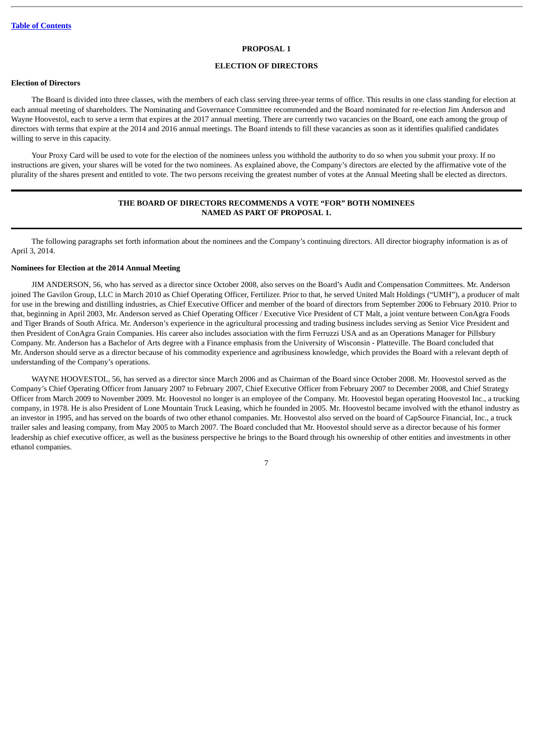## PROPOSAL 1

## ELECTION OF DIRECTORS

### Election of Directors

The Board is divided into three classes, with the members of each class serving three-year terms of office. This results in one class standing for election at each annual meeting of shareholders. The Nominating and Governance Committee recommended and the Board nominated for re-election Jim Anderson and Wayne Hoovestol, each to serve a term that expires at the 2017 annual meeting. There are currently two vacancies on the Board, one each among the group of directors with terms that expire at the 2014 and 2016 annual meetings. The Board intends to fill these vacancies as soon as it identifies qualified candidates willing to serve in this capacity.

Your Proxy Card will be used to vote for the election of the nominees unless you withhold the authority to do so when you submit your proxy. If no instructions are given, your shares will be voted for the two nominees. As explained above, the Company's directors are elected by the affirmative vote of the plurality of the shares present and entitled to vote. The two persons receiving the greatest number of votes at the Annual Meeting shall be elected as directors.

**THE BOARD OF DIRECTORS RECOMMENDS A VOTE "FOR" BOTH NOMINEES NAMED AS PART OF PROPOSAL 1.**

The following paragraphs set forth information about the nominees and the Company's continuing directors. All director biography information is as of April 3, 2014.

### Nominees for Election at the 2014 Annual Meeting

JIM ANDERSON, 56, who has served as a director since October 2008, also serves on the Board's Audit and Compensation Committees. Mr. Anderson joined The Gavilon Group, LLC in March 2010 as Chief Operating Officer, Fertilizer. Prior to that, he served United Malt Holdings ("UMH"), a producer of malt for use in the brewing and distilling industries, as Chief Executive Officer and member of the board of directors from September 2006 to February 2010. Prior to that, beginning in April 2003, Mr. Anderson served as Chief Operating Officer / Executive Vice President of CT Malt, a joint venture between ConAgra Foods and Tiger Brands of South Africa. Mr. Anderson's experience in the agricultural processing and trading business includes serving as Senior Vice President and then President of ConAgra Grain Companies. His career also includes association with the firm Ferruzzi USA and as an Operations Manager for Pillsbury Company. Mr. Anderson has a Bachelor of Arts degree with a Finance emphasis from the University of Wisconsin - Platteville. The Board concluded that Mr. Anderson should serve as a director because of his commodity experience and agribusiness knowledge, which provides the Board with a relevant depth of understanding of the Company's operations.

WAYNE HOOVESTOL, 56, has served as a director since March 2006 and as Chairman of the Board since October 2008. Mr. Hoovestol served as the Company's Chief Operating Officer from January 2007 to February 2007, Chief Executive Officer from February 2007 to December 2008, and Chief Strategy Officer from March 2009 to November 2009. Mr. Hoovestol no longer is an employee of the Company. Mr. Hoovestol began operating Hoovestol Inc., a trucking company, in 1978. He is also President of Lone Mountain Truck Leasing, which he founded in 2005. Mr. Hoovestol became involved with the ethanol industry as an investor in 1995, and has served on the boards of two other ethanol companies. Mr. Hoovestol also served on the board of CapSource Financial, Inc., a truck trailer sales and leasing company, from May 2005 to March 2007. The Board concluded that Mr. Hoovestol should serve as a director because of his former leadership as chief executive officer, as well as the business perspective he brings to the Board through his ownership of other entities and investments in other ethanol companies.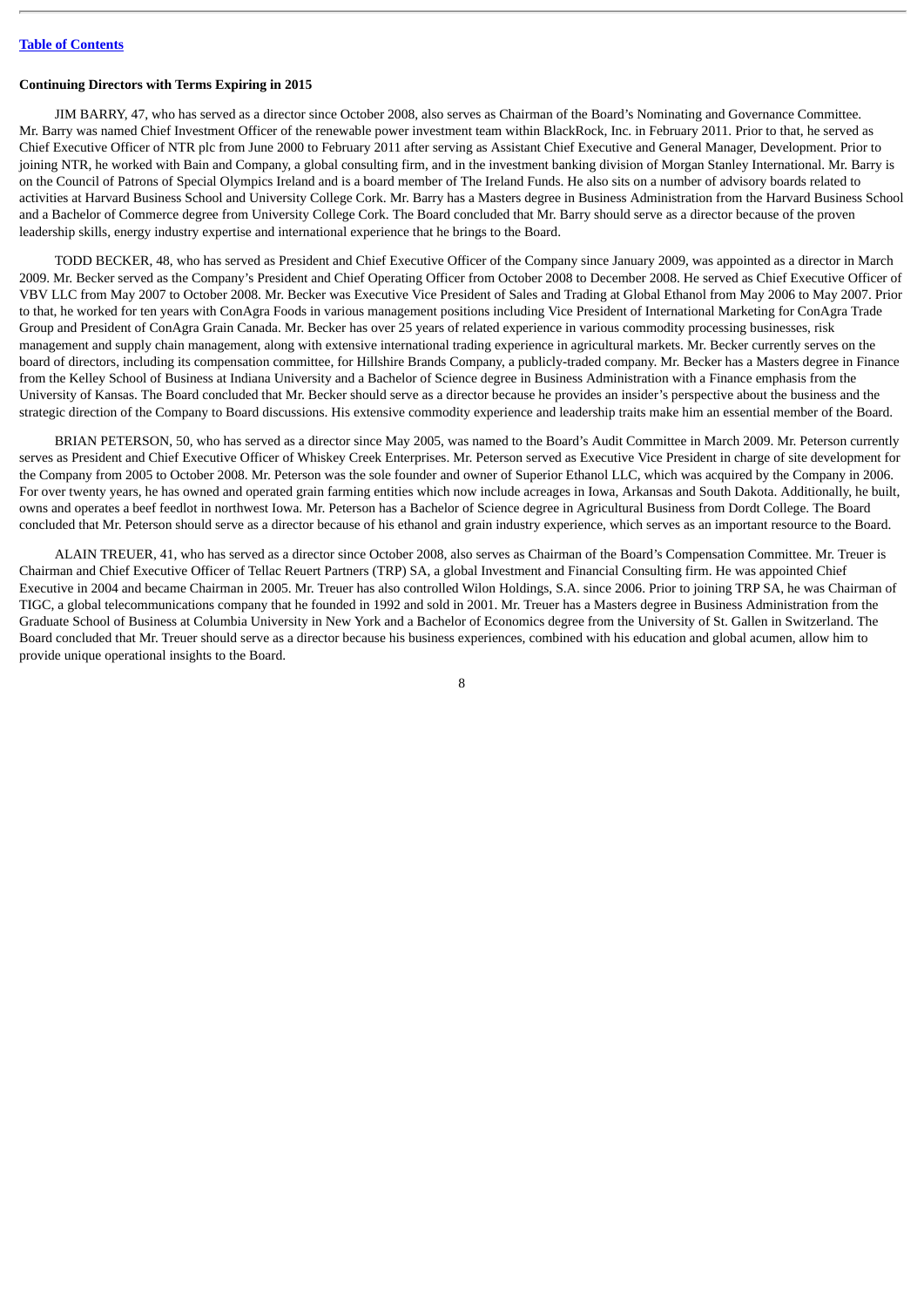**Continuing Directors with Terms Expiring in 2015**

JIM BARRY, 47, who has served as a director since October 2008, also serves as Chairman of the Board's Nominating and Governance Committee. Mr. Barry was named Chief Investment Officer of the renewable power investment team within BlackRock, Inc. in February 2011. Prior to that, he served as Chief Executive Officer of NTR plc from June 2000 to February 2011 after serving as Assistant Chief Executive and General Manager, Development. Prior to joining NTR, he worked with Bain and Company, a global consulting firm, and in the investment banking division of Morgan Stanley International. Mr. Barry is on the Council of Patrons of Special Olympics Ireland and is a board member of The Ireland Funds. He also sits on a number of advisory boards related to activities at Harvard Business School and University College Cork. Mr. Barry has a Masters degree in Business Administration from the Harvard Business School and a Bachelor of Commerce degree from University College Cork. The Board concluded that Mr. Barry should serve as a director because of the proven leadership skills, energy industry expertise and international experience that he brings to the Board.

TODD BECKER, 48, who has served as President and Chief Executive Officer of the Company since January 2009, was appointed as a director in March 2009. Mr. Becker served as the Company's President and Chief Operating Officer from October 2008 to December 2008. He served as Chief Executive Officer of VBV LLC from May 2007 to October 2008. Mr. Becker was Executive Vice President of Sales and Trading at Global Ethanol from May 2006 to May 2007. Prior to that, he worked for ten years with ConAgra Foods in various management positions including Vice President of International Marketing for ConAgra Trade Group and President of ConAgra Grain Canada. Mr. Becker has over 25 years of related experience in various commodity processing businesses, risk management and supply chain management, along with extensive international trading experience in agricultural markets. Mr. Becker currently serves on the board of directors, including its compensation committee, for Hillshire Brands Company, a publicly-traded company. Mr. Becker has a Masters degree in Finance from the Kelley School of Business at Indiana University and a Bachelor of Science degree in Business Administration with a Finance emphasis from the University of Kansas. The Board concluded that Mr. Becker should serve as a director because he provides an insider's perspective about the business and the strategic direction of the Company to Board discussions. His extensive commodity experience and leadership traits make him an essential member of the Board.

BRIAN PETERSON, 50, who has served as a director since May 2005, was named to the Board's Audit Committee in March 2009. Mr. Peterson currently serves as President and Chief Executive Officer of Whiskey Creek Enterprises. Mr. Peterson served as Executive Vice President in charge of site development for the Company from 2005 to October 2008. Mr. Peterson was the sole founder and owner of Superior Ethanol LLC, which was acquired by the Company in 2006. For over twenty years, he has owned and operated grain farming entities which now include acreages in Iowa, Arkansas and South Dakota. Additionally, he built, owns and operates a beef feedlot in northwest Iowa. Mr. Peterson has a Bachelor of Science degree in Agricultural Business from Dordt College. The Board concluded that Mr. Peterson should serve as a director because of his ethanol and grain industry experience, which serves as an important resource to the Board.

ALAIN TREUER, 41, who has served as a director since October 2008, also serves as Chairman of the Board's Compensation Committee. Mr. Treuer is Chairman and Chief Executive Officer of Tellac Reuert Partners (TRP) SA, a global Investment and Financial Consulting firm. He was appointed Chief Executive in 2004 and became Chairman in 2005. Mr. Treuer has also controlled Wilon Holdings, S.A. since 2006. Prior to joining TRP SA, he was Chairman of TIGC, a global telecommunications company that he founded in 1992 and sold in 2001. Mr. Treuer has a Masters degree in Business Administration from the Graduate School of Business at Columbia University in New York and a Bachelor of Economics degree from the University of St. Gallen in Switzerland. The Board concluded that Mr. Treuer should serve as a director because his business experiences, combined with his education and global acumen, allow him to provide unique operational insights to the Board.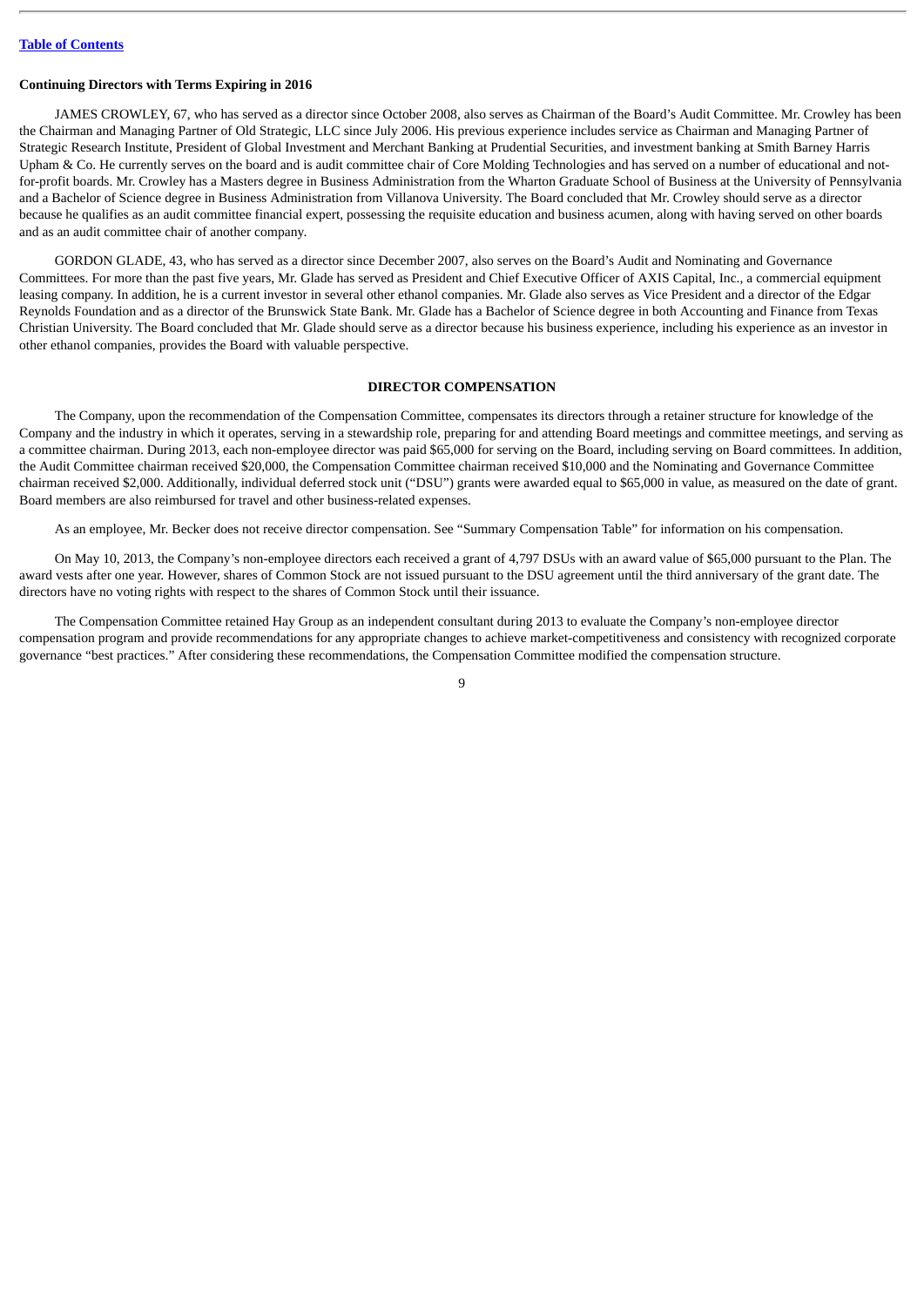**Continuing Directors with Terms Expiring in 2016**

JAMES CROWLEY, 67, who has served as a director since October 2008, also serves as Chairman of the Board's Audit Committee. Mr. Crowley has been the Chairman and Managing Partner of Old Strategic, LLC since July 2006. His previous experience includes service as Chairman and Managing Partner of Strategic Research Institute, President of Global Investment and Merchant Banking at Prudential Securities, and investment banking at Smith Barney Harris Upham & Co. He currently serves on the board and is audit committee chair of Core Molding Technologies and has served on a number of educational and not-for-profit boards. Mr. Crowley has a Masters degree in Business Administration from the Wharton Graduate School of Business at the University of Pennsylvania and a Bachelor of Science degree in Business Administration from Villanova University. The Board concluded that Mr. Crowley should serve as a director because he qualifies as an audit committee financial expert, possessing the requisite education and business acumen, along with having served on other boards and as an audit committee chair of another company.

GORDON GLADE, 43, who has served as a director since December 2007, also serves on the Board's Audit and Nominating and Governance Committees. For more than the past five years, Mr. Glade has served as President and Chief Executive Officer of AXIS Capital, Inc., a commercial equipment leasing company. In addition, he is a current investor in several other ethanol companies. Mr. Glade also serves as Vice President and a director of the Edgar Reynolds Foundation and as a director of the Brunswick State Bank. Mr. Glade has a Bachelor of Science degree in both Accounting and Finance from Texas Christian University. The Board concluded that Mr. Glade should serve as a director because his business experience, including his experience as an investor in other ethanol companies, provides the Board with valuable perspective.

## DIRECTOR COMPENSATION

The Company, upon the recommendation of the Compensation Committee, compensates its directors through a retainer structure for knowledge of the Company and the industry in which it operates, serving in a stewardship role, preparing for and attending Board meetings and committee meetings, and serving as a committee chairman. During 2013, each non-employee director was paid $65,000 for serving on the Board, including serving on Board committees. In addition, the Audit Committee chairman received $20,000, the Compensation Committee chairman received $10,000 and the Nominating and Governance Committee chairman received $2,000. Additionally, individual deferred stock unit ("DSU") grants were awarded equal to $65,000 in value, as measured on the date of grant. Board members are also reimbursed for travel and other business-related expenses.

As an employee, Mr. Becker does not receive director compensation. See "Summary Compensation Table" for information on his compensation.

On May 10, 2013, the Company's non-employee directors each received a grant of 4,797 DSUs with an award value of $65,000 pursuant to the Plan. The award vests after one year. However, shares of Common Stock are not issued pursuant to the DSU agreement until the third anniversary of the grant date. The directors have no voting rights with respect to the shares of Common Stock until their issuance.

The Compensation Committee retained Hay Group as an independent consultant during 2013 to evaluate the Company's non-employee director compensation program and provide recommendations for any appropriate changes to achieve market-competitiveness and consistency with recognized corporate governance "best practices." After considering these recommendations, the Compensation Committee modified the compensation structure.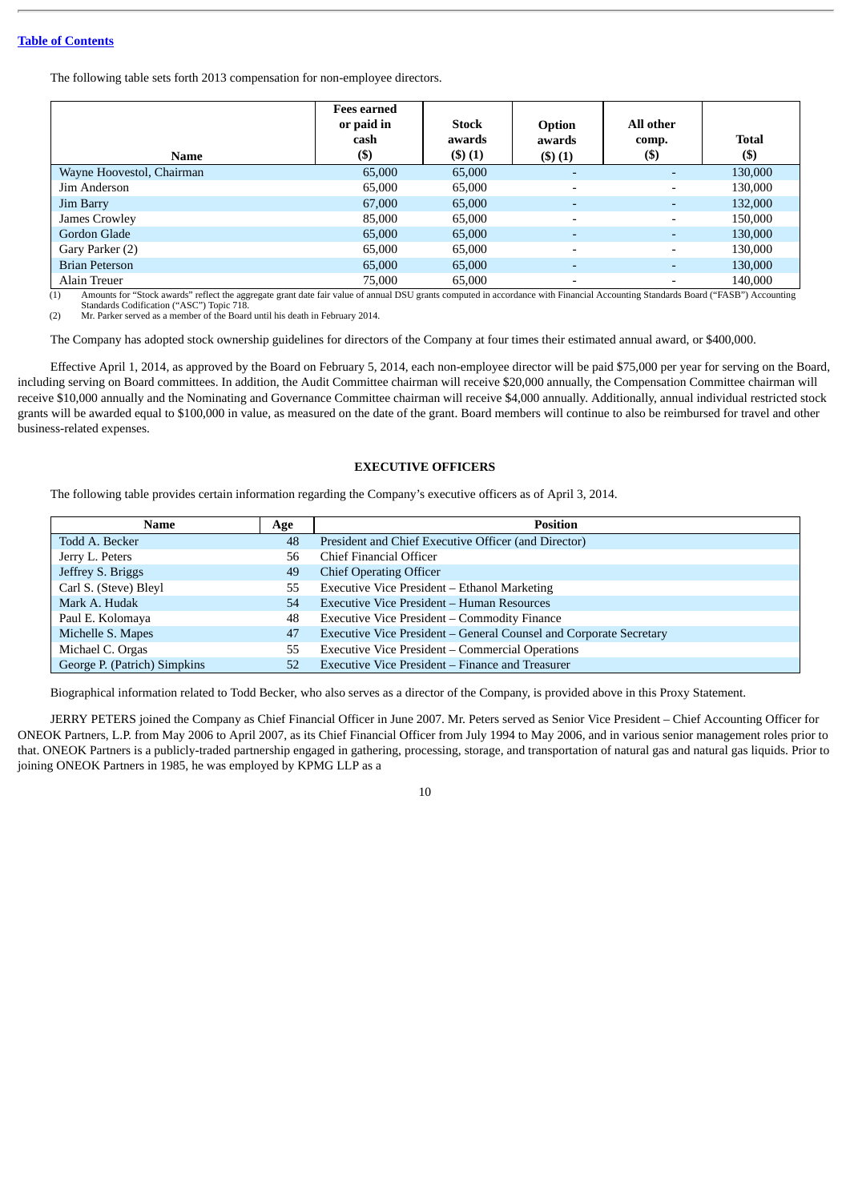[Table of Contents](#)

The following table sets forth 2013 compensation for non-employee directors.

| Name | Fees earned or paid in cash ($) | Stock awards ($) (1) | Option awards ($) (1) | All other comp. ($) | Total ($) |
|---|---|---|---|---|---|
| Wayne Hoovestol, Chairman | 65,000 | 65,000 | - | - | 130,000 |
| Jim Anderson | 65,000 | 65,000 | - | - | 130,000 |
| Jim Barry | 67,000 | 65,000 | - | - | 132,000 |
| James Crowley | 85,000 | 65,000 | - | - | 150,000 |
| Gordon Glade | 65,000 | 65,000 | - | - | 130,000 |
| Gary Parker (2) | 65,000 | 65,000 | - | - | 130,000 |
| Brian Peterson | 65,000 | 65,000 | - | - | 130,000 |
| Alain Treuer | 75,000 | 65,000 | - | - | 140,000 |

(1) Amounts for "Stock awards" reflect the aggregate grant date fair value of annual DSU grants computed in accordance with Financial Accounting Standards Board ("FASB") Accounting Standards Codification ("ASC") Topic 718.

(2) Mr. Parker served as a member of the Board until his death in February 2014.

The Company has adopted stock ownership guidelines for directors of the Company at four times their estimated annual award, or $400,000.

Effective April 1, 2014, as approved by the Board on February 5, 2014, each non-employee director will be paid $75,000 per year for serving on the Board, including serving on Board committees. In addition, the Audit Committee chairman will receive $20,000 annually, the Compensation Committee chairman will receive $10,000 annually and the Nominating and Governance Committee chairman will receive $4,000 annually. Additionally, annual individual restricted stock grants will be awarded equal to $100,000 in value, as measured on the date of the grant. Board members will continue to also be reimbursed for travel and other business-related expenses.

## EXECUTIVE OFFICERS

The following table provides certain information regarding the Company's executive officers as of April 3, 2014.

| Name | Age | Position |
|---|---|---|
| Todd A. Becker | 48 | President and Chief Executive Officer (and Director) |
| Jerry L. Peters | 56 | Chief Financial Officer |
| Jeffrey S. Briggs | 49 | Chief Operating Officer |
| Carl S. (Steve) Bleyl | 55 | Executive Vice President – Ethanol Marketing |
| Mark A. Hudak | 54 | Executive Vice President – Human Resources |
| Paul E. Kolomaya | 48 | Executive Vice President – Commodity Finance |
| Michelle S. Mapes | 47 | Executive Vice President – General Counsel and Corporate Secretary |
| Michael C. Orgas | 55 | Executive Vice President – Commercial Operations |
| George P. (Patrich) Simpkins | 52 | Executive Vice President – Finance and Treasurer |

Biographical information related to Todd Becker, who also serves as a director of the Company, is provided above in this Proxy Statement.

JERRY PETERS joined the Company as Chief Financial Officer in June 2007. Mr. Peters served as Senior Vice President – Chief Accounting Officer for ONEOK Partners, L.P. from May 2006 to April 2007, as its Chief Financial Officer from July 1994 to May 2006, and in various senior management roles prior to that. ONEOK Partners is a publicly-traded partnership engaged in gathering, processing, storage, and transportation of natural gas and natural gas liquids. Prior to joining ONEOK Partners in 1985, he was employed by KPMG LLP as a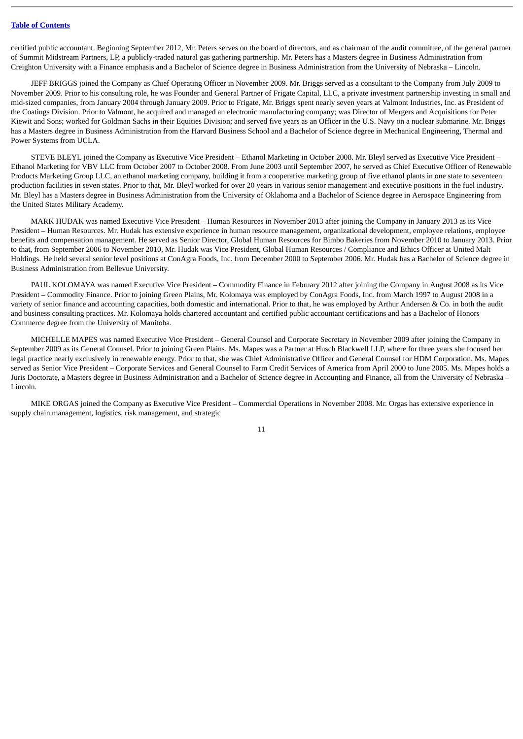certified public accountant. Beginning September 2012, Mr. Peters serves on the board of directors, and as chairman of the audit committee, of the general partner of Summit Midstream Partners, LP, a publicly-traded natural gas gathering partnership. Mr. Peters has a Masters degree in Business Administration from Creighton University with a Finance emphasis and a Bachelor of Science degree in Business Administration from the University of Nebraska – Lincoln.

JEFF BRIGGS joined the Company as Chief Operating Officer in November 2009. Mr. Briggs served as a consultant to the Company from July 2009 to November 2009. Prior to his consulting role, he was Founder and General Partner of Frigate Capital, LLC, a private investment partnership investing in small and mid-sized companies, from January 2004 through January 2009. Prior to Frigate, Mr. Briggs spent nearly seven years at Valmont Industries, Inc. as President of the Coatings Division. Prior to Valmont, he acquired and managed an electronic manufacturing company; was Director of Mergers and Acquisitions for Peter Kiewit and Sons; worked for Goldman Sachs in their Equities Division; and served five years as an Officer in the U.S. Navy on a nuclear submarine. Mr. Briggs has a Masters degree in Business Administration from the Harvard Business School and a Bachelor of Science degree in Mechanical Engineering, Thermal and Power Systems from UCLA.

STEVE BLEYL joined the Company as Executive Vice President – Ethanol Marketing in October 2008. Mr. Bleyl served as Executive Vice President – Ethanol Marketing for VBV LLC from October 2007 to October 2008. From June 2003 until September 2007, he served as Chief Executive Officer of Renewable Products Marketing Group LLC, an ethanol marketing company, building it from a cooperative marketing group of five ethanol plants in one state to seventeen production facilities in seven states. Prior to that, Mr. Bleyl worked for over 20 years in various senior management and executive positions in the fuel industry. Mr. Bleyl has a Masters degree in Business Administration from the University of Oklahoma and a Bachelor of Science degree in Aerospace Engineering from the United States Military Academy.

MARK HUDAK was named Executive Vice President – Human Resources in November 2013 after joining the Company in January 2013 as its Vice President – Human Resources. Mr. Hudak has extensive experience in human resource management, organizational development, employee relations, employee benefits and compensation management. He served as Senior Director, Global Human Resources for Bimbo Bakeries from November 2010 to January 2013. Prior to that, from September 2006 to November 2010, Mr. Hudak was Vice President, Global Human Resources / Compliance and Ethics Officer at United Malt Holdings. He held several senior level positions at ConAgra Foods, Inc. from December 2000 to September 2006. Mr. Hudak has a Bachelor of Science degree in Business Administration from Bellevue University.

PAUL KOLOMAYA was named Executive Vice President – Commodity Finance in February 2012 after joining the Company in August 2008 as its Vice President – Commodity Finance. Prior to joining Green Plains, Mr. Kolomaya was employed by ConAgra Foods, Inc. from March 1997 to August 2008 in a variety of senior finance and accounting capacities, both domestic and international. Prior to that, he was employed by Arthur Andersen & Co. in both the audit and business consulting practices. Mr. Kolomaya holds chartered accountant and certified public accountant certifications and has a Bachelor of Honors Commerce degree from the University of Manitoba.

MICHELLE MAPES was named Executive Vice President – General Counsel and Corporate Secretary in November 2009 after joining the Company in September 2009 as its General Counsel. Prior to joining Green Plains, Ms. Mapes was a Partner at Husch Blackwell LLP, where for three years she focused her legal practice nearly exclusively in renewable energy. Prior to that, she was Chief Administrative Officer and General Counsel for HDM Corporation. Ms. Mapes served as Senior Vice President – Corporate Services and General Counsel to Farm Credit Services of America from April 2000 to June 2005. Ms. Mapes holds a Juris Doctorate, a Masters degree in Business Administration and a Bachelor of Science degree in Accounting and Finance, all from the University of Nebraska – Lincoln.

MIKE ORGAS joined the Company as Executive Vice President – Commercial Operations in November 2008. Mr. Orgas has extensive experience in supply chain management, logistics, risk management, and strategic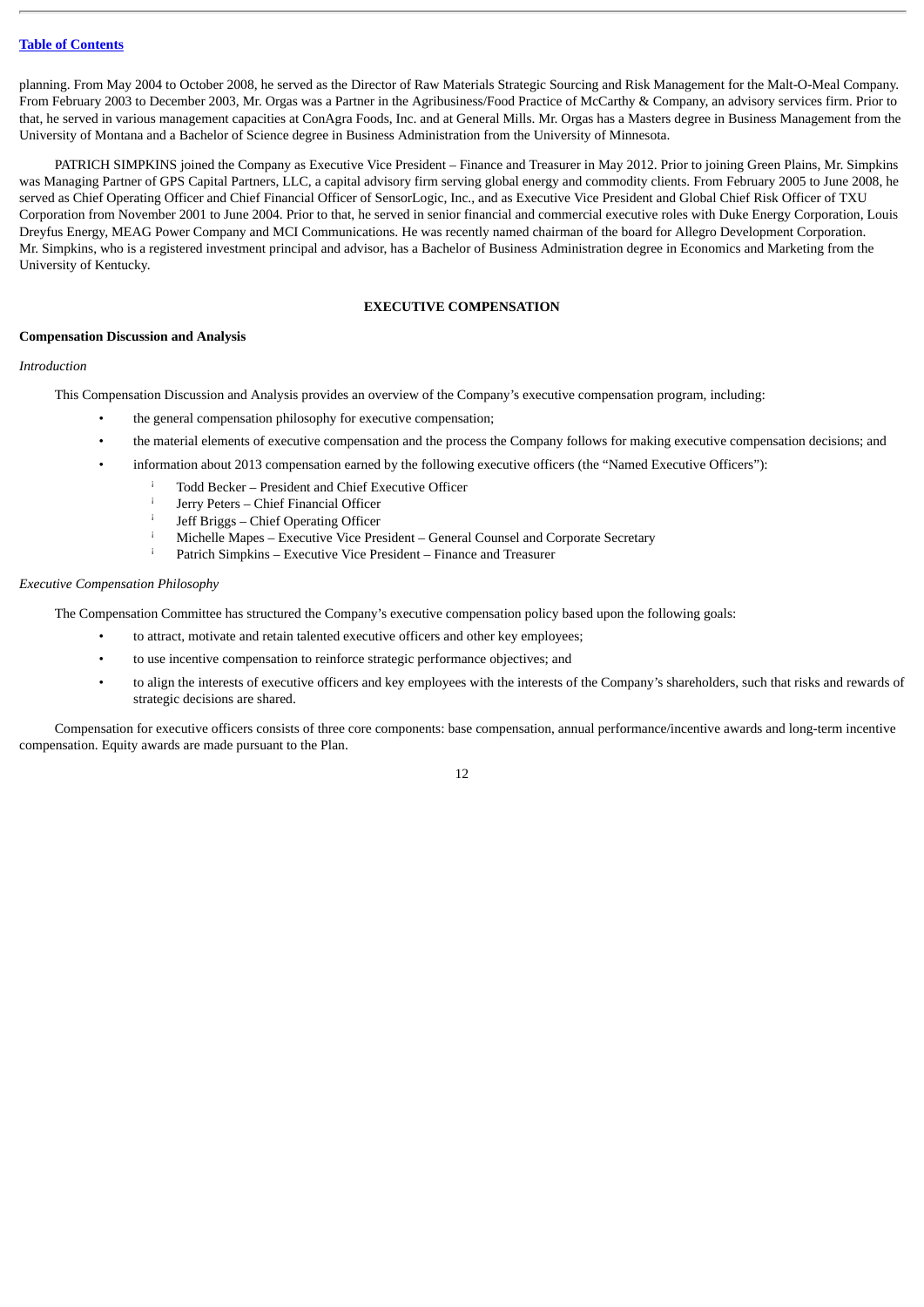planning. From May 2004 to October 2008, he served as the Director of Raw Materials Strategic Sourcing and Risk Management for the Malt-O-Meal Company. From February 2003 to December 2003, Mr. Orgas was a Partner in the Agribusiness/Food Practice of McCarthy & Company, an advisory services firm. Prior to that, he served in various management capacities at ConAgra Foods, Inc. and at General Mills. Mr. Orgas has a Masters degree in Business Management from the University of Montana and a Bachelor of Science degree in Business Administration from the University of Minnesota.

PATRICH SIMPKINS joined the Company as Executive Vice President – Finance and Treasurer in May 2012. Prior to joining Green Plains, Mr. Simpkins was Managing Partner of GPS Capital Partners, LLC, a capital advisory firm serving global energy and commodity clients. From February 2005 to June 2008, he served as Chief Operating Officer and Chief Financial Officer of SensorLogic, Inc., and as Executive Vice President and Global Chief Risk Officer of TXU Corporation from November 2001 to June 2004. Prior to that, he served in senior financial and commercial executive roles with Duke Energy Corporation, Louis Dreyfus Energy, MEAG Power Company and MCI Communications. He was recently named chairman of the board for Allegro Development Corporation. Mr. Simpkins, who is a registered investment principal and advisor, has a Bachelor of Business Administration degree in Economics and Marketing from the University of Kentucky.

## EXECUTIVE COMPENSATION

### Compensation Discussion and Analysis

*Introduction*

This Compensation Discussion and Analysis provides an overview of the Company's executive compensation program, including:

- the general compensation philosophy for executive compensation;
- the material elements of executive compensation and the process the Company follows for making executive compensation decisions; and
- information about 2013 compensation earned by the following executive officers (the "Named Executive Officers"):
  - Todd Becker – President and Chief Executive Officer
  - Jerry Peters – Chief Financial Officer
  - Jeff Briggs – Chief Operating Officer
  - Michelle Mapes – Executive Vice President – General Counsel and Corporate Secretary
  - Patrich Simpkins – Executive Vice President – Finance and Treasurer

*Executive Compensation Philosophy*

The Compensation Committee has structured the Company's executive compensation policy based upon the following goals:

- to attract, motivate and retain talented executive officers and other key employees;
- to use incentive compensation to reinforce strategic performance objectives; and
- to align the interests of executive officers and key employees with the interests of the Company's shareholders, such that risks and rewards of strategic decisions are shared.

Compensation for executive officers consists of three core components: base compensation, annual performance/incentive awards and long-term incentive compensation. Equity awards are made pursuant to the Plan.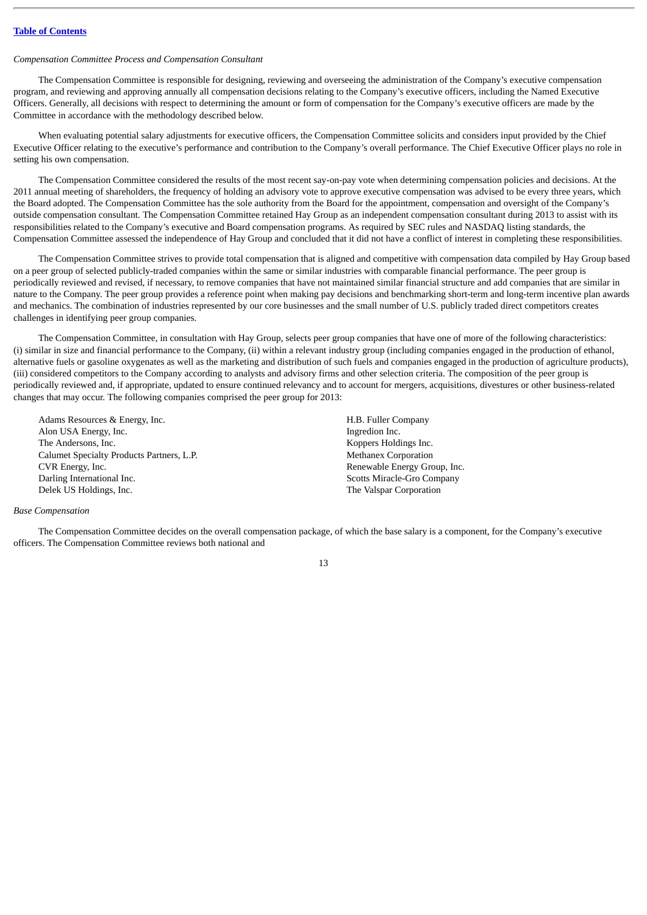*Compensation Committee Process and Compensation Consultant*

The Compensation Committee is responsible for designing, reviewing and overseeing the administration of the Company's executive compensation program, and reviewing and approving annually all compensation decisions relating to the Company's executive officers, including the Named Executive Officers. Generally, all decisions with respect to determining the amount or form of compensation for the Company's executive officers are made by the Committee in accordance with the methodology described below.

When evaluating potential salary adjustments for executive officers, the Compensation Committee solicits and considers input provided by the Chief Executive Officer relating to the executive's performance and contribution to the Company's overall performance. The Chief Executive Officer plays no role in setting his own compensation.

The Compensation Committee considered the results of the most recent say-on-pay vote when determining compensation policies and decisions. At the 2011 annual meeting of shareholders, the frequency of holding an advisory vote to approve executive compensation was advised to be every three years, which the Board adopted. The Compensation Committee has the sole authority from the Board for the appointment, compensation and oversight of the Company's outside compensation consultant. The Compensation Committee retained Hay Group as an independent compensation consultant during 2013 to assist with its responsibilities related to the Company's executive and Board compensation programs. As required by SEC rules and NASDAQ listing standards, the Compensation Committee assessed the independence of Hay Group and concluded that it did not have a conflict of interest in completing these responsibilities.

The Compensation Committee strives to provide total compensation that is aligned and competitive with compensation data compiled by Hay Group based on a peer group of selected publicly-traded companies within the same or similar industries with comparable financial performance. The peer group is periodically reviewed and revised, if necessary, to remove companies that have not maintained similar financial structure and add companies that are similar in nature to the Company. The peer group provides a reference point when making pay decisions and benchmarking short-term and long-term incentive plan awards and mechanics. The combination of industries represented by our core businesses and the small number of U.S. publicly traded direct competitors creates challenges in identifying peer group companies.

The Compensation Committee, in consultation with Hay Group, selects peer group companies that have one of more of the following characteristics: (i) similar in size and financial performance to the Company, (ii) within a relevant industry group (including companies engaged in the production of ethanol, alternative fuels or gasoline oxygenates as well as the marketing and distribution of such fuels and companies engaged in the production of agriculture products), (iii) considered competitors to the Company according to analysts and advisory firms and other selection criteria. The composition of the peer group is periodically reviewed and, if appropriate, updated to ensure continued relevancy and to account for mergers, acquisitions, divestures or other business-related changes that may occur. The following companies comprised the peer group for 2013:

- Adams Resources & Energy, Inc.
- Alon USA Energy, Inc.
- The Andersons, Inc.
- Calumet Specialty Products Partners, L.P.
- CVR Energy, Inc.
- Darling International Inc.
- Delek US Holdings, Inc.
- H.B. Fuller Company
- Ingredion Inc.
- Koppers Holdings Inc.
- Methanex Corporation
- Renewable Energy Group, Inc.
- Scotts Miracle-Gro Company
- The Valspar Corporation

*Base Compensation*

The Compensation Committee decides on the overall compensation package, of which the base salary is a component, for the Company's executive officers. The Compensation Committee reviews both national and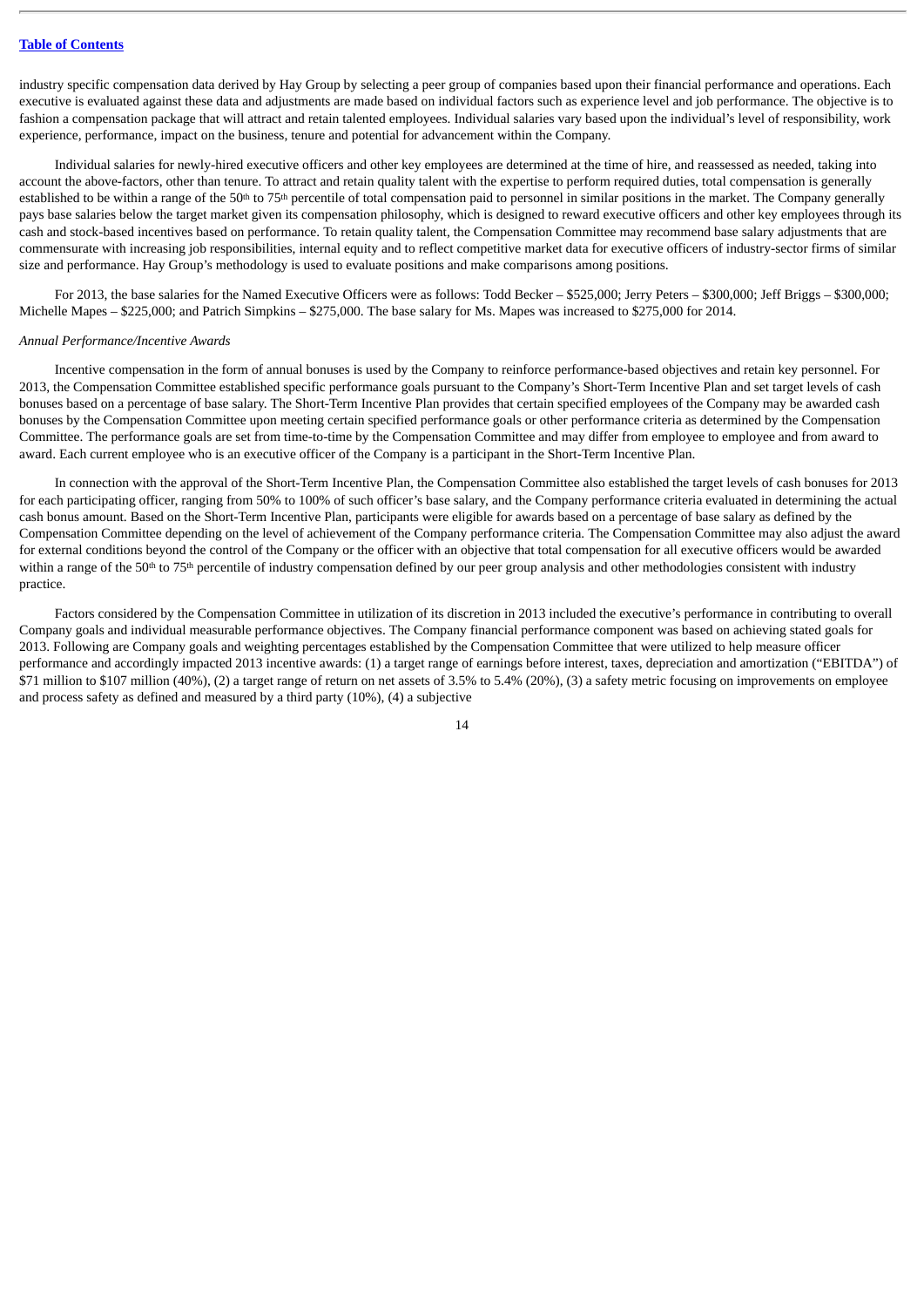industry specific compensation data derived by Hay Group by selecting a peer group of companies based upon their financial performance and operations. Each executive is evaluated against these data and adjustments are made based on individual factors such as experience level and job performance. The objective is to fashion a compensation package that will attract and retain talented employees. Individual salaries vary based upon the individual's level of responsibility, work experience, performance, impact on the business, tenure and potential for advancement within the Company.

Individual salaries for newly-hired executive officers and other key employees are determined at the time of hire, and reassessed as needed, taking into account the above-factors, other than tenure. To attract and retain quality talent with the expertise to perform required duties, total compensation is generally established to be within a range of the 50th to 75th percentile of total compensation paid to personnel in similar positions in the market. The Company generally pays base salaries below the target market given its compensation philosophy, which is designed to reward executive officers and other key employees through its cash and stock-based incentives based on performance. To retain quality talent, the Compensation Committee may recommend base salary adjustments that are commensurate with increasing job responsibilities, internal equity and to reflect competitive market data for executive officers of industry-sector firms of similar size and performance. Hay Group's methodology is used to evaluate positions and make comparisons among positions.

For 2013, the base salaries for the Named Executive Officers were as follows: Todd Becker – $525,000; Jerry Peters – $300,000; Jeff Briggs – $300,000; Michelle Mapes – $225,000; and Patrich Simpkins – $275,000. The base salary for Ms. Mapes was increased to $275,000 for 2014.

*Annual Performance/Incentive Awards*

Incentive compensation in the form of annual bonuses is used by the Company to reinforce performance-based objectives and retain key personnel. For 2013, the Compensation Committee established specific performance goals pursuant to the Company's Short-Term Incentive Plan and set target levels of cash bonuses based on a percentage of base salary. The Short-Term Incentive Plan provides that certain specified employees of the Company may be awarded cash bonuses by the Compensation Committee upon meeting certain specified performance goals or other performance criteria as determined by the Compensation Committee. The performance goals are set from time-to-time by the Compensation Committee and may differ from employee to employee and from award to award. Each current employee who is an executive officer of the Company is a participant in the Short-Term Incentive Plan.

In connection with the approval of the Short-Term Incentive Plan, the Compensation Committee also established the target levels of cash bonuses for 2013 for each participating officer, ranging from 50% to 100% of such officer's base salary, and the Company performance criteria evaluated in determining the actual cash bonus amount. Based on the Short-Term Incentive Plan, participants were eligible for awards based on a percentage of base salary as defined by the Compensation Committee depending on the level of achievement of the Company performance criteria. The Compensation Committee may also adjust the award for external conditions beyond the control of the Company or the officer with an objective that total compensation for all executive officers would be awarded within a range of the 50th to 75th percentile of industry compensation defined by our peer group analysis and other methodologies consistent with industry practice.

Factors considered by the Compensation Committee in utilization of its discretion in 2013 included the executive's performance in contributing to overall Company goals and individual measurable performance objectives. The Company financial performance component was based on achieving stated goals for 2013. Following are Company goals and weighting percentages established by the Compensation Committee that were utilized to help measure officer performance and accordingly impacted 2013 incentive awards: (1) a target range of earnings before interest, taxes, depreciation and amortization ("EBITDA") of $71 million to $107 million (40%), (2) a target range of return on net assets of 3.5% to 5.4% (20%), (3) a safety metric focusing on improvements on employee and process safety as defined and measured by a third party (10%), (4) a subjective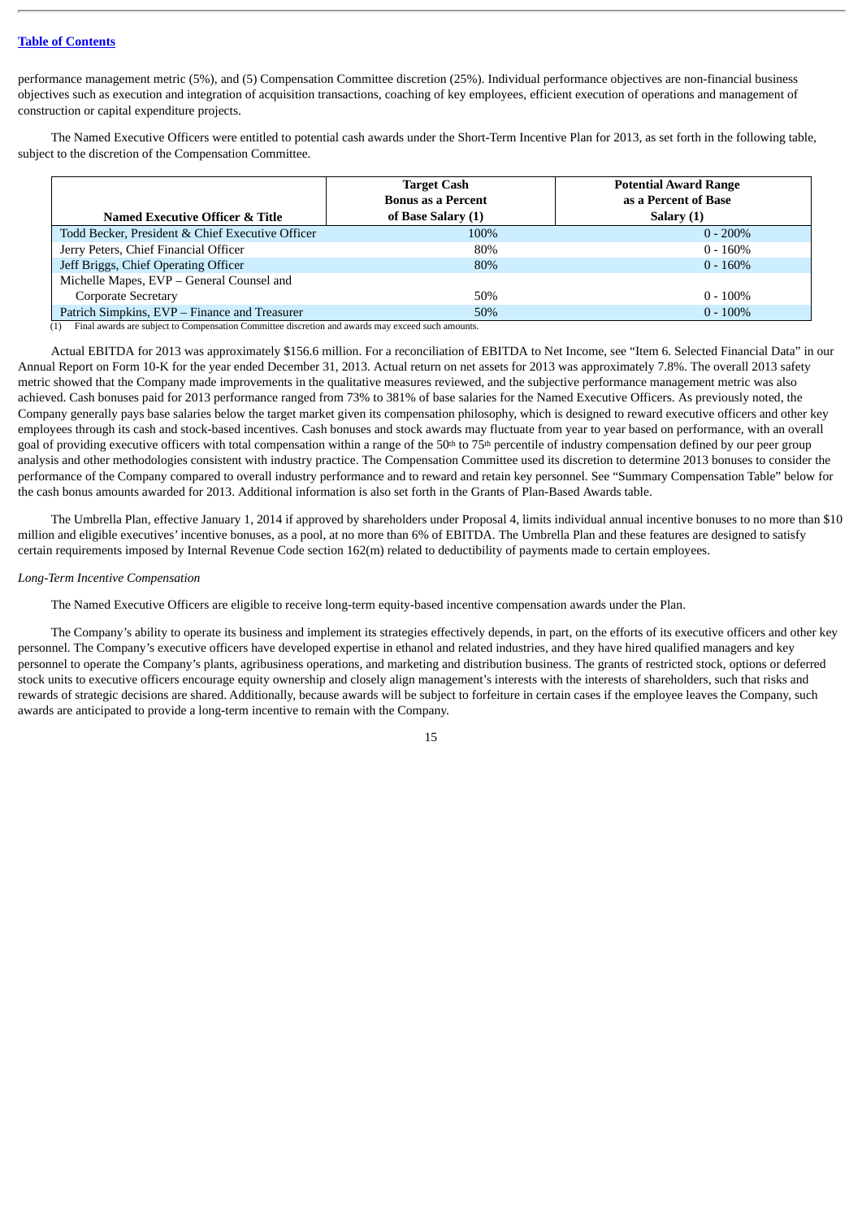performance management metric (5%), and (5) Compensation Committee discretion (25%). Individual performance objectives are non-financial business objectives such as execution and integration of acquisition transactions, coaching of key employees, efficient execution of operations and management of construction or capital expenditure projects.

The Named Executive Officers were entitled to potential cash awards under the Short-Term Incentive Plan for 2013, as set forth in the following table, subject to the discretion of the Compensation Committee.

| Named Executive Officer & Title | Target Cash Bonus as a Percent of Base Salary (1) | Potential Award Range as a Percent of Base Salary (1) |
|---|---|---|
| Todd Becker, President & Chief Executive Officer | 100% | 0 - 200% |
| Jerry Peters, Chief Financial Officer | 80% | 0 - 160% |
| Jeff Briggs, Chief Operating Officer | 80% | 0 - 160% |
| Michelle Mapes, EVP – General Counsel and Corporate Secretary | 50% | 0 - 100% |
| Patrich Simpkins, EVP – Finance and Treasurer | 50% | 0 - 100% |

(1) Final awards are subject to Compensation Committee discretion and awards may exceed such amounts.

Actual EBITDA for 2013 was approximately $156.6 million. For a reconciliation of EBITDA to Net Income, see "Item 6. Selected Financial Data" in our Annual Report on Form 10-K for the year ended December 31, 2013. Actual return on net assets for 2013 was approximately 7.8%. The overall 2013 safety metric showed that the Company made improvements in the qualitative measures reviewed, and the subjective performance management metric was also achieved. Cash bonuses paid for 2013 performance ranged from 73% to 381% of base salaries for the Named Executive Officers. As previously noted, the Company generally pays base salaries below the target market given its compensation philosophy, which is designed to reward executive officers and other key employees through its cash and stock-based incentives. Cash bonuses and stock awards may fluctuate from year to year based on performance, with an overall goal of providing executive officers with total compensation within a range of the 50th to 75th percentile of industry compensation defined by our peer group analysis and other methodologies consistent with industry practice. The Compensation Committee used its discretion to determine 2013 bonuses to consider the performance of the Company compared to overall industry performance and to reward and retain key personnel. See "Summary Compensation Table" below for the cash bonus amounts awarded for 2013. Additional information is also set forth in the Grants of Plan-Based Awards table.

The Umbrella Plan, effective January 1, 2014 if approved by shareholders under Proposal 4, limits individual annual incentive bonuses to no more than $10 million and eligible executives' incentive bonuses, as a pool, at no more than 6% of EBITDA. The Umbrella Plan and these features are designed to satisfy certain requirements imposed by Internal Revenue Code section 162(m) related to deductibility of payments made to certain employees.

*Long-Term Incentive Compensation*

The Named Executive Officers are eligible to receive long-term equity-based incentive compensation awards under the Plan.

The Company's ability to operate its business and implement its strategies effectively depends, in part, on the efforts of its executive officers and other key personnel. The Company's executive officers have developed expertise in ethanol and related industries, and they have hired qualified managers and key personnel to operate the Company's plants, agribusiness operations, and marketing and distribution business. The grants of restricted stock, options or deferred stock units to executive officers encourage equity ownership and closely align management's interests with the interests of shareholders, such that risks and rewards of strategic decisions are shared. Additionally, because awards will be subject to forfeiture in certain cases if the employee leaves the Company, such awards are anticipated to provide a long-term incentive to remain with the Company.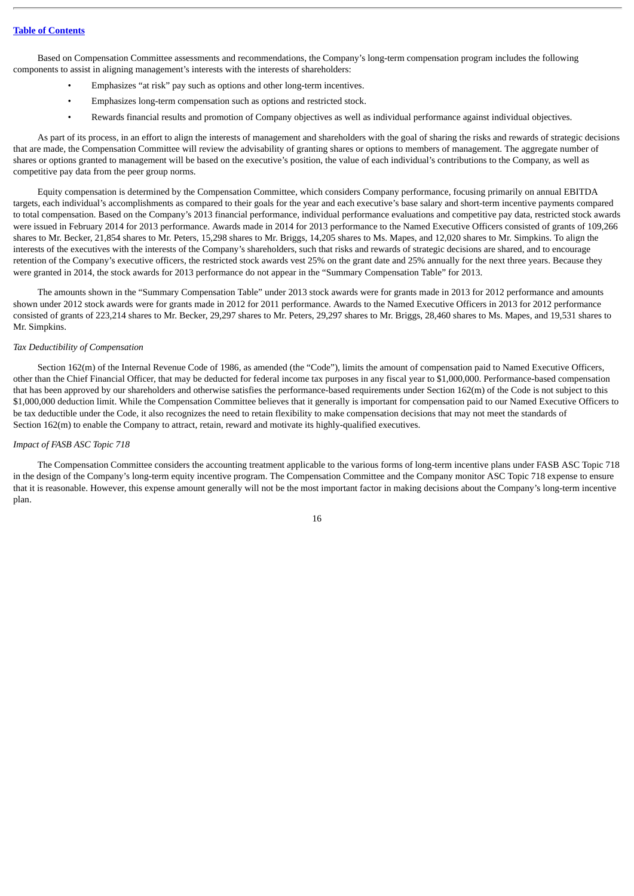Based on Compensation Committee assessments and recommendations, the Company's long-term compensation program includes the following components to assist in aligning management's interests with the interests of shareholders:

- Emphasizes "at risk" pay such as options and other long-term incentives.
- Emphasizes long-term compensation such as options and restricted stock.
- Rewards financial results and promotion of Company objectives as well as individual performance against individual objectives.

As part of its process, in an effort to align the interests of management and shareholders with the goal of sharing the risks and rewards of strategic decisions that are made, the Compensation Committee will review the advisability of granting shares or options to members of management. The aggregate number of shares or options granted to management will be based on the executive's position, the value of each individual's contributions to the Company, as well as competitive pay data from the peer group norms.

Equity compensation is determined by the Compensation Committee, which considers Company performance, focusing primarily on annual EBITDA targets, each individual's accomplishments as compared to their goals for the year and each executive's base salary and short-term incentive payments compared to total compensation. Based on the Company's 2013 financial performance, individual performance evaluations and competitive pay data, restricted stock awards were issued in February 2014 for 2013 performance. Awards made in 2014 for 2013 performance to the Named Executive Officers consisted of grants of 109,266 shares to Mr. Becker, 21,854 shares to Mr. Peters, 15,298 shares to Mr. Briggs, 14,205 shares to Ms. Mapes, and 12,020 shares to Mr. Simpkins. To align the interests of the executives with the interests of the Company's shareholders, such that risks and rewards of strategic decisions are shared, and to encourage retention of the Company's executive officers, the restricted stock awards vest 25% on the grant date and 25% annually for the next three years. Because they were granted in 2014, the stock awards for 2013 performance do not appear in the "Summary Compensation Table" for 2013.

The amounts shown in the "Summary Compensation Table" under 2013 stock awards were for grants made in 2013 for 2012 performance and amounts shown under 2012 stock awards were for grants made in 2012 for 2011 performance. Awards to the Named Executive Officers in 2013 for 2012 performance consisted of grants of 223,214 shares to Mr. Becker, 29,297 shares to Mr. Peters, 29,297 shares to Mr. Briggs, 28,460 shares to Ms. Mapes, and 19,531 shares to Mr. Simpkins.

*Tax Deductibility of Compensation*

Section 162(m) of the Internal Revenue Code of 1986, as amended (the "Code"), limits the amount of compensation paid to Named Executive Officers, other than the Chief Financial Officer, that may be deducted for federal income tax purposes in any fiscal year to $1,000,000. Performance-based compensation that has been approved by our shareholders and otherwise satisfies the performance-based requirements under Section 162(m) of the Code is not subject to this $1,000,000 deduction limit. While the Compensation Committee believes that it generally is important for compensation paid to our Named Executive Officers to be tax deductible under the Code, it also recognizes the need to retain flexibility to make compensation decisions that may not meet the standards of Section 162(m) to enable the Company to attract, retain, reward and motivate its highly-qualified executives.

*Impact of FASB ASC Topic 718*

The Compensation Committee considers the accounting treatment applicable to the various forms of long-term incentive plans under FASB ASC Topic 718 in the design of the Company's long-term equity incentive program. The Compensation Committee and the Company monitor ASC Topic 718 expense to ensure that it is reasonable. However, this expense amount generally will not be the most important factor in making decisions about the Company's long-term incentive plan.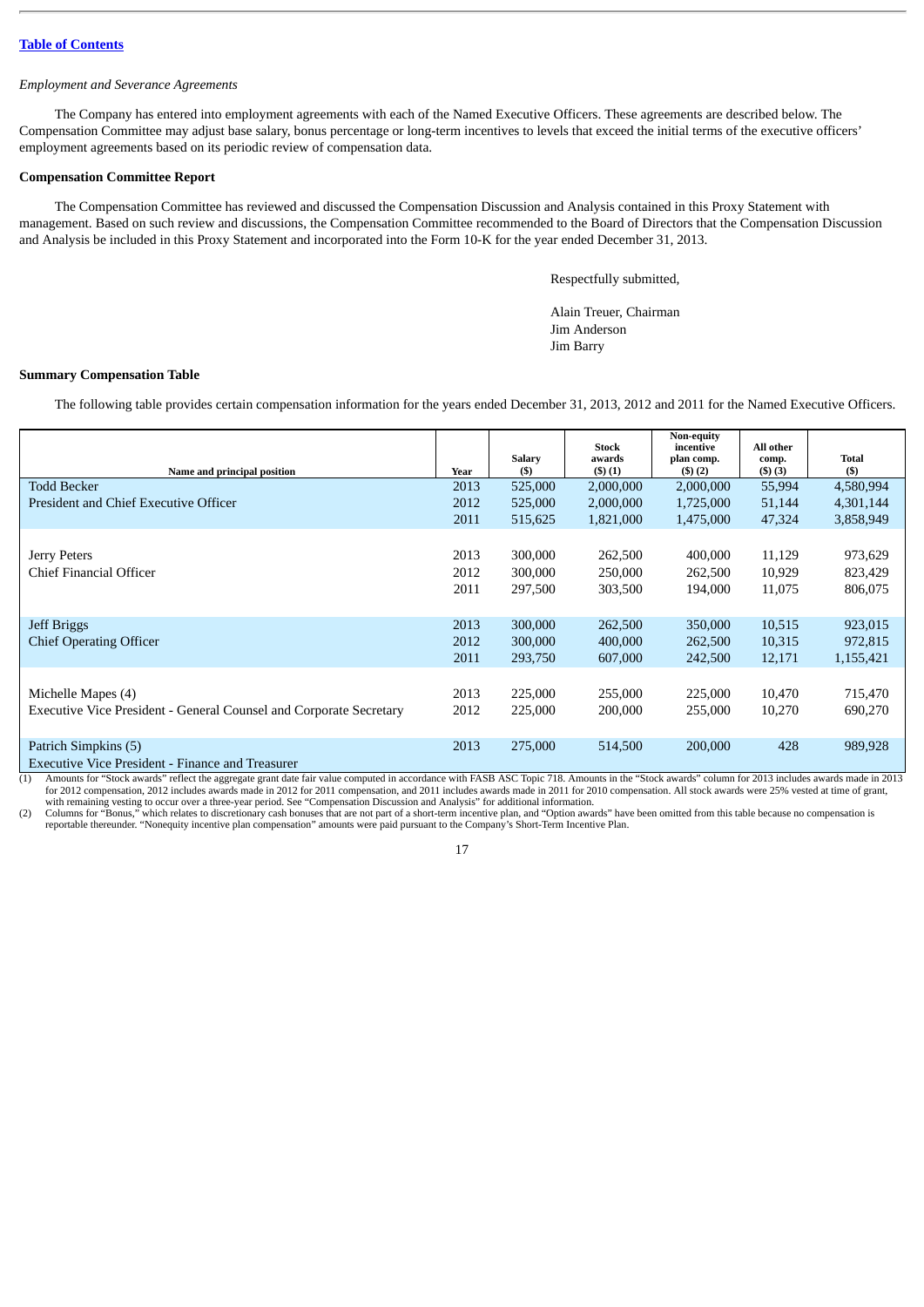[Table of Contents](#)

*Employment and Severance Agreements*

The Company has entered into employment agreements with each of the Named Executive Officers. These agreements are described below. The Compensation Committee may adjust base salary, bonus percentage or long-term incentives to levels that exceed the initial terms of the executive officers' employment agreements based on its periodic review of compensation data.

**Compensation Committee Report**

The Compensation Committee has reviewed and discussed the Compensation Discussion and Analysis contained in this Proxy Statement with management. Based on such review and discussions, the Compensation Committee recommended to the Board of Directors that the Compensation Discussion and Analysis be included in this Proxy Statement and incorporated into the Form 10-K for the year ended December 31, 2013.

Respectfully submitted,

Alain Treuer, Chairman
Jim Anderson
Jim Barry

**Summary Compensation Table**

The following table provides certain compensation information for the years ended December 31, 2013, 2012 and 2011 for the Named Executive Officers.

| Name and principal position | Year | Salary ($) | Stock awards ($) (1) | Non-equity incentive plan comp. ($) (2) | All other comp. ($) (3) | Total ($) |
|---|---|---|---|---|---|---|
| Todd Becker | 2013 | 525,000 | 2,000,000 | 2,000,000 | 55,994 | 4,580,994 |
| President and Chief Executive Officer | 2012 | 525,000 | 2,000,000 | 1,725,000 | 51,144 | 4,301,144 |
| | 2011 | 515,625 | 1,821,000 | 1,475,000 | 47,324 | 3,858,949 |
| Jerry Peters | 2013 | 300,000 | 262,500 | 400,000 | 11,129 | 973,629 |
| Chief Financial Officer | 2012 | 300,000 | 250,000 | 262,500 | 10,929 | 823,429 |
| | 2011 | 297,500 | 303,500 | 194,000 | 11,075 | 806,075 |
| Jeff Briggs | 2013 | 300,000 | 262,500 | 350,000 | 10,515 | 923,015 |
| Chief Operating Officer | 2012 | 300,000 | 400,000 | 262,500 | 10,315 | 972,815 |
| | 2011 | 293,750 | 607,000 | 242,500 | 12,171 | 1,155,421 |
| Michelle Mapes (4) | 2013 | 225,000 | 255,000 | 225,000 | 10,470 | 715,470 |
| Executive Vice President - General Counsel and Corporate Secretary | 2012 | 225,000 | 200,000 | 255,000 | 10,270 | 690,270 |
| Patrich Simpkins (5) | 2013 | 275,000 | 514,500 | 200,000 | 428 | 989,928 |
| Executive Vice President - Finance and Treasurer | | | | | | |

(1) Amounts for "Stock awards" reflect the aggregate grant date fair value computed in accordance with FASB ASC Topic 718. Amounts in the "Stock awards" column for 2013 includes awards made in 2013 for 2012 compensation, 2012 includes awards made in 2012 for 2011 compensation, and 2011 includes awards made in 2011 for 2010 compensation. All stock awards were 25% vested at time of grant, with remaining vesting to occur over a three-year period. See "Compensation Discussion and Analysis" for additional information.

(2) Columns for "Bonus," which relates to discretionary cash bonuses that are not part of a short-term incentive plan, and "Option awards" have been omitted from this table because no compensation is reportable thereunder. "Nonequity incentive plan compensation" amounts were paid pursuant to the Company's Short-Term Incentive Plan.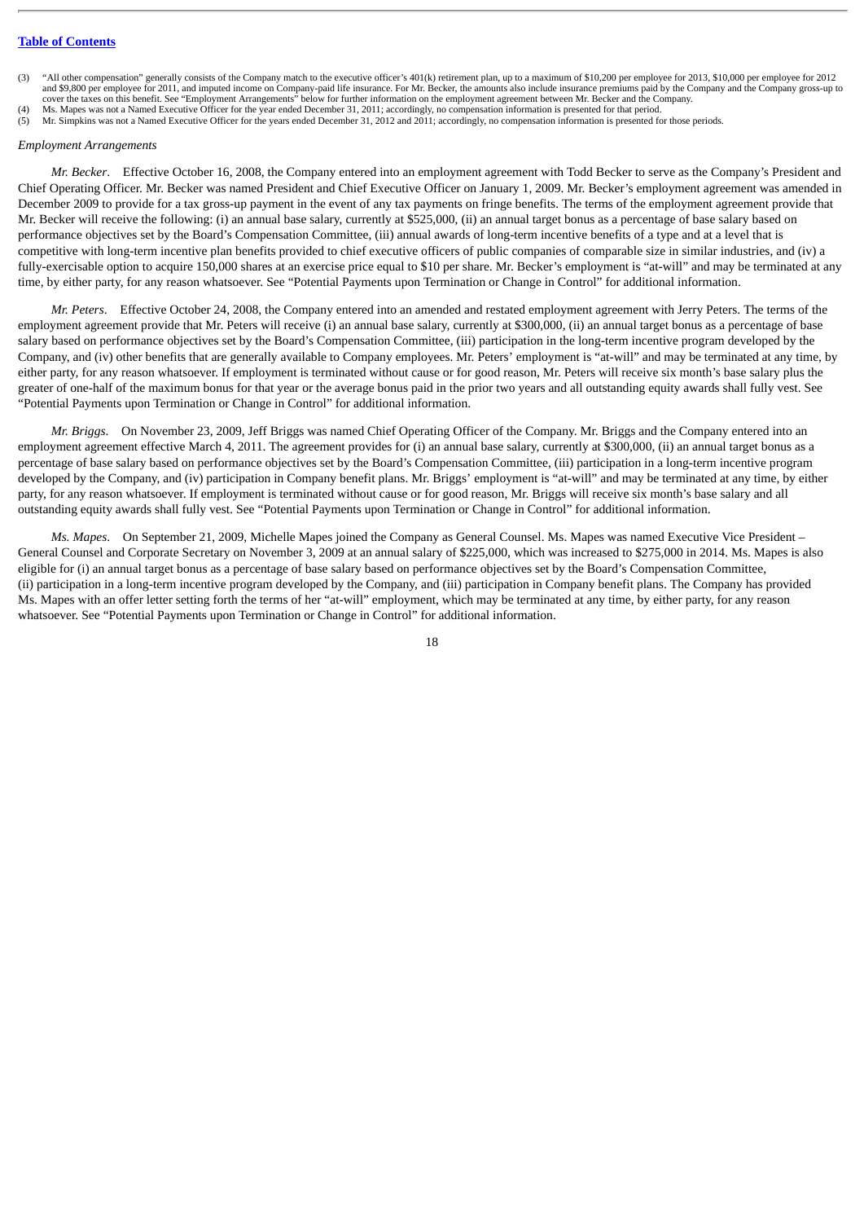(3) "All other compensation" generally consists of the Company match to the executive officer's 401(k) retirement plan, up to a maximum of $10,200 per employee for 2013, $10,000 per employee for 2012 and $9,800 per employee for 2011, and imputed income on Company-paid life insurance. For Mr. Becker, the amounts also include insurance premiums paid by the Company and the Company gross-up to cover the taxes on this benefit. See "Employment Arrangements" below for further information on the employment agreement between Mr. Becker and the Company.

(4) Ms. Mapes was not a Named Executive Officer for the year ended December 31, 2011; accordingly, no compensation information is presented for that period.

(5) Mr. Simpkins was not a Named Executive Officer for the years ended December 31, 2012 and 2011; accordingly, no compensation information is presented for those periods.

*Employment Arrangements*

*Mr. Becker*. Effective October 16, 2008, the Company entered into an employment agreement with Todd Becker to serve as the Company's President and Chief Operating Officer. Mr. Becker was named President and Chief Executive Officer on January 1, 2009. Mr. Becker's employment agreement was amended in December 2009 to provide for a tax gross-up payment in the event of any tax payments on fringe benefits. The terms of the employment agreement provide that Mr. Becker will receive the following: (i) an annual base salary, currently at $525,000, (ii) an annual target bonus as a percentage of base salary based on performance objectives set by the Board's Compensation Committee, (iii) annual awards of long-term incentive benefits of a type and at a level that is competitive with long-term incentive plan benefits provided to chief executive officers of public companies of comparable size in similar industries, and (iv) a fully-exercisable option to acquire 150,000 shares at an exercise price equal to $10 per share. Mr. Becker's employment is "at-will" and may be terminated at any time, by either party, for any reason whatsoever. See "Potential Payments upon Termination or Change in Control" for additional information.

*Mr. Peters*. Effective October 24, 2008, the Company entered into an amended and restated employment agreement with Jerry Peters. The terms of the employment agreement provide that Mr. Peters will receive (i) an annual base salary, currently at $300,000, (ii) an annual target bonus as a percentage of base salary based on performance objectives set by the Board's Compensation Committee, (iii) participation in the long-term incentive program developed by the Company, and (iv) other benefits that are generally available to Company employees. Mr. Peters' employment is "at-will" and may be terminated at any time, by either party, for any reason whatsoever. If employment is terminated without cause or for good reason, Mr. Peters will receive six month's base salary plus the greater of one-half of the maximum bonus for that year or the average bonus paid in the prior two years and all outstanding equity awards shall fully vest. See "Potential Payments upon Termination or Change in Control" for additional information.

*Mr. Briggs*. On November 23, 2009, Jeff Briggs was named Chief Operating Officer of the Company. Mr. Briggs and the Company entered into an employment agreement effective March 4, 2011. The agreement provides for (i) an annual base salary, currently at $300,000, (ii) an annual target bonus as a percentage of base salary based on performance objectives set by the Board's Compensation Committee, (iii) participation in a long-term incentive program developed by the Company, and (iv) participation in Company benefit plans. Mr. Briggs' employment is "at-will" and may be terminated at any time, by either party, for any reason whatsoever. If employment is terminated without cause or for good reason, Mr. Briggs will receive six month's base salary and all outstanding equity awards shall fully vest. See "Potential Payments upon Termination or Change in Control" for additional information.

*Ms. Mapes*. On September 21, 2009, Michelle Mapes joined the Company as General Counsel. Ms. Mapes was named Executive Vice President – General Counsel and Corporate Secretary on November 3, 2009 at an annual salary of $225,000, which was increased to $275,000 in 2014. Ms. Mapes is also eligible for (i) an annual target bonus as a percentage of base salary based on performance objectives set by the Board's Compensation Committee, (ii) participation in a long-term incentive program developed by the Company, and (iii) participation in Company benefit plans. The Company has provided Ms. Mapes with an offer letter setting forth the terms of her "at-will" employment, which may be terminated at any time, by either party, for any reason whatsoever. See "Potential Payments upon Termination or Change in Control" for additional information.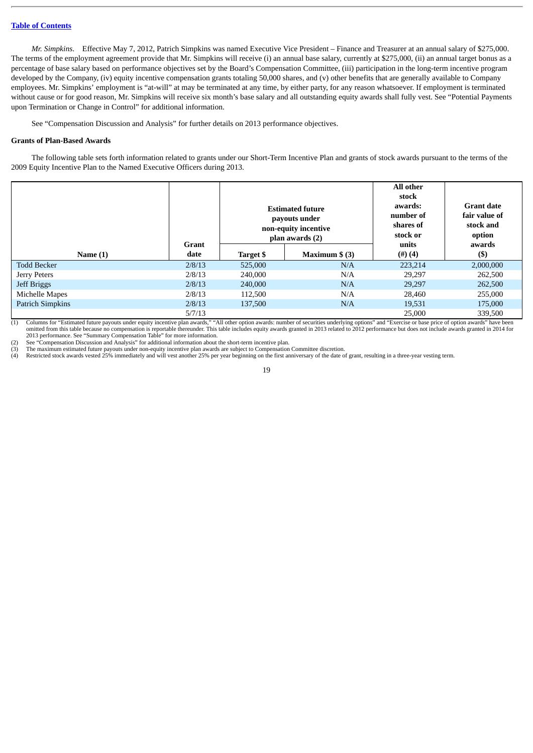*Mr. Simpkins*. Effective May 7, 2012, Patrich Simpkins was named Executive Vice President – Finance and Treasurer at an annual salary of $275,000. The terms of the employment agreement provide that Mr. Simpkins will receive (i) an annual base salary, currently at $275,000, (ii) an annual target bonus as a percentage of base salary based on performance objectives set by the Board's Compensation Committee, (iii) participation in the long-term incentive program developed by the Company, (iv) equity incentive compensation grants totaling 50,000 shares, and (v) other benefits that are generally available to Company employees. Mr. Simpkins' employment is "at-will" at may be terminated at any time, by either party, for any reason whatsoever. If employment is terminated without cause or for good reason, Mr. Simpkins will receive six month's base salary and all outstanding equity awards shall fully vest. See "Potential Payments upon Termination or Change in Control" for additional information.

See "Compensation Discussion and Analysis" for further details on 2013 performance objectives.

### Grants of Plan-Based Awards

The following table sets forth information related to grants under our Short-Term Incentive Plan and grants of stock awards pursuant to the terms of the 2009 Equity Incentive Plan to the Named Executive Officers during 2013.

| Name (1) | Grant date | Estimated future payouts under non-equity incentive plan awards (2) | | All other stock awards: number of shares of stock or units (#) (4) | Grant date fair value of stock and option awards ($) |
|---|---|---|---|---|---|
| | | Target $ | Maximum $ (3) | | |
| Todd Becker | 2/8/13 | 525,000 | N/A | 223,214 | 2,000,000 |
| Jerry Peters | 2/8/13 | 240,000 | N/A | 29,297 | 262,500 |
| Jeff Briggs | 2/8/13 | 240,000 | N/A | 29,297 | 262,500 |
| Michelle Mapes | 2/8/13 | 112,500 | N/A | 28,460 | 255,000 |
| Patrich Simpkins | 2/8/13 | 137,500 | N/A | 19,531 | 175,000 |
| | 5/7/13 | | | 25,000 | 339,500 |

(1) Columns for "Estimated future payouts under equity incentive plan awards," "All other option awards: number of securities underlying options" and "Exercise or base price of option awards" have been omitted from this table because no compensation is reportable thereunder. This table includes equity awards granted in 2013 related to 2012 performance but does not include awards granted in 2014 for 2013 performance. See "Summary Compensation Table" for more information.

(2) See "Compensation Discussion and Analysis" for additional information about the short-term incentive plan.

(3) The maximum estimated future payouts under non-equity incentive plan awards are subject to Compensation Committee discretion.

(4) Restricted stock awards vested 25% immediately and will vest another 25% per year beginning on the first anniversary of the date of grant, resulting in a three-year vesting term.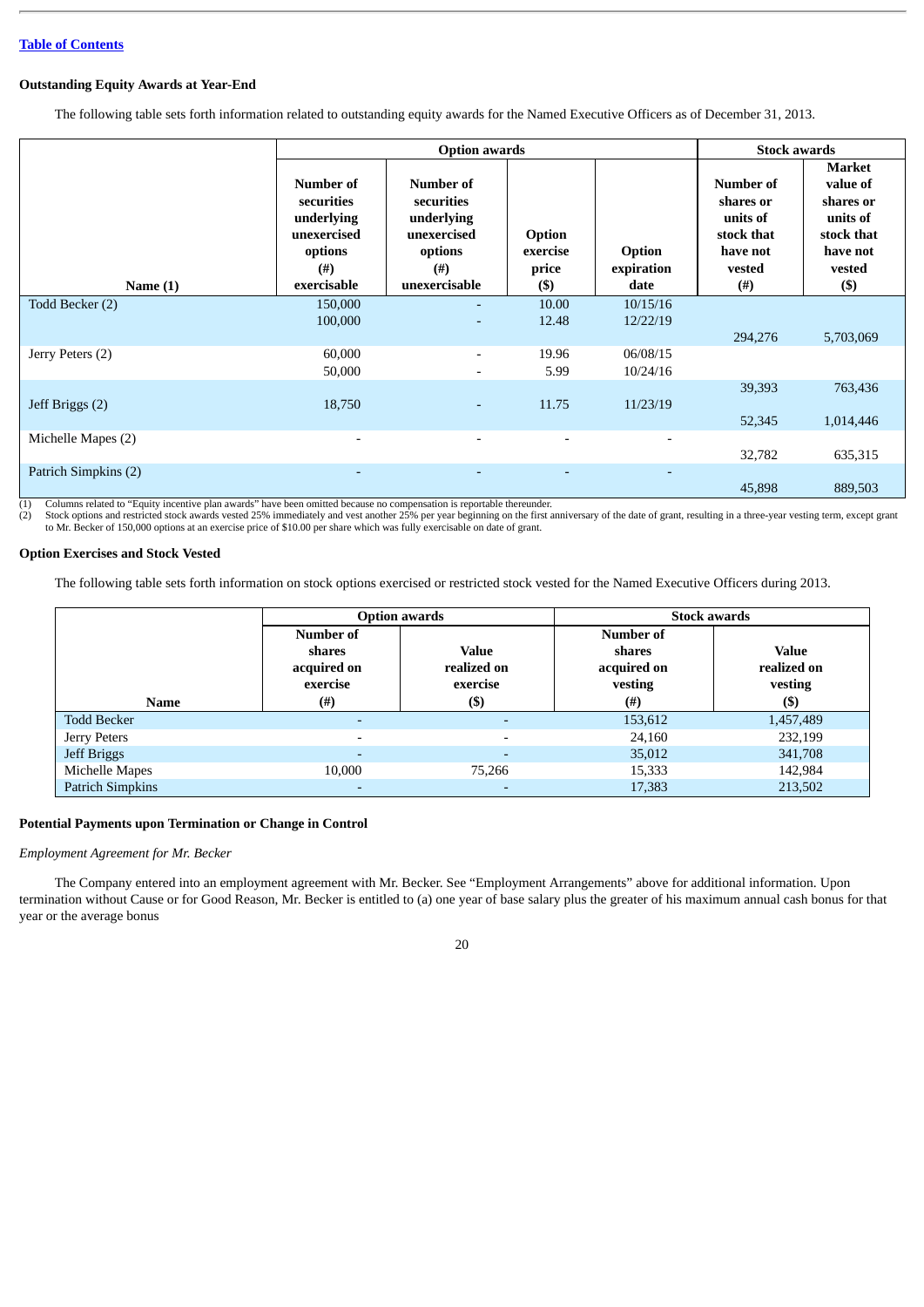[Table of Contents]

### Outstanding Equity Awards at Year-End

The following table sets forth information related to outstanding equity awards for the Named Executive Officers as of December 31, 2013.

| | Option awards | | | | Stock awards | |
|---|---|---|---|---|---|---|
| Name (1) | Number of securities underlying unexercised options (#) exercisable | Number of securities underlying unexercised options (#) unexercisable | Option exercise price ($) | Option expiration date | Number of shares or units of stock that have not vested (#) | Market value of shares or units of stock that have not vested ($) |
| Todd Becker (2) | 150,000 | - | 10.00 | 10/15/16 | | |
| | 100,000 | - | 12.48 | 12/22/19 | | |
| | | | | | 294,276 | 5,703,069 |
| Jerry Peters (2) | 60,000 | - | 19.96 | 06/08/15 | | |
| | 50,000 | - | 5.99 | 10/24/16 | | |
| | | | | | 39,393 | 763,436 |
| Jeff Briggs (2) | 18,750 | - | 11.75 | 11/23/19 | | |
| | | | | | 52,345 | 1,014,446 |
| Michelle Mapes (2) | - | - | - | - | | |
| | | | | | 32,782 | 635,315 |
| Patrich Simpkins (2) | - | - | - | - | | |
| | | | | | 45,898 | 889,503 |

(1) Columns related to "Equity incentive plan awards" have been omitted because no compensation is reportable thereunder.
(2) Stock options and restricted stock awards vested 25% immediately and vest another 25% per year beginning on the first anniversary of the date of grant, resulting in a three-year vesting term, except grant to Mr. Becker of 150,000 options at an exercise price of $10.00 per share which was fully exercisable on date of grant.

### Option Exercises and Stock Vested

The following table sets forth information on stock options exercised or restricted stock vested for the Named Executive Officers during 2013.

| | Option awards | | Stock awards | |
|---|---|---|---|---|
| Name | Number of shares acquired on exercise (#) | Value realized on exercise ($) | Number of shares acquired on vesting (#) | Value realized on vesting ($) |
| Todd Becker | - | - | 153,612 | 1,457,489 |
| Jerry Peters | - | - | 24,160 | 232,199 |
| Jeff Briggs | - | - | 35,012 | 341,708 |
| Michelle Mapes | 10,000 | 75,266 | 15,333 | 142,984 |
| Patrich Simpkins | - | - | 17,383 | 213,502 |

### Potential Payments upon Termination or Change in Control

*Employment Agreement for Mr. Becker*

The Company entered into an employment agreement with Mr. Becker. See "Employment Arrangements" above for additional information. Upon termination without Cause or for Good Reason, Mr. Becker is entitled to (a) one year of base salary plus the greater of his maximum annual cash bonus for that year or the average bonus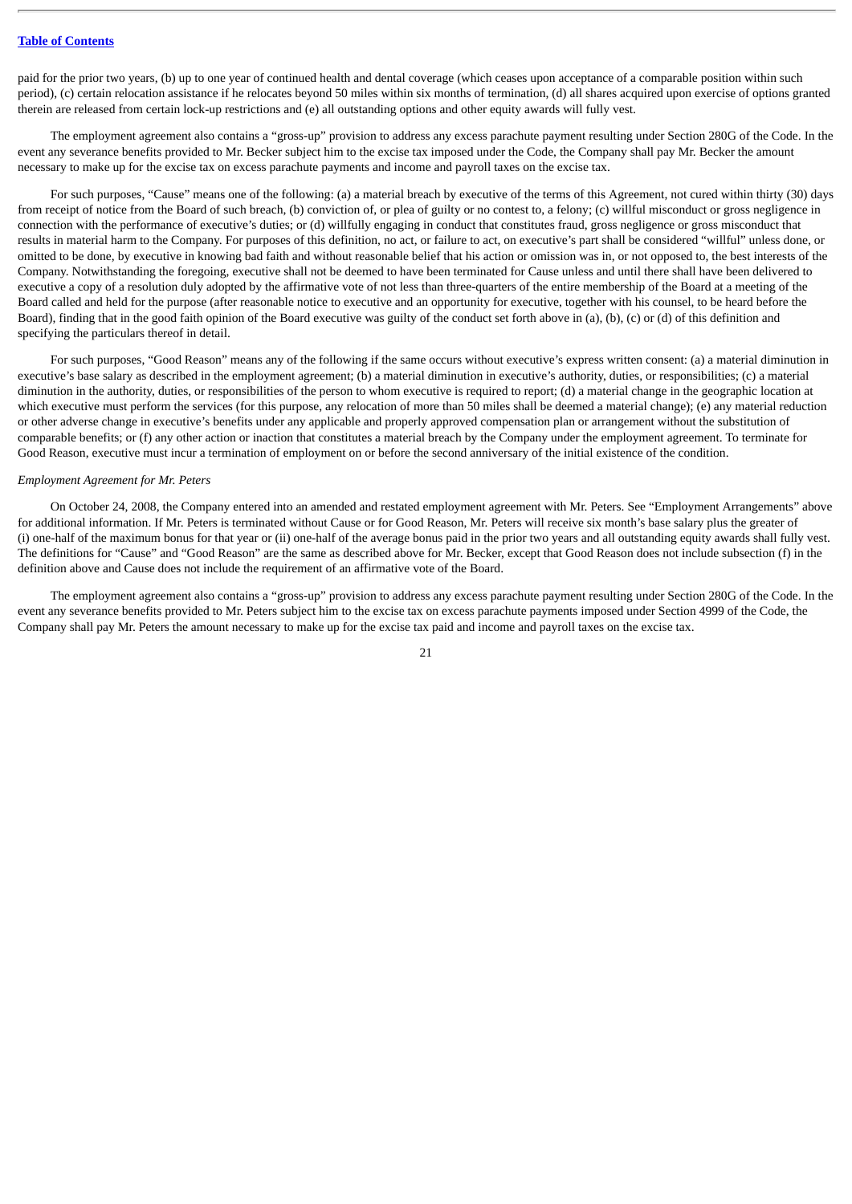paid for the prior two years, (b) up to one year of continued health and dental coverage (which ceases upon acceptance of a comparable position within such period), (c) certain relocation assistance if he relocates beyond 50 miles within six months of termination, (d) all shares acquired upon exercise of options granted therein are released from certain lock-up restrictions and (e) all outstanding options and other equity awards will fully vest.

The employment agreement also contains a "gross-up" provision to address any excess parachute payment resulting under Section 280G of the Code. In the event any severance benefits provided to Mr. Becker subject him to the excise tax imposed under the Code, the Company shall pay Mr. Becker the amount necessary to make up for the excise tax on excess parachute payments and income and payroll taxes on the excise tax.

For such purposes, "Cause" means one of the following: (a) a material breach by executive of the terms of this Agreement, not cured within thirty (30) days from receipt of notice from the Board of such breach, (b) conviction of, or plea of guilty or no contest to, a felony; (c) willful misconduct or gross negligence in connection with the performance of executive's duties; or (d) willfully engaging in conduct that constitutes fraud, gross negligence or gross misconduct that results in material harm to the Company. For purposes of this definition, no act, or failure to act, on executive's part shall be considered "willful" unless done, or omitted to be done, by executive in knowing bad faith and without reasonable belief that his action or omission was in, or not opposed to, the best interests of the Company. Notwithstanding the foregoing, executive shall not be deemed to have been terminated for Cause unless and until there shall have been delivered to executive a copy of a resolution duly adopted by the affirmative vote of not less than three-quarters of the entire membership of the Board at a meeting of the Board called and held for the purpose (after reasonable notice to executive and an opportunity for executive, together with his counsel, to be heard before the Board), finding that in the good faith opinion of the Board executive was guilty of the conduct set forth above in (a), (b), (c) or (d) of this definition and specifying the particulars thereof in detail.

For such purposes, "Good Reason" means any of the following if the same occurs without executive's express written consent: (a) a material diminution in executive's base salary as described in the employment agreement; (b) a material diminution in executive's authority, duties, or responsibilities; (c) a material diminution in the authority, duties, or responsibilities of the person to whom executive is required to report; (d) a material change in the geographic location at which executive must perform the services (for this purpose, any relocation of more than 50 miles shall be deemed a material change); (e) any material reduction or other adverse change in executive's benefits under any applicable and properly approved compensation plan or arrangement without the substitution of comparable benefits; or (f) any other action or inaction that constitutes a material breach by the Company under the employment agreement. To terminate for Good Reason, executive must incur a termination of employment on or before the second anniversary of the initial existence of the condition.

*Employment Agreement for Mr. Peters*

On October 24, 2008, the Company entered into an amended and restated employment agreement with Mr. Peters. See "Employment Arrangements" above for additional information. If Mr. Peters is terminated without Cause or for Good Reason, Mr. Peters will receive six month's base salary plus the greater of (i) one-half of the maximum bonus for that year or (ii) one-half of the average bonus paid in the prior two years and all outstanding equity awards shall fully vest. The definitions for "Cause" and "Good Reason" are the same as described above for Mr. Becker, except that Good Reason does not include subsection (f) in the definition above and Cause does not include the requirement of an affirmative vote of the Board.

The employment agreement also contains a "gross-up" provision to address any excess parachute payment resulting under Section 280G of the Code. In the event any severance benefits provided to Mr. Peters subject him to the excise tax on excess parachute payments imposed under Section 4999 of the Code, the Company shall pay Mr. Peters the amount necessary to make up for the excise tax paid and income and payroll taxes on the excise tax.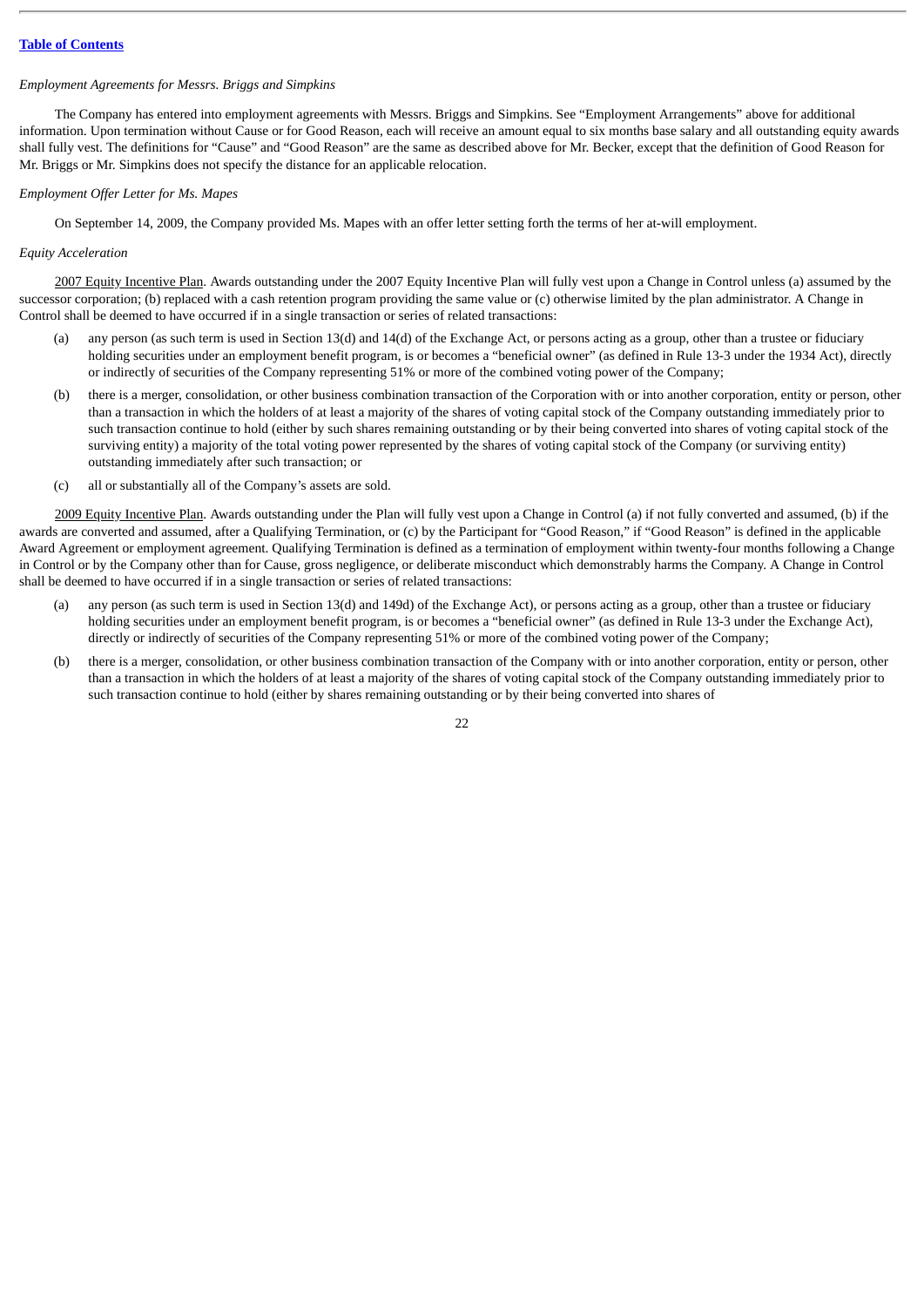*Employment Agreements for Messrs. Briggs and Simpkins*

The Company has entered into employment agreements with Messrs. Briggs and Simpkins. See "Employment Arrangements" above for additional information. Upon termination without Cause or for Good Reason, each will receive an amount equal to six months base salary and all outstanding equity awards shall fully vest. The definitions for "Cause" and "Good Reason" are the same as described above for Mr. Becker, except that the definition of Good Reason for Mr. Briggs or Mr. Simpkins does not specify the distance for an applicable relocation.

*Employment Offer Letter for Ms. Mapes*

On September 14, 2009, the Company provided Ms. Mapes with an offer letter setting forth the terms of her at-will employment.

*Equity Acceleration*

2007 Equity Incentive Plan. Awards outstanding under the 2007 Equity Incentive Plan will fully vest upon a Change in Control unless (a) assumed by the successor corporation; (b) replaced with a cash retention program providing the same value or (c) otherwise limited by the plan administrator. A Change in Control shall be deemed to have occurred if in a single transaction or series of related transactions:

(a) any person (as such term is used in Section 13(d) and 14(d) of the Exchange Act, or persons acting as a group, other than a trustee or fiduciary holding securities under an employment benefit program, is or becomes a "beneficial owner" (as defined in Rule 13-3 under the 1934 Act), directly or indirectly of securities of the Company representing 51% or more of the combined voting power of the Company;

(b) there is a merger, consolidation, or other business combination transaction of the Corporation with or into another corporation, entity or person, other than a transaction in which the holders of at least a majority of the shares of voting capital stock of the Company outstanding immediately prior to such transaction continue to hold (either by such shares remaining outstanding or by their being converted into shares of voting capital stock of the surviving entity) a majority of the total voting power represented by the shares of voting capital stock of the Company (or surviving entity) outstanding immediately after such transaction; or

(c) all or substantially all of the Company's assets are sold.

2009 Equity Incentive Plan. Awards outstanding under the Plan will fully vest upon a Change in Control (a) if not fully converted and assumed, (b) if the awards are converted and assumed, after a Qualifying Termination, or (c) by the Participant for "Good Reason," if "Good Reason" is defined in the applicable Award Agreement or employment agreement. Qualifying Termination is defined as a termination of employment within twenty-four months following a Change in Control or by the Company other than for Cause, gross negligence, or deliberate misconduct which demonstrably harms the Company. A Change in Control shall be deemed to have occurred if in a single transaction or series of related transactions:

(a) any person (as such term is used in Section 13(d) and 149d) of the Exchange Act), or persons acting as a group, other than a trustee or fiduciary holding securities under an employment benefit program, is or becomes a "beneficial owner" (as defined in Rule 13-3 under the Exchange Act), directly or indirectly of securities of the Company representing 51% or more of the combined voting power of the Company;

(b) there is a merger, consolidation, or other business combination transaction of the Company with or into another corporation, entity or person, other than a transaction in which the holders of at least a majority of the shares of voting capital stock of the Company outstanding immediately prior to such transaction continue to hold (either by shares remaining outstanding or by their being converted into shares of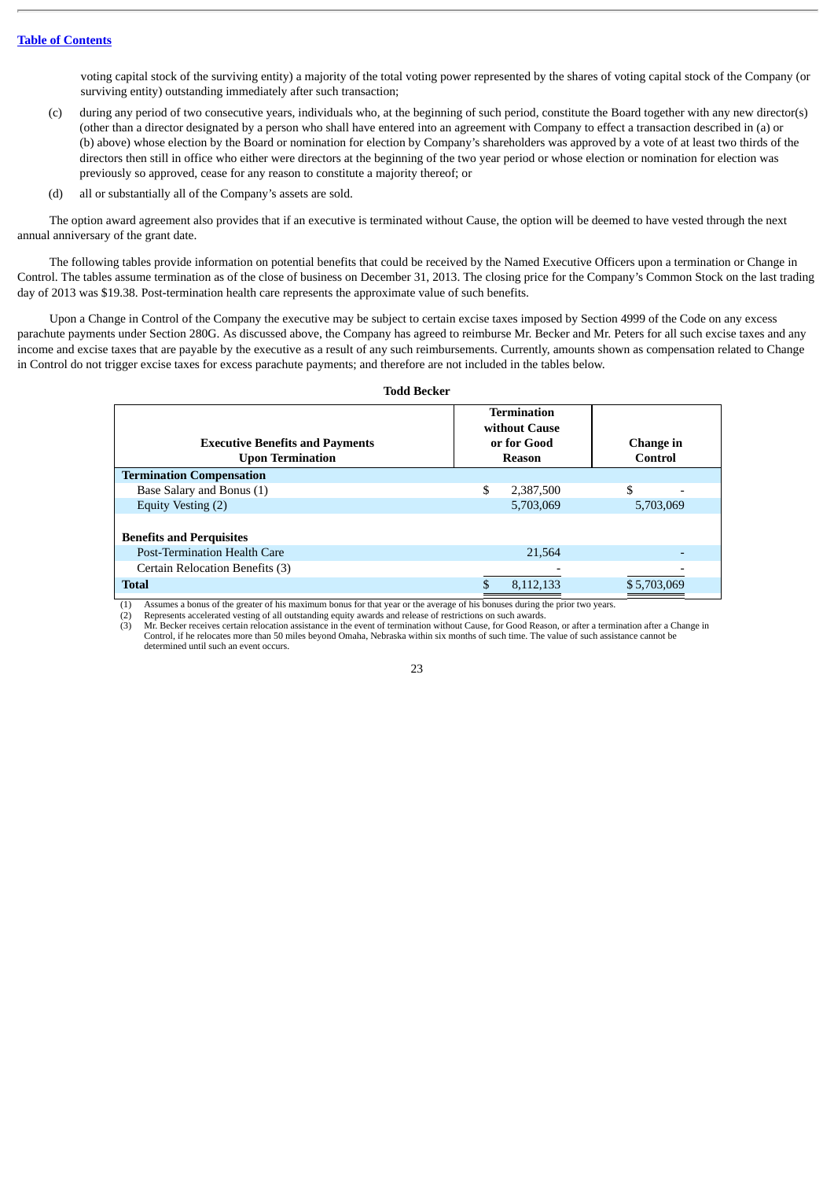voting capital stock of the surviving entity) a majority of the total voting power represented by the shares of voting capital stock of the Company (or surviving entity) outstanding immediately after such transaction;

(c) during any period of two consecutive years, individuals who, at the beginning of such period, constitute the Board together with any new director(s) (other than a director designated by a person who shall have entered into an agreement with Company to effect a transaction described in (a) or (b) above) whose election by the Board or nomination for election by Company's shareholders was approved by a vote of at least two thirds of the directors then still in office who either were directors at the beginning of the two year period or whose election or nomination for election was previously so approved, cease for any reason to constitute a majority thereof; or

(d) all or substantially all of the Company's assets are sold.

The option award agreement also provides that if an executive is terminated without Cause, the option will be deemed to have vested through the next annual anniversary of the grant date.

The following tables provide information on potential benefits that could be received by the Named Executive Officers upon a termination or Change in Control. The tables assume termination as of the close of business on December 31, 2013. The closing price for the Company's Common Stock on the last trading day of 2013 was $19.38. Post-termination health care represents the approximate value of such benefits.

Upon a Change in Control of the Company the executive may be subject to certain excise taxes imposed by Section 4999 of the Code on any excess parachute payments under Section 280G. As discussed above, the Company has agreed to reimburse Mr. Becker and Mr. Peters for all such excise taxes and any income and excise taxes that are payable by the executive as a result of any such reimbursements. Currently, amounts shown as compensation related to Change in Control do not trigger excise taxes for excess parachute payments; and therefore are not included in the tables below.

**Todd Becker**

| Executive Benefits and Payments Upon Termination | Termination without Cause or for Good Reason | Change in Control |
|---|---|---|
| **Termination Compensation** | | |
| Base Salary and Bonus (1) | $ 2,387,500 | $ - |
| Equity Vesting (2) | 5,703,069 | 5,703,069 |
| **Benefits and Perquisites** | | |
| Post-Termination Health Care | 21,564 | - |
| Certain Relocation Benefits (3) | - | - |
| **Total** | $ 8,112,133 | $ 5,703,069 |

(1) Assumes a bonus of the greater of his maximum bonus for that year or the average of his bonuses during the prior two years.
(2) Represents accelerated vesting of all outstanding equity awards and release of restrictions on such awards.
(3) Mr. Becker receives certain relocation assistance in the event of termination without Cause, for Good Reason, or after a termination after a Change in Control, if he relocates more than 50 miles beyond Omaha, Nebraska within six months of such time. The value of such assistance cannot be determined until such an event occurs.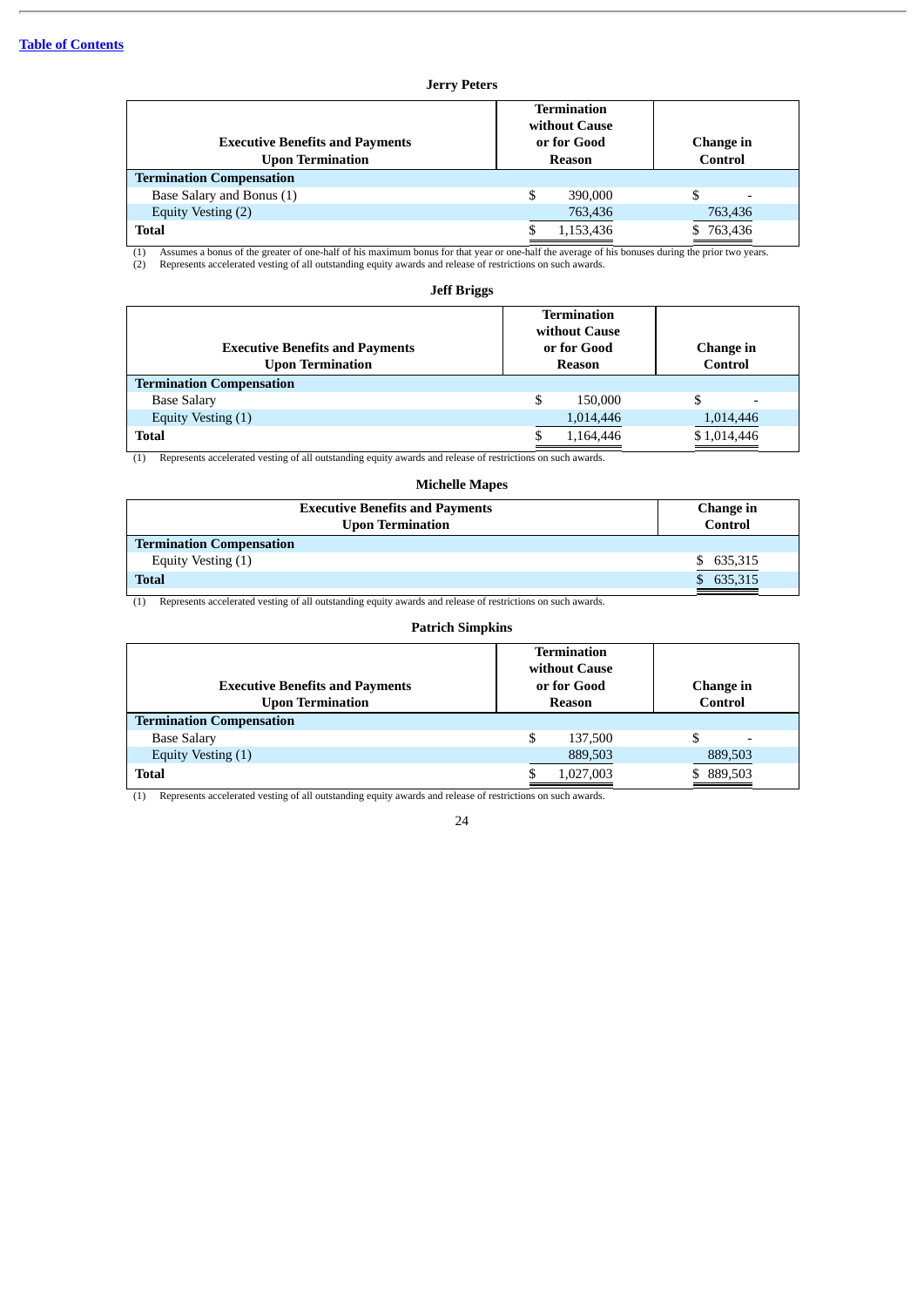**Jerry Peters**

| Executive Benefits and Payments Upon Termination | Termination without Cause or for Good Reason | Change in Control |
|---|---|---|
| **Termination Compensation** | | |
| Base Salary and Bonus (1) | $ 390,000 | $ - |
| Equity Vesting (2) | 763,436 | 763,436 |
| **Total** | $ 1,153,436 | $ 763,436 |

(1) Assumes a bonus of the greater of one-half of his maximum bonus for that year or one-half the average of his bonuses during the prior two years.
(2) Represents accelerated vesting of all outstanding equity awards and release of restrictions on such awards.

**Jeff Briggs**

| Executive Benefits and Payments Upon Termination | Termination without Cause or for Good Reason | Change in Control |
|---|---|---|
| **Termination Compensation** | | |
| Base Salary | $ 150,000 | $ - |
| Equity Vesting (1) | 1,014,446 | 1,014,446 |
| **Total** | $ 1,164,446 | $ 1,014,446 |

(1) Represents accelerated vesting of all outstanding equity awards and release of restrictions on such awards.

**Michelle Mapes**

| Executive Benefits and Payments Upon Termination | Change in Control |
|---|---|
| **Termination Compensation** | |
| Equity Vesting (1) | $ 635,315 |
| **Total** | $ 635,315 |

(1) Represents accelerated vesting of all outstanding equity awards and release of restrictions on such awards.

**Patrich Simpkins**

| Executive Benefits and Payments Upon Termination | Termination without Cause or for Good Reason | Change in Control |
|---|---|---|
| **Termination Compensation** | | |
| Base Salary | $ 137,500 | $ - |
| Equity Vesting (1) | 889,503 | 889,503 |
| **Total** | $ 1,027,003 | $ 889,503 |

(1) Represents accelerated vesting of all outstanding equity awards and release of restrictions on such awards.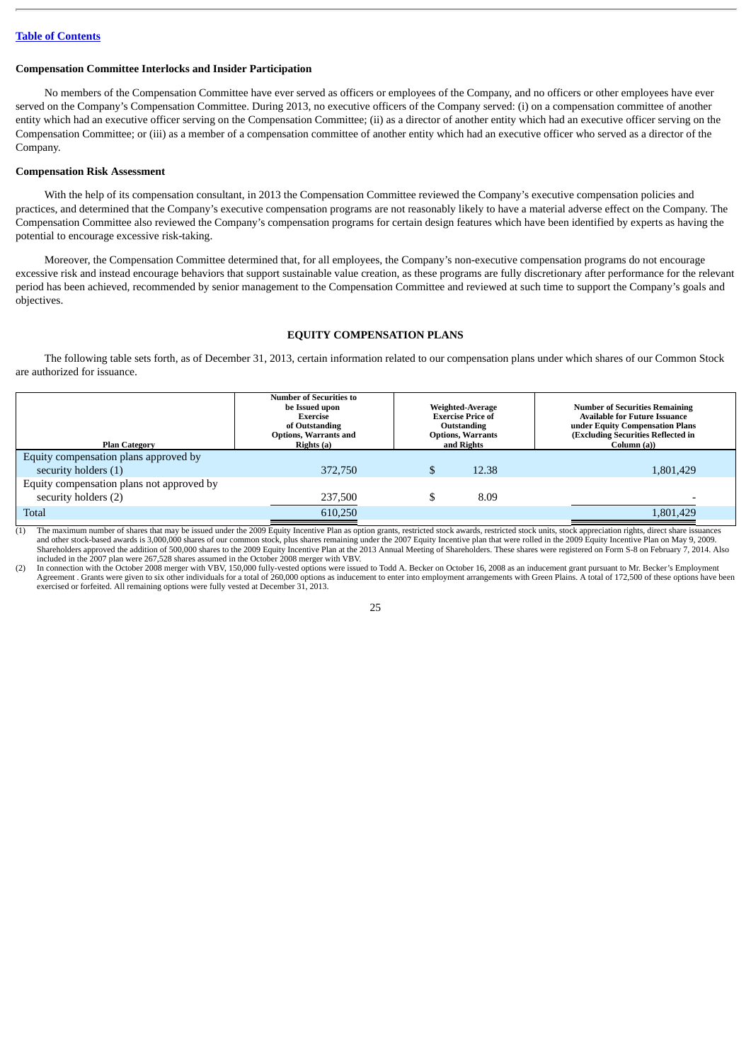Table of Contents

### Compensation Committee Interlocks and Insider Participation

No members of the Compensation Committee have ever served as officers or employees of the Company, and no officers or other employees have ever served on the Company's Compensation Committee. During 2013, no executive officers of the Company served: (i) on a compensation committee of another entity which had an executive officer serving on the Compensation Committee; (ii) as a director of another entity which had an executive officer serving on the Compensation Committee; or (iii) as a member of a compensation committee of another entity which had an executive officer who served as a director of the Company.

### Compensation Risk Assessment

With the help of its compensation consultant, in 2013 the Compensation Committee reviewed the Company's executive compensation policies and practices, and determined that the Company's executive compensation programs are not reasonably likely to have a material adverse effect on the Company. The Compensation Committee also reviewed the Company's compensation programs for certain design features which have been identified by experts as having the potential to encourage excessive risk-taking.

Moreover, the Compensation Committee determined that, for all employees, the Company's non-executive compensation programs do not encourage excessive risk and instead encourage behaviors that support sustainable value creation, as these programs are fully discretionary after performance for the relevant period has been achieved, recommended by senior management to the Compensation Committee and reviewed at such time to support the Company's goals and objectives.

## EQUITY COMPENSATION PLANS

The following table sets forth, as of December 31, 2013, certain information related to our compensation plans under which shares of our Common Stock are authorized for issuance.

| Plan Category | Number of Securities to be Issued upon Exercise of Outstanding Options, Warrants and Rights (a) | Weighted-Average Exercise Price of Outstanding Options, Warrants and Rights | Number of Securities Remaining Available for Future Issuance under Equity Compensation Plans (Excluding Securities Reflected in Column (a)) |
|---|---|---|---|
| Equity compensation plans approved by security holders (1) | 372,750 | $ 12.38 | 1,801,429 |
| Equity compensation plans not approved by security holders (2) | 237,500 | $ 8.09 | - |
| Total | 610,250 | | 1,801,429 |

(1) The maximum number of shares that may be issued under the 2009 Equity Incentive Plan as option grants, restricted stock awards, restricted stock units, stock appreciation rights, direct share issuances and other stock-based awards is 3,000,000 shares of our common stock, plus shares remaining under the 2007 Equity Incentive plan that were rolled in the 2009 Equity Incentive Plan on May 9, 2009. Shareholders approved the addition of 500,000 shares to the 2009 Equity Incentive Plan at the 2013 Annual Meeting of Shareholders. These shares were registered on Form S-8 on February 7, 2014. Also included in the 2007 plan were 267,528 shares assumed in the October 2008 merger with VBV.

(2) In connection with the October 2008 merger with VBV, 150,000 fully-vested options were issued to Todd A. Becker on October 16, 2008 as an inducement grant pursuant to Mr. Becker's Employment Agreement . Grants were given to six other individuals for a total of 260,000 options as inducement to enter into employment arrangements with Green Plains. A total of 172,500 of these options have been exercised or forfeited. All remaining options were fully vested at December 31, 2013.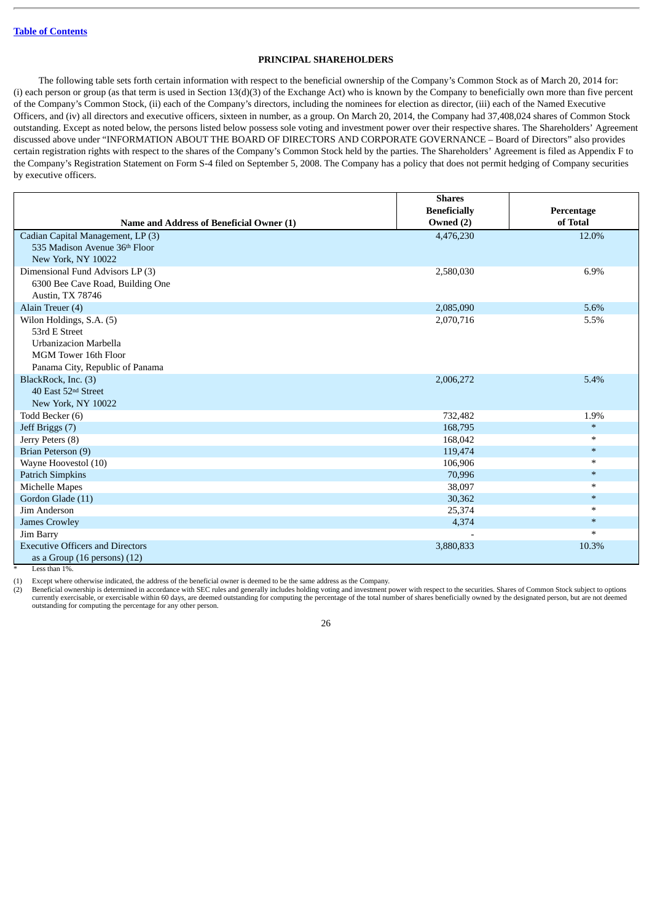[Table of Contents](#)

## PRINCIPAL SHAREHOLDERS

The following table sets forth certain information with respect to the beneficial ownership of the Company's Common Stock as of March 20, 2014 for: (i) each person or group (as that term is used in Section 13(d)(3) of the Exchange Act) who is known by the Company to beneficially own more than five percent of the Company's Common Stock, (ii) each of the Company's directors, including the nominees for election as director, (iii) each of the Named Executive Officers, and (iv) all directors and executive officers, sixteen in number, as a group. On March 20, 2014, the Company had 37,408,024 shares of Common Stock outstanding. Except as noted below, the persons listed below possess sole voting and investment power over their respective shares. The Shareholders' Agreement discussed above under "INFORMATION ABOUT THE BOARD OF DIRECTORS AND CORPORATE GOVERNANCE – Board of Directors" also provides certain registration rights with respect to the shares of the Company's Common Stock held by the parties. The Shareholders' Agreement is filed as Appendix F to the Company's Registration Statement on Form S-4 filed on September 5, 2008. The Company has a policy that does not permit hedging of Company securities by executive officers.

| Name and Address of Beneficial Owner (1) | Shares Beneficially Owned (2) | Percentage of Total |
|---|---|---|
| Cadian Capital Management, LP (3)<br>535 Madison Avenue 36th Floor<br>New York, NY 10022 | 4,476,230 | 12.0% |
| Dimensional Fund Advisors LP (3)<br>6300 Bee Cave Road, Building One<br>Austin, TX 78746 | 2,580,030 | 6.9% |
| Alain Treuer (4) | 2,085,090 | 5.6% |
| Wilon Holdings, S.A. (5)<br>53rd E Street<br>Urbanizacion Marbella<br>MGM Tower 16th Floor<br>Panama City, Republic of Panama | 2,070,716 | 5.5% |
| BlackRock, Inc. (3)<br>40 East 52nd Street<br>New York, NY 10022 | 2,006,272 | 5.4% |
| Todd Becker (6) | 732,482 | 1.9% |
| Jeff Briggs (7) | 168,795 | * |
| Jerry Peters (8) | 168,042 | * |
| Brian Peterson (9) | 119,474 | * |
| Wayne Hoovestol (10) | 106,906 | * |
| Patrich Simpkins | 70,996 | * |
| Michelle Mapes | 38,097 | * |
| Gordon Glade (11) | 30,362 | * |
| Jim Anderson | 25,374 | * |
| James Crowley | 4,374 | * |
| Jim Barry | - | * |
| Executive Officers and Directors<br>as a Group (16 persons) (12) | 3,880,833 | 10.3% |

\* Less than 1%.

(1) Except where otherwise indicated, the address of the beneficial owner is deemed to be the same address as the Company.

(2) Beneficial ownership is determined in accordance with SEC rules and generally includes holding voting and investment power with respect to the securities. Shares of Common Stock subject to options currently exercisable, or exercisable within 60 days, are deemed outstanding for computing the percentage of the total number of shares beneficially owned by the designated person, but are not deemed outstanding for computing the percentage for any other person.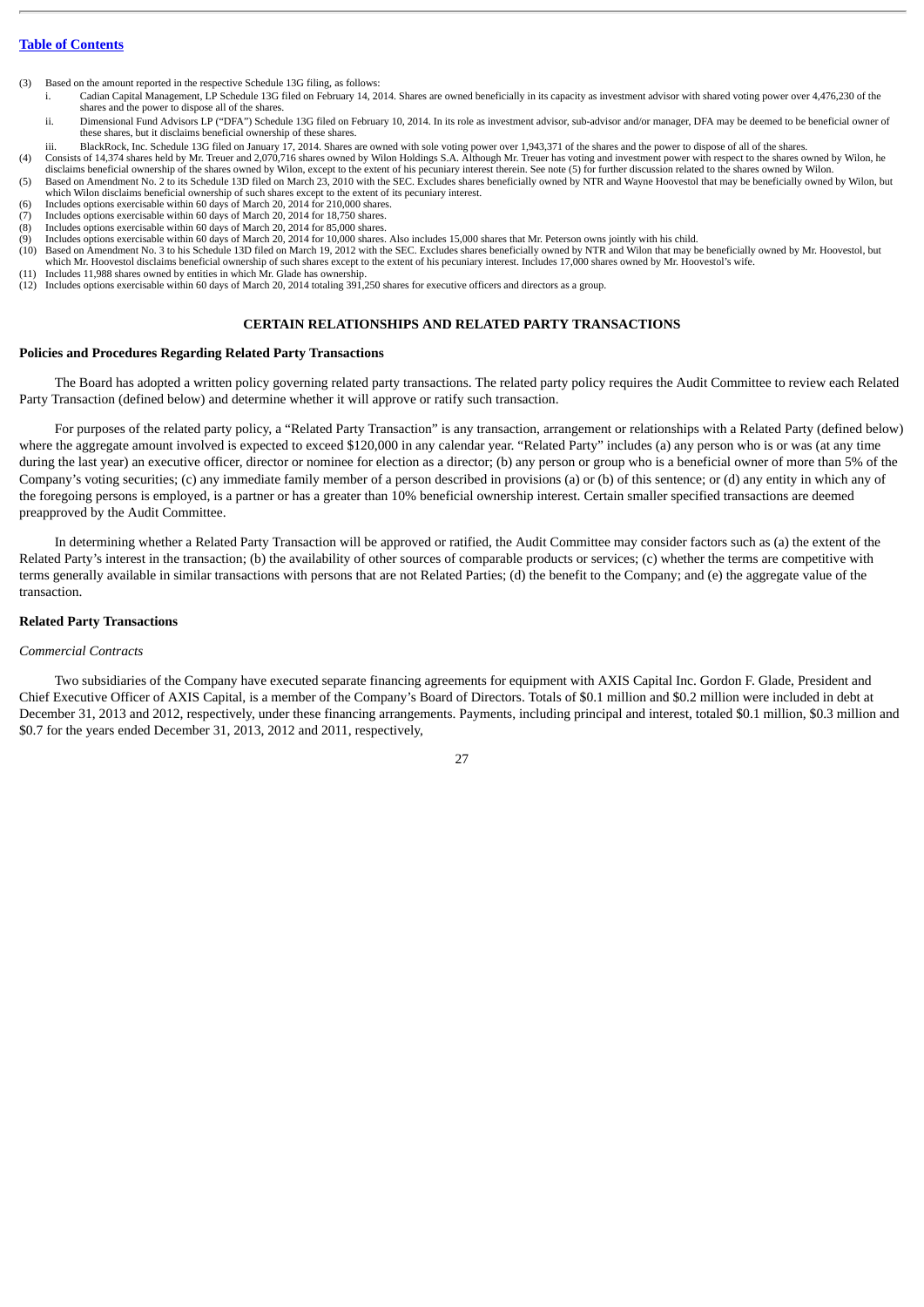(3) Based on the amount reported in the respective Schedule 13G filing, as follows:

i. Cadian Capital Management, LP Schedule 13G filed on February 14, 2014. Shares are owned beneficially in its capacity as investment advisor with shared voting power over 4,476,230 of the shares and the power to dispose all of the shares.

ii. Dimensional Fund Advisors LP ("DFA") Schedule 13G filed on February 10, 2014. In its role as investment advisor, sub-advisor and/or manager, DFA may be deemed to be beneficial owner of these shares, but it disclaims beneficial ownership of these shares.

iii. BlackRock, Inc. Schedule 13G filed on January 17, 2014. Shares are owned with sole voting power over 1,943,371 of the shares and the power to dispose of all of the shares.

(4) Consists of 14,374 shares held by Mr. Treuer and 2,070,716 shares owned by Wilon Holdings S.A. Although Mr. Treuer has voting and investment power with respect to the shares owned by Wilon, he disclaims beneficial ownership of the shares owned by Wilon, except to the extent of his pecuniary interest therein. See note (5) for further discussion related to the shares owned by Wilon.

(5) Based on Amendment No. 2 to its Schedule 13D filed on March 23, 2010 with the SEC. Excludes shares beneficially owned by NTR and Wayne Hoovestol that may be beneficially owned by Wilon, but which Wilon disclaims beneficial ownership of such shares except to the extent of its pecuniary interest.

(6) Includes options exercisable within 60 days of March 20, 2014 for 210,000 shares.

(7) Includes options exercisable within 60 days of March 20, 2014 for 18,750 shares.

(8) Includes options exercisable within 60 days of March 20, 2014 for 85,000 shares.

(9) Includes options exercisable within 60 days of March 20, 2014 for 10,000 shares. Also includes 15,000 shares that Mr. Peterson owns jointly with his child.

(10) Based on Amendment No. 3 to his Schedule 13D filed on March 19, 2012 with the SEC. Excludes shares beneficially owned by NTR and Wilon that may be beneficially owned by Mr. Hoovestol, but which Mr. Hoovestol disclaims beneficial ownership of such shares except to the extent of his pecuniary interest. Includes 17,000 shares owned by Mr. Hoovestol's wife.

(11) Includes 11,988 shares owned by entities in which Mr. Glade has ownership.

(12) Includes options exercisable within 60 days of March 20, 2014 totaling 391,250 shares for executive officers and directors as a group.

## CERTAIN RELATIONSHIPS AND RELATED PARTY TRANSACTIONS

### Policies and Procedures Regarding Related Party Transactions

The Board has adopted a written policy governing related party transactions. The related party policy requires the Audit Committee to review each Related Party Transaction (defined below) and determine whether it will approve or ratify such transaction.

For purposes of the related party policy, a "Related Party Transaction" is any transaction, arrangement or relationships with a Related Party (defined below) where the aggregate amount involved is expected to exceed $120,000 in any calendar year. "Related Party" includes (a) any person who is or was (at any time during the last year) an executive officer, director or nominee for election as a director; (b) any person or group who is a beneficial owner of more than 5% of the Company's voting securities; (c) any immediate family member of a person described in provisions (a) or (b) of this sentence; or (d) any entity in which any of the foregoing persons is employed, is a partner or has a greater than 10% beneficial ownership interest. Certain smaller specified transactions are deemed preapproved by the Audit Committee.

In determining whether a Related Party Transaction will be approved or ratified, the Audit Committee may consider factors such as (a) the extent of the Related Party's interest in the transaction; (b) the availability of other sources of comparable products or services; (c) whether the terms are competitive with terms generally available in similar transactions with persons that are not Related Parties; (d) the benefit to the Company; and (e) the aggregate value of the transaction.

### Related Party Transactions

*Commercial Contracts*

Two subsidiaries of the Company have executed separate financing agreements for equipment with AXIS Capital Inc. Gordon F. Glade, President and Chief Executive Officer of AXIS Capital, is a member of the Company's Board of Directors. Totals of $0.1 million and $0.2 million were included in debt at December 31, 2013 and 2012, respectively, under these financing arrangements. Payments, including principal and interest, totaled $0.1 million, $0.3 million and $0.7 for the years ended December 31, 2013, 2012 and 2011, respectively,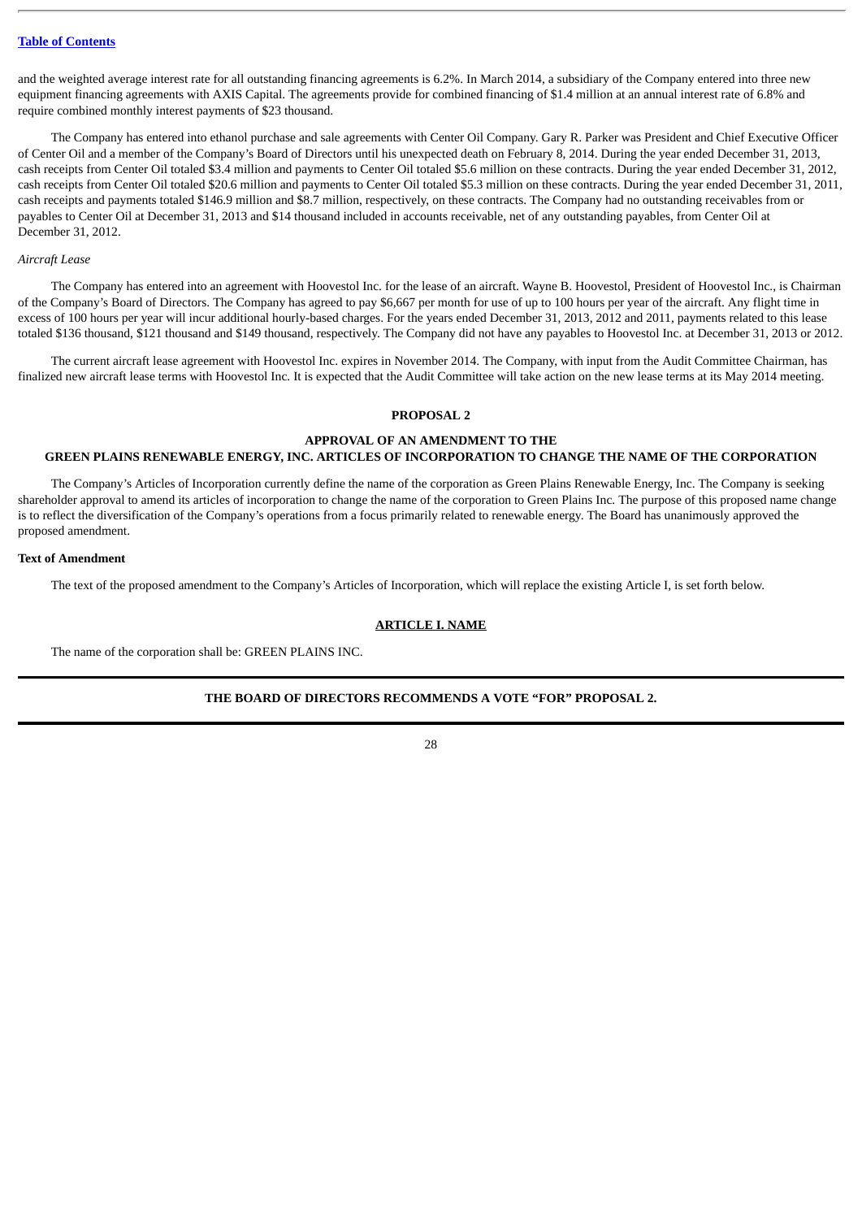and the weighted average interest rate for all outstanding financing agreements is 6.2%. In March 2014, a subsidiary of the Company entered into three new equipment financing agreements with AXIS Capital. The agreements provide for combined financing of $1.4 million at an annual interest rate of 6.8% and require combined monthly interest payments of $23 thousand.

The Company has entered into ethanol purchase and sale agreements with Center Oil Company. Gary R. Parker was President and Chief Executive Officer of Center Oil and a member of the Company's Board of Directors until his unexpected death on February 8, 2014. During the year ended December 31, 2013, cash receipts from Center Oil totaled $3.4 million and payments to Center Oil totaled $5.6 million on these contracts. During the year ended December 31, 2012, cash receipts from Center Oil totaled $20.6 million and payments to Center Oil totaled $5.3 million on these contracts. During the year ended December 31, 2011, cash receipts and payments totaled $146.9 million and $8.7 million, respectively, on these contracts. The Company had no outstanding receivables from or payables to Center Oil at December 31, 2013 and $14 thousand included in accounts receivable, net of any outstanding payables, from Center Oil at December 31, 2012.

*Aircraft Lease*

The Company has entered into an agreement with Hoovestol Inc. for the lease of an aircraft. Wayne B. Hoovestol, President of Hoovestol Inc., is Chairman of the Company's Board of Directors. The Company has agreed to pay $6,667 per month for use of up to 100 hours per year of the aircraft. Any flight time in excess of 100 hours per year will incur additional hourly-based charges. For the years ended December 31, 2013, 2012 and 2011, payments related to this lease totaled $136 thousand, $121 thousand and $149 thousand, respectively. The Company did not have any payables to Hoovestol Inc. at December 31, 2013 or 2012.

The current aircraft lease agreement with Hoovestol Inc. expires in November 2014. The Company, with input from the Audit Committee Chairman, has finalized new aircraft lease terms with Hoovestol Inc. It is expected that the Audit Committee will take action on the new lease terms at its May 2014 meeting.

## PROPOSAL 2

## APPROVAL OF AN AMENDMENT TO THE GREEN PLAINS RENEWABLE ENERGY, INC. ARTICLES OF INCORPORATION TO CHANGE THE NAME OF THE CORPORATION

The Company's Articles of Incorporation currently define the name of the corporation as Green Plains Renewable Energy, Inc. The Company is seeking shareholder approval to amend its articles of incorporation to change the name of the corporation to Green Plains Inc. The purpose of this proposed name change is to reflect the diversification of the Company's operations from a focus primarily related to renewable energy. The Board has unanimously approved the proposed amendment.

**Text of Amendment**

The text of the proposed amendment to the Company's Articles of Incorporation, which will replace the existing Article I, is set forth below.

**ARTICLE I. NAME**

The name of the corporation shall be: GREEN PLAINS INC.

**THE BOARD OF DIRECTORS RECOMMENDS A VOTE "FOR" PROPOSAL 2.**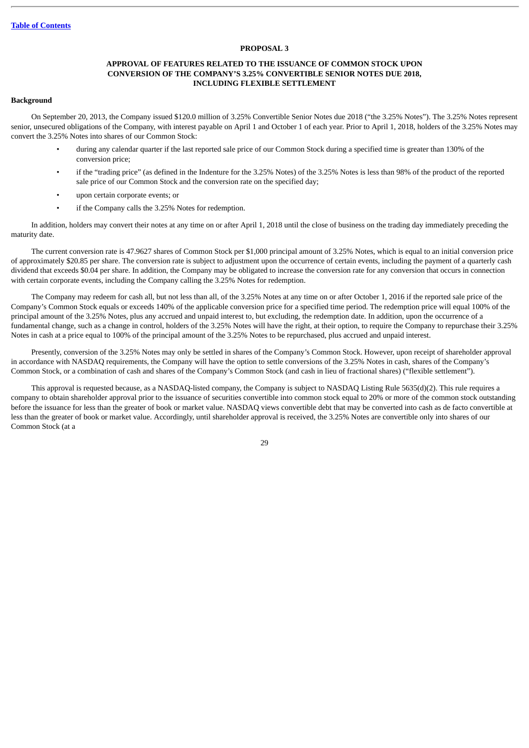[Table of Contents](#)

## PROPOSAL 3

### APPROVAL OF FEATURES RELATED TO THE ISSUANCE OF COMMON STOCK UPON CONVERSION OF THE COMPANY'S 3.25% CONVERTIBLE SENIOR NOTES DUE 2018, INCLUDING FLEXIBLE SETTLEMENT

**Background**

On September 20, 2013, the Company issued $120.0 million of 3.25% Convertible Senior Notes due 2018 ("the 3.25% Notes"). The 3.25% Notes represent senior, unsecured obligations of the Company, with interest payable on April 1 and October 1 of each year. Prior to April 1, 2018, holders of the 3.25% Notes may convert the 3.25% Notes into shares of our Common Stock:

- during any calendar quarter if the last reported sale price of our Common Stock during a specified time is greater than 130% of the conversion price;
- if the "trading price" (as defined in the Indenture for the 3.25% Notes) of the 3.25% Notes is less than 98% of the product of the reported sale price of our Common Stock and the conversion rate on the specified day;
- upon certain corporate events; or
- if the Company calls the 3.25% Notes for redemption.

In addition, holders may convert their notes at any time on or after April 1, 2018 until the close of business on the trading day immediately preceding the maturity date.

The current conversion rate is 47.9627 shares of Common Stock per $1,000 principal amount of 3.25% Notes, which is equal to an initial conversion price of approximately $20.85 per share. The conversion rate is subject to adjustment upon the occurrence of certain events, including the payment of a quarterly cash dividend that exceeds $0.04 per share. In addition, the Company may be obligated to increase the conversion rate for any conversion that occurs in connection with certain corporate events, including the Company calling the 3.25% Notes for redemption.

The Company may redeem for cash all, but not less than all, of the 3.25% Notes at any time on or after October 1, 2016 if the reported sale price of the Company's Common Stock equals or exceeds 140% of the applicable conversion price for a specified time period. The redemption price will equal 100% of the principal amount of the 3.25% Notes, plus any accrued and unpaid interest to, but excluding, the redemption date. In addition, upon the occurrence of a fundamental change, such as a change in control, holders of the 3.25% Notes will have the right, at their option, to require the Company to repurchase their 3.25% Notes in cash at a price equal to 100% of the principal amount of the 3.25% Notes to be repurchased, plus accrued and unpaid interest.

Presently, conversion of the 3.25% Notes may only be settled in shares of the Company's Common Stock. However, upon receipt of shareholder approval in accordance with NASDAQ requirements, the Company will have the option to settle conversions of the 3.25% Notes in cash, shares of the Company's Common Stock, or a combination of cash and shares of the Company's Common Stock (and cash in lieu of fractional shares) ("flexible settlement").

This approval is requested because, as a NASDAQ-listed company, the Company is subject to NASDAQ Listing Rule 5635(d)(2). This rule requires a company to obtain shareholder approval prior to the issuance of securities convertible into common stock equal to 20% or more of the common stock outstanding before the issuance for less than the greater of book or market value. NASDAQ views convertible debt that may be converted into cash as de facto convertible at less than the greater of book or market value. Accordingly, until shareholder approval is received, the 3.25% Notes are convertible only into shares of our Common Stock (at a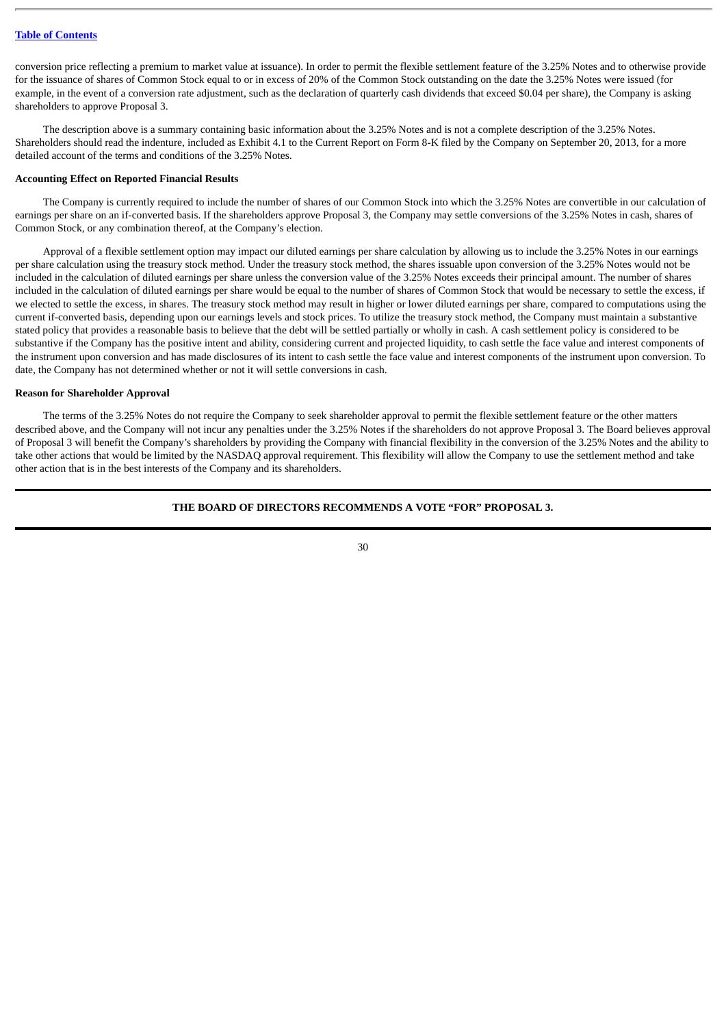conversion price reflecting a premium to market value at issuance). In order to permit the flexible settlement feature of the 3.25% Notes and to otherwise provide for the issuance of shares of Common Stock equal to or in excess of 20% of the Common Stock outstanding on the date the 3.25% Notes were issued (for example, in the event of a conversion rate adjustment, such as the declaration of quarterly cash dividends that exceed $0.04 per share), the Company is asking shareholders to approve Proposal 3.

The description above is a summary containing basic information about the 3.25% Notes and is not a complete description of the 3.25% Notes. Shareholders should read the indenture, included as Exhibit 4.1 to the Current Report on Form 8-K filed by the Company on September 20, 2013, for a more detailed account of the terms and conditions of the 3.25% Notes.

**Accounting Effect on Reported Financial Results**

The Company is currently required to include the number of shares of our Common Stock into which the 3.25% Notes are convertible in our calculation of earnings per share on an if-converted basis. If the shareholders approve Proposal 3, the Company may settle conversions of the 3.25% Notes in cash, shares of Common Stock, or any combination thereof, at the Company's election.

Approval of a flexible settlement option may impact our diluted earnings per share calculation by allowing us to include the 3.25% Notes in our earnings per share calculation using the treasury stock method. Under the treasury stock method, the shares issuable upon conversion of the 3.25% Notes would not be included in the calculation of diluted earnings per share unless the conversion value of the 3.25% Notes exceeds their principal amount. The number of shares included in the calculation of diluted earnings per share would be equal to the number of shares of Common Stock that would be necessary to settle the excess, if we elected to settle the excess, in shares. The treasury stock method may result in higher or lower diluted earnings per share, compared to computations using the current if-converted basis, depending upon our earnings levels and stock prices. To utilize the treasury stock method, the Company must maintain a substantive stated policy that provides a reasonable basis to believe that the debt will be settled partially or wholly in cash. A cash settlement policy is considered to be substantive if the Company has the positive intent and ability, considering current and projected liquidity, to cash settle the face value and interest components of the instrument upon conversion and has made disclosures of its intent to cash settle the face value and interest components of the instrument upon conversion. To date, the Company has not determined whether or not it will settle conversions in cash.

**Reason for Shareholder Approval**

The terms of the 3.25% Notes do not require the Company to seek shareholder approval to permit the flexible settlement feature or the other matters described above, and the Company will not incur any penalties under the 3.25% Notes if the shareholders do not approve Proposal 3. The Board believes approval of Proposal 3 will benefit the Company's shareholders by providing the Company with financial flexibility in the conversion of the 3.25% Notes and the ability to take other actions that would be limited by the NASDAQ approval requirement. This flexibility will allow the Company to use the settlement method and take other action that is in the best interests of the Company and its shareholders.

**THE BOARD OF DIRECTORS RECOMMENDS A VOTE "FOR" PROPOSAL 3.**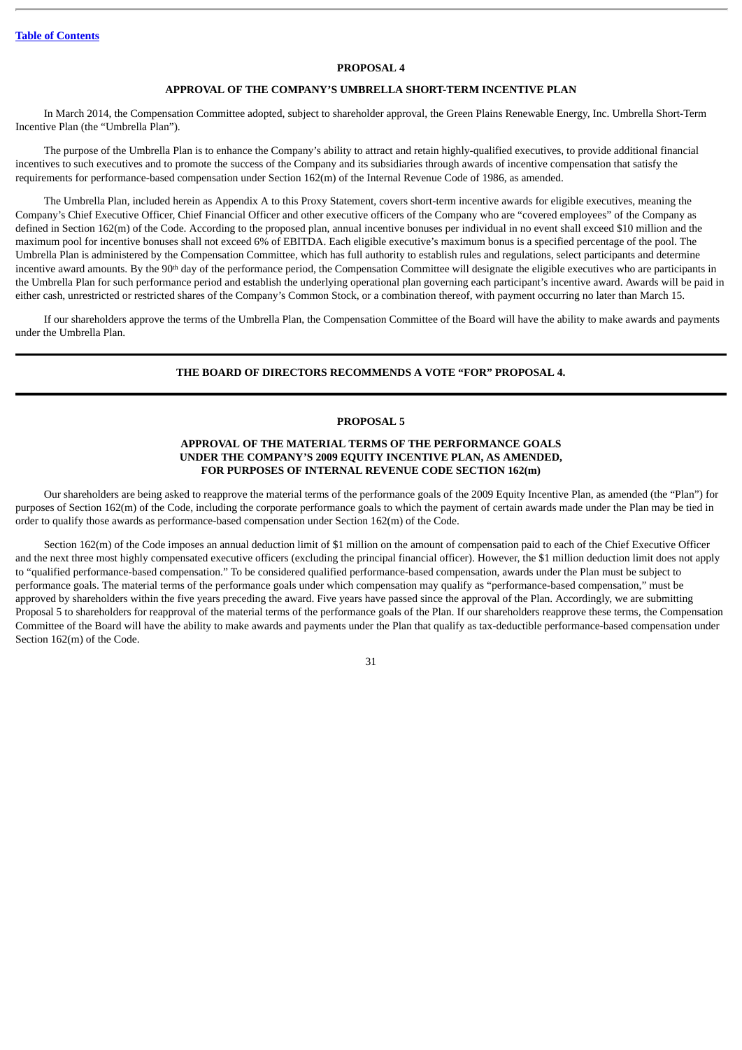## PROPOSAL 4

### APPROVAL OF THE COMPANY'S UMBRELLA SHORT-TERM INCENTIVE PLAN

In March 2014, the Compensation Committee adopted, subject to shareholder approval, the Green Plains Renewable Energy, Inc. Umbrella Short-Term Incentive Plan (the "Umbrella Plan").

The purpose of the Umbrella Plan is to enhance the Company's ability to attract and retain highly-qualified executives, to provide additional financial incentives to such executives and to promote the success of the Company and its subsidiaries through awards of incentive compensation that satisfy the requirements for performance-based compensation under Section 162(m) of the Internal Revenue Code of 1986, as amended.

The Umbrella Plan, included herein as Appendix A to this Proxy Statement, covers short-term incentive awards for eligible executives, meaning the Company's Chief Executive Officer, Chief Financial Officer and other executive officers of the Company who are "covered employees" of the Company as defined in Section 162(m) of the Code. According to the proposed plan, annual incentive bonuses per individual in no event shall exceed $10 million and the maximum pool for incentive bonuses shall not exceed 6% of EBITDA. Each eligible executive's maximum bonus is a specified percentage of the pool. The Umbrella Plan is administered by the Compensation Committee, which has full authority to establish rules and regulations, select participants and determine incentive award amounts. By the 90th day of the performance period, the Compensation Committee will designate the eligible executives who are participants in the Umbrella Plan for such performance period and establish the underlying operational plan governing each participant's incentive award. Awards will be paid in either cash, unrestricted or restricted shares of the Company's Common Stock, or a combination thereof, with payment occurring no later than March 15.

If our shareholders approve the terms of the Umbrella Plan, the Compensation Committee of the Board will have the ability to make awards and payments under the Umbrella Plan.

**THE BOARD OF DIRECTORS RECOMMENDS A VOTE "FOR" PROPOSAL 4.**

## PROPOSAL 5

### APPROVAL OF THE MATERIAL TERMS OF THE PERFORMANCE GOALS UNDER THE COMPANY'S 2009 EQUITY INCENTIVE PLAN, AS AMENDED, FOR PURPOSES OF INTERNAL REVENUE CODE SECTION 162(m)

Our shareholders are being asked to reapprove the material terms of the performance goals of the 2009 Equity Incentive Plan, as amended (the "Plan") for purposes of Section 162(m) of the Code, including the corporate performance goals to which the payment of certain awards made under the Plan may be tied in order to qualify those awards as performance-based compensation under Section 162(m) of the Code.

Section 162(m) of the Code imposes an annual deduction limit of $1 million on the amount of compensation paid to each of the Chief Executive Officer and the next three most highly compensated executive officers (excluding the principal financial officer). However, the $1 million deduction limit does not apply to "qualified performance-based compensation." To be considered qualified performance-based compensation, awards under the Plan must be subject to performance goals. The material terms of the performance goals under which compensation may qualify as "performance-based compensation," must be approved by shareholders within the five years preceding the award. Five years have passed since the approval of the Plan. Accordingly, we are submitting Proposal 5 to shareholders for reapproval of the material terms of the performance goals of the Plan. If our shareholders reapprove these terms, the Compensation Committee of the Board will have the ability to make awards and payments under the Plan that qualify as tax-deductible performance-based compensation under Section 162(m) of the Code.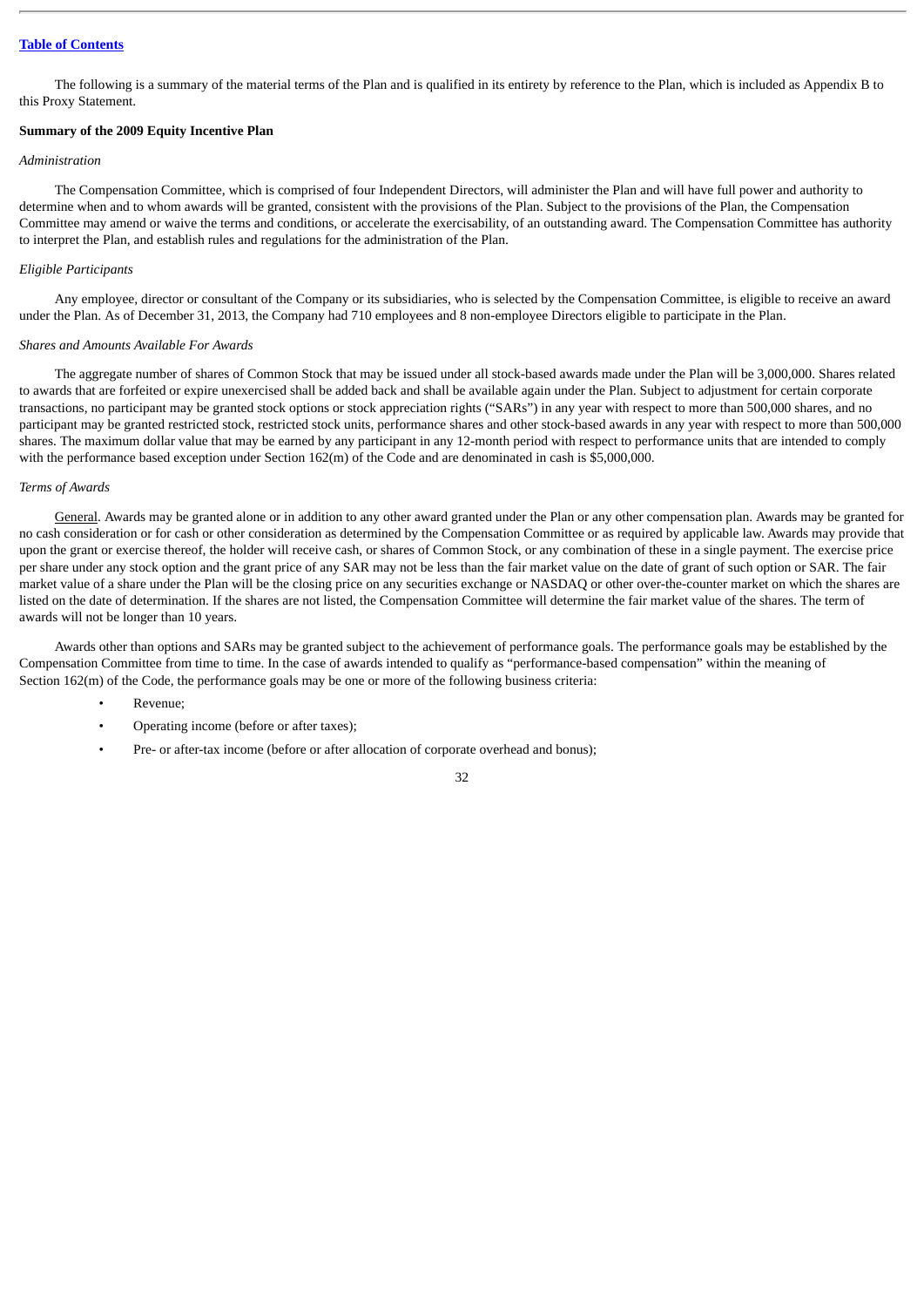The following is a summary of the material terms of the Plan and is qualified in its entirety by reference to the Plan, which is included as Appendix B to this Proxy Statement.

**Summary of the 2009 Equity Incentive Plan**

*Administration*

The Compensation Committee, which is comprised of four Independent Directors, will administer the Plan and will have full power and authority to determine when and to whom awards will be granted, consistent with the provisions of the Plan. Subject to the provisions of the Plan, the Compensation Committee may amend or waive the terms and conditions, or accelerate the exercisability, of an outstanding award. The Compensation Committee has authority to interpret the Plan, and establish rules and regulations for the administration of the Plan.

*Eligible Participants*

Any employee, director or consultant of the Company or its subsidiaries, who is selected by the Compensation Committee, is eligible to receive an award under the Plan. As of December 31, 2013, the Company had 710 employees and 8 non-employee Directors eligible to participate in the Plan.

*Shares and Amounts Available For Awards*

The aggregate number of shares of Common Stock that may be issued under all stock-based awards made under the Plan will be 3,000,000. Shares related to awards that are forfeited or expire unexercised shall be added back and shall be available again under the Plan. Subject to adjustment for certain corporate transactions, no participant may be granted stock options or stock appreciation rights ("SARs") in any year with respect to more than 500,000 shares, and no participant may be granted restricted stock, restricted stock units, performance shares and other stock-based awards in any year with respect to more than 500,000 shares. The maximum dollar value that may be earned by any participant in any 12-month period with respect to performance units that are intended to comply with the performance based exception under Section 162(m) of the Code and are denominated in cash is $5,000,000.

*Terms of Awards*

General. Awards may be granted alone or in addition to any other award granted under the Plan or any other compensation plan. Awards may be granted for no cash consideration or for cash or other consideration as determined by the Compensation Committee or as required by applicable law. Awards may provide that upon the grant or exercise thereof, the holder will receive cash, or shares of Common Stock, or any combination of these in a single payment. The exercise price per share under any stock option and the grant price of any SAR may not be less than the fair market value on the date of grant of such option or SAR. The fair market value of a share under the Plan will be the closing price on any securities exchange or NASDAQ or other over-the-counter market on which the shares are listed on the date of determination. If the shares are not listed, the Compensation Committee will determine the fair market value of the shares. The term of awards will not be longer than 10 years.

Awards other than options and SARs may be granted subject to the achievement of performance goals. The performance goals may be established by the Compensation Committee from time to time. In the case of awards intended to qualify as "performance-based compensation" within the meaning of Section 162(m) of the Code, the performance goals may be one or more of the following business criteria:

- Revenue;
- Operating income (before or after taxes);
- Pre- or after-tax income (before or after allocation of corporate overhead and bonus);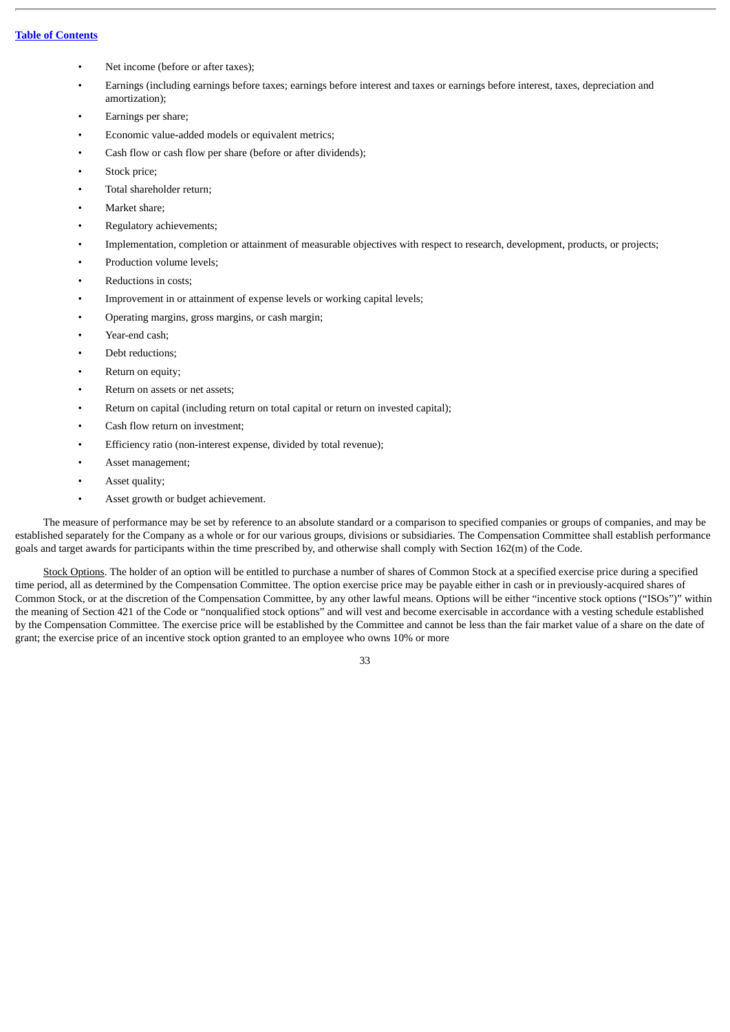- Net income (before or after taxes);
- Earnings (including earnings before taxes; earnings before interest and taxes or earnings before interest, taxes, depreciation and amortization);
- Earnings per share;
- Economic value-added models or equivalent metrics;
- Cash flow or cash flow per share (before or after dividends);
- Stock price;
- Total shareholder return;
- Market share;
- Regulatory achievements;
- Implementation, completion or attainment of measurable objectives with respect to research, development, products, or projects;
- Production volume levels;
- Reductions in costs;
- Improvement in or attainment of expense levels or working capital levels;
- Operating margins, gross margins, or cash margin;
- Year-end cash;
- Debt reductions;
- Return on equity;
- Return on assets or net assets;
- Return on capital (including return on total capital or return on invested capital);
- Cash flow return on investment;
- Efficiency ratio (non-interest expense, divided by total revenue);
- Asset management;
- Asset quality;
- Asset growth or budget achievement.

The measure of performance may be set by reference to an absolute standard or a comparison to specified companies or groups of companies, and may be established separately for the Company as a whole or for our various groups, divisions or subsidiaries. The Compensation Committee shall establish performance goals and target awards for participants within the time prescribed by, and otherwise shall comply with Section 162(m) of the Code.

Stock Options. The holder of an option will be entitled to purchase a number of shares of Common Stock at a specified exercise price during a specified time period, all as determined by the Compensation Committee. The option exercise price may be payable either in cash or in previously-acquired shares of Common Stock, or at the discretion of the Compensation Committee, by any other lawful means. Options will be either "incentive stock options ("ISOs")" within the meaning of Section 421 of the Code or "nonqualified stock options" and will vest and become exercisable in accordance with a vesting schedule established by the Compensation Committee. The exercise price will be established by the Committee and cannot be less than the fair market value of a share on the date of grant; the exercise price of an incentive stock option granted to an employee who owns 10% or more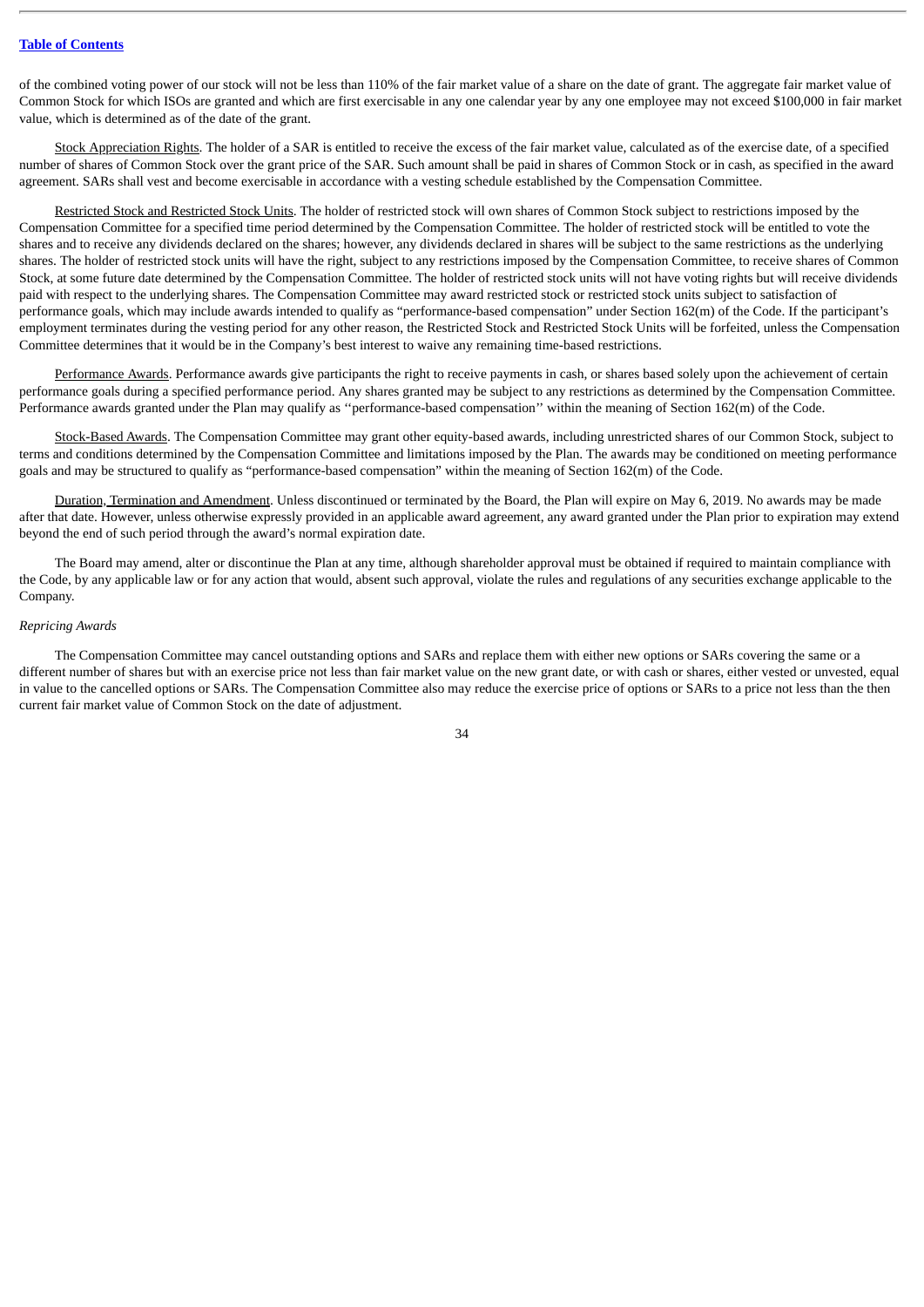of the combined voting power of our stock will not be less than 110% of the fair market value of a share on the date of grant. The aggregate fair market value of Common Stock for which ISOs are granted and which are first exercisable in any one calendar year by any one employee may not exceed $100,000 in fair market value, which is determined as of the date of the grant.

Stock Appreciation Rights. The holder of a SAR is entitled to receive the excess of the fair market value, calculated as of the exercise date, of a specified number of shares of Common Stock over the grant price of the SAR. Such amount shall be paid in shares of Common Stock or in cash, as specified in the award agreement. SARs shall vest and become exercisable in accordance with a vesting schedule established by the Compensation Committee.

Restricted Stock and Restricted Stock Units. The holder of restricted stock will own shares of Common Stock subject to restrictions imposed by the Compensation Committee for a specified time period determined by the Compensation Committee. The holder of restricted stock will be entitled to vote the shares and to receive any dividends declared on the shares; however, any dividends declared in shares will be subject to the same restrictions as the underlying shares. The holder of restricted stock units will have the right, subject to any restrictions imposed by the Compensation Committee, to receive shares of Common Stock, at some future date determined by the Compensation Committee. The holder of restricted stock units will not have voting rights but will receive dividends paid with respect to the underlying shares. The Compensation Committee may award restricted stock or restricted stock units subject to satisfaction of performance goals, which may include awards intended to qualify as "performance-based compensation" under Section 162(m) of the Code. If the participant's employment terminates during the vesting period for any other reason, the Restricted Stock and Restricted Stock Units will be forfeited, unless the Compensation Committee determines that it would be in the Company's best interest to waive any remaining time-based restrictions.

Performance Awards. Performance awards give participants the right to receive payments in cash, or shares based solely upon the achievement of certain performance goals during a specified performance period. Any shares granted may be subject to any restrictions as determined by the Compensation Committee. Performance awards granted under the Plan may qualify as ''performance-based compensation'' within the meaning of Section 162(m) of the Code.

Stock-Based Awards. The Compensation Committee may grant other equity-based awards, including unrestricted shares of our Common Stock, subject to terms and conditions determined by the Compensation Committee and limitations imposed by the Plan. The awards may be conditioned on meeting performance goals and may be structured to qualify as "performance-based compensation" within the meaning of Section 162(m) of the Code.

Duration, Termination and Amendment. Unless discontinued or terminated by the Board, the Plan will expire on May 6, 2019. No awards may be made after that date. However, unless otherwise expressly provided in an applicable award agreement, any award granted under the Plan prior to expiration may extend beyond the end of such period through the award's normal expiration date.

The Board may amend, alter or discontinue the Plan at any time, although shareholder approval must be obtained if required to maintain compliance with the Code, by any applicable law or for any action that would, absent such approval, violate the rules and regulations of any securities exchange applicable to the Company.

*Repricing Awards*

The Compensation Committee may cancel outstanding options and SARs and replace them with either new options or SARs covering the same or a different number of shares but with an exercise price not less than fair market value on the new grant date, or with cash or shares, either vested or unvested, equal in value to the cancelled options or SARs. The Compensation Committee also may reduce the exercise price of options or SARs to a price not less than the then current fair market value of Common Stock on the date of adjustment.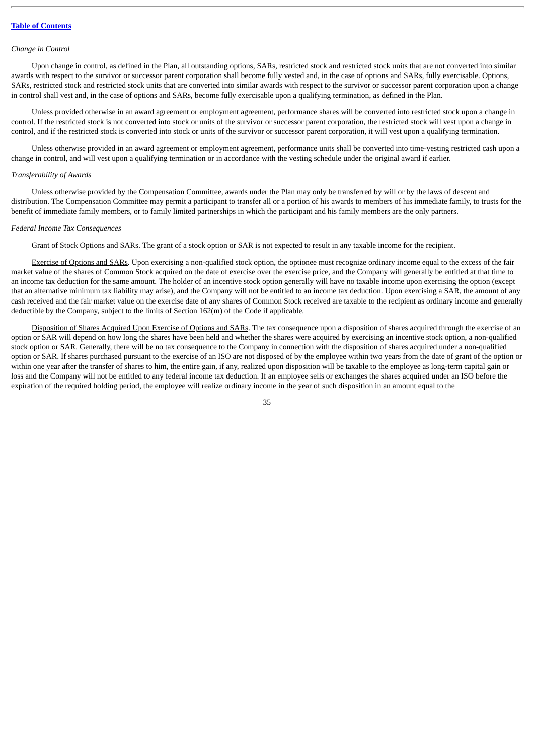*Change in Control*

Upon change in control, as defined in the Plan, all outstanding options, SARs, restricted stock and restricted stock units that are not converted into similar awards with respect to the survivor or successor parent corporation shall become fully vested and, in the case of options and SARs, fully exercisable. Options, SARs, restricted stock and restricted stock units that are converted into similar awards with respect to the survivor or successor parent corporation upon a change in control shall vest and, in the case of options and SARs, become fully exercisable upon a qualifying termination, as defined in the Plan.

Unless provided otherwise in an award agreement or employment agreement, performance shares will be converted into restricted stock upon a change in control. If the restricted stock is not converted into stock or units of the survivor or successor parent corporation, the restricted stock will vest upon a change in control, and if the restricted stock is converted into stock or units of the survivor or successor parent corporation, it will vest upon a qualifying termination.

Unless otherwise provided in an award agreement or employment agreement, performance units shall be converted into time-vesting restricted cash upon a change in control, and will vest upon a qualifying termination or in accordance with the vesting schedule under the original award if earlier.

*Transferability of Awards*

Unless otherwise provided by the Compensation Committee, awards under the Plan may only be transferred by will or by the laws of descent and distribution. The Compensation Committee may permit a participant to transfer all or a portion of his awards to members of his immediate family, to trusts for the benefit of immediate family members, or to family limited partnerships in which the participant and his family members are the only partners.

*Federal Income Tax Consequences*

Grant of Stock Options and SARs. The grant of a stock option or SAR is not expected to result in any taxable income for the recipient.

Exercise of Options and SARs. Upon exercising a non-qualified stock option, the optionee must recognize ordinary income equal to the excess of the fair market value of the shares of Common Stock acquired on the date of exercise over the exercise price, and the Company will generally be entitled at that time to an income tax deduction for the same amount. The holder of an incentive stock option generally will have no taxable income upon exercising the option (except that an alternative minimum tax liability may arise), and the Company will not be entitled to an income tax deduction. Upon exercising a SAR, the amount of any cash received and the fair market value on the exercise date of any shares of Common Stock received are taxable to the recipient as ordinary income and generally deductible by the Company, subject to the limits of Section 162(m) of the Code if applicable.

Disposition of Shares Acquired Upon Exercise of Options and SARs. The tax consequence upon a disposition of shares acquired through the exercise of an option or SAR will depend on how long the shares have been held and whether the shares were acquired by exercising an incentive stock option, a non-qualified stock option or SAR. Generally, there will be no tax consequence to the Company in connection with the disposition of shares acquired under a non-qualified option or SAR. If shares purchased pursuant to the exercise of an ISO are not disposed of by the employee within two years from the date of grant of the option or within one year after the transfer of shares to him, the entire gain, if any, realized upon disposition will be taxable to the employee as long-term capital gain or loss and the Company will not be entitled to any federal income tax deduction. If an employee sells or exchanges the shares acquired under an ISO before the expiration of the required holding period, the employee will realize ordinary income in the year of such disposition in an amount equal to the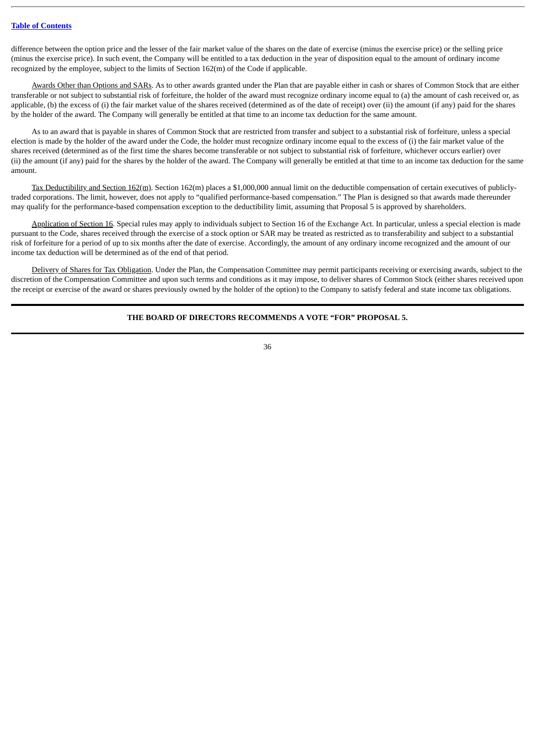difference between the option price and the lesser of the fair market value of the shares on the date of exercise (minus the exercise price) or the selling price (minus the exercise price). In such event, the Company will be entitled to a tax deduction in the year of disposition equal to the amount of ordinary income recognized by the employee, subject to the limits of Section 162(m) of the Code if applicable.

Awards Other than Options and SARs. As to other awards granted under the Plan that are payable either in cash or shares of Common Stock that are either transferable or not subject to substantial risk of forfeiture, the holder of the award must recognize ordinary income equal to (a) the amount of cash received or, as applicable, (b) the excess of (i) the fair market value of the shares received (determined as of the date of receipt) over (ii) the amount (if any) paid for the shares by the holder of the award. The Company will generally be entitled at that time to an income tax deduction for the same amount.

As to an award that is payable in shares of Common Stock that are restricted from transfer and subject to a substantial risk of forfeiture, unless a special election is made by the holder of the award under the Code, the holder must recognize ordinary income equal to the excess of (i) the fair market value of the shares received (determined as of the first time the shares become transferable or not subject to substantial risk of forfeiture, whichever occurs earlier) over (ii) the amount (if any) paid for the shares by the holder of the award. The Company will generally be entitled at that time to an income tax deduction for the same amount.

Tax Deductibility and Section 162(m). Section 162(m) places a $1,000,000 annual limit on the deductible compensation of certain executives of publicly-traded corporations. The limit, however, does not apply to "qualified performance-based compensation." The Plan is designed so that awards made thereunder may qualify for the performance-based compensation exception to the deductibility limit, assuming that Proposal 5 is approved by shareholders.

Application of Section 16. Special rules may apply to individuals subject to Section 16 of the Exchange Act. In particular, unless a special election is made pursuant to the Code, shares received through the exercise of a stock option or SAR may be treated as restricted as to transferability and subject to a substantial risk of forfeiture for a period of up to six months after the date of exercise. Accordingly, the amount of any ordinary income recognized and the amount of our income tax deduction will be determined as of the end of that period.

Delivery of Shares for Tax Obligation. Under the Plan, the Compensation Committee may permit participants receiving or exercising awards, subject to the discretion of the Compensation Committee and upon such terms and conditions as it may impose, to deliver shares of Common Stock (either shares received upon the receipt or exercise of the award or shares previously owned by the holder of the option) to the Company to satisfy federal and state income tax obligations.

**THE BOARD OF DIRECTORS RECOMMENDS A VOTE "FOR" PROPOSAL 5.**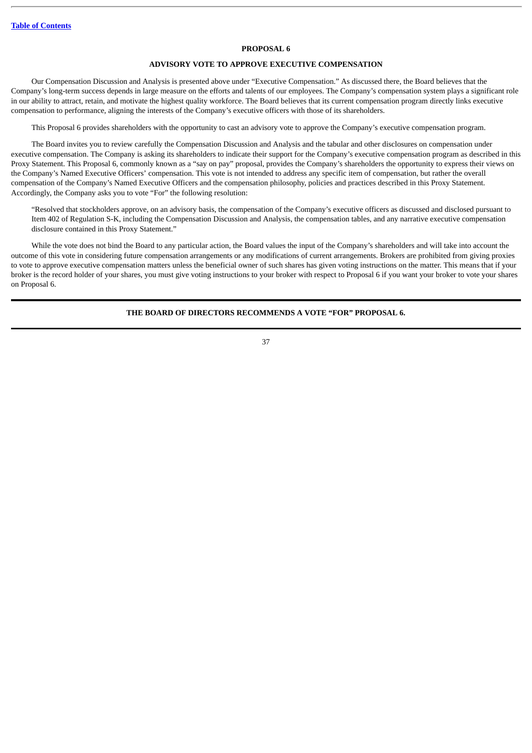# PROPOSAL 6

## ADVISORY VOTE TO APPROVE EXECUTIVE COMPENSATION

Our Compensation Discussion and Analysis is presented above under "Executive Compensation." As discussed there, the Board believes that the Company's long-term success depends in large measure on the efforts and talents of our employees. The Company's compensation system plays a significant role in our ability to attract, retain, and motivate the highest quality workforce. The Board believes that its current compensation program directly links executive compensation to performance, aligning the interests of the Company's executive officers with those of its shareholders.

This Proposal 6 provides shareholders with the opportunity to cast an advisory vote to approve the Company's executive compensation program.

The Board invites you to review carefully the Compensation Discussion and Analysis and the tabular and other disclosures on compensation under executive compensation. The Company is asking its shareholders to indicate their support for the Company's executive compensation program as described in this Proxy Statement. This Proposal 6, commonly known as a "say on pay" proposal, provides the Company's shareholders the opportunity to express their views on the Company's Named Executive Officers' compensation. This vote is not intended to address any specific item of compensation, but rather the overall compensation of the Company's Named Executive Officers and the compensation philosophy, policies and practices described in this Proxy Statement. Accordingly, the Company asks you to vote "For" the following resolution:

> "Resolved that stockholders approve, on an advisory basis, the compensation of the Company's executive officers as discussed and disclosed pursuant to Item 402 of Regulation S-K, including the Compensation Discussion and Analysis, the compensation tables, and any narrative executive compensation disclosure contained in this Proxy Statement."

While the vote does not bind the Board to any particular action, the Board values the input of the Company's shareholders and will take into account the outcome of this vote in considering future compensation arrangements or any modifications of current arrangements. Brokers are prohibited from giving proxies to vote to approve executive compensation matters unless the beneficial owner of such shares has given voting instructions on the matter. This means that if your broker is the record holder of your shares, you must give voting instructions to your broker with respect to Proposal 6 if you want your broker to vote your shares on Proposal 6.

**THE BOARD OF DIRECTORS RECOMMENDS A VOTE "FOR" PROPOSAL 6.**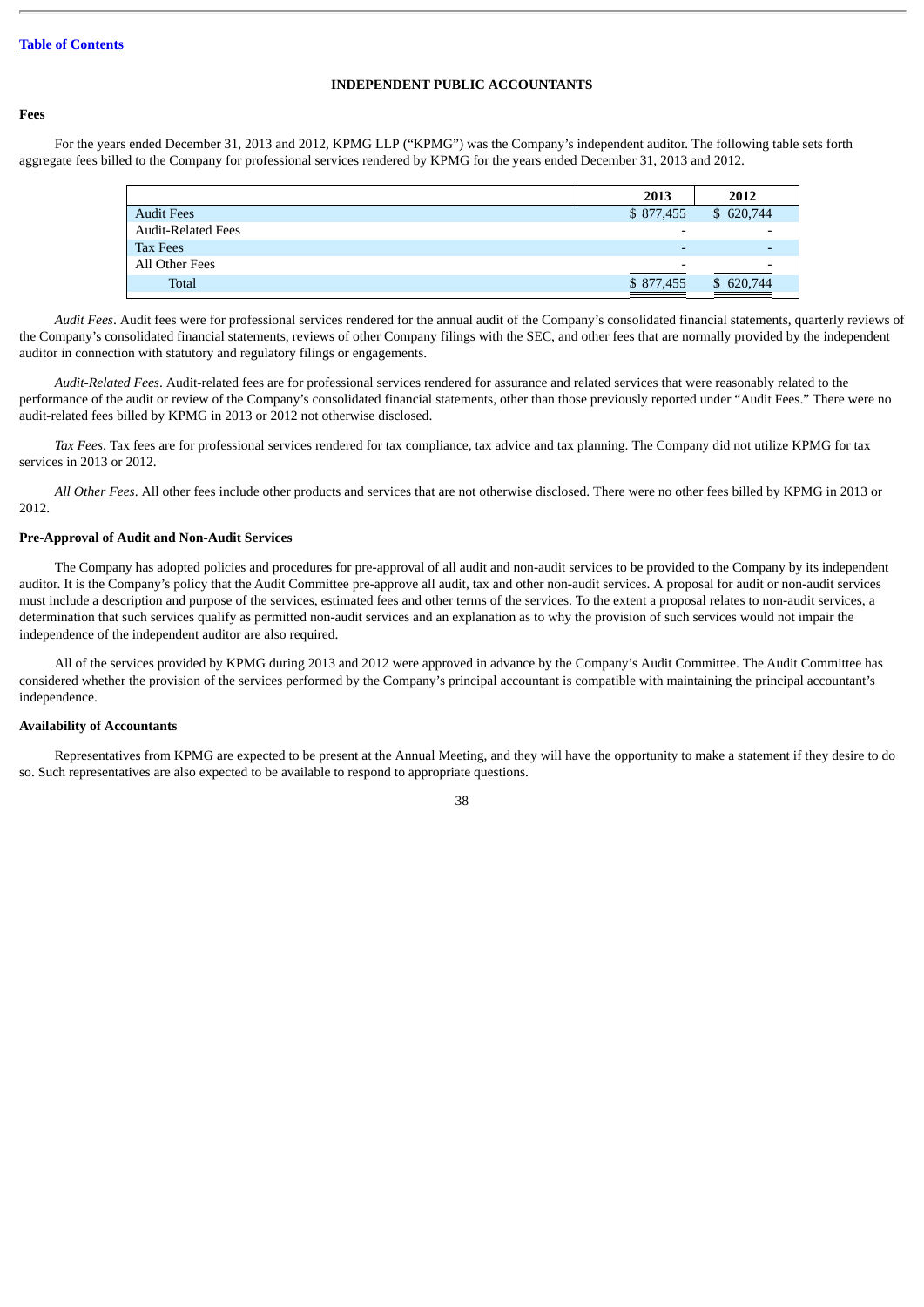Table of Contents

## INDEPENDENT PUBLIC ACCOUNTANTS

### Fees

For the years ended December 31, 2013 and 2012, KPMG LLP ("KPMG") was the Company's independent auditor. The following table sets forth aggregate fees billed to the Company for professional services rendered by KPMG for the years ended December 31, 2013 and 2012.

| | 2013 | 2012 |
|---|---|---|
| Audit Fees | $ 877,455 | $ 620,744 |
| Audit-Related Fees | - | - |
| Tax Fees | - | - |
| All Other Fees | - | - |
| Total | $ 877,455 | $ 620,744 |

*Audit Fees*. Audit fees were for professional services rendered for the annual audit of the Company's consolidated financial statements, quarterly reviews of the Company's consolidated financial statements, reviews of other Company filings with the SEC, and other fees that are normally provided by the independent auditor in connection with statutory and regulatory filings or engagements.

*Audit-Related Fees*. Audit-related fees are for professional services rendered for assurance and related services that were reasonably related to the performance of the audit or review of the Company's consolidated financial statements, other than those previously reported under "Audit Fees." There were no audit-related fees billed by KPMG in 2013 or 2012 not otherwise disclosed.

*Tax Fees*. Tax fees are for professional services rendered for tax compliance, tax advice and tax planning. The Company did not utilize KPMG for tax services in 2013 or 2012.

*All Other Fees*. All other fees include other products and services that are not otherwise disclosed. There were no other fees billed by KPMG in 2013 or 2012.

### Pre-Approval of Audit and Non-Audit Services

The Company has adopted policies and procedures for pre-approval of all audit and non-audit services to be provided to the Company by its independent auditor. It is the Company's policy that the Audit Committee pre-approve all audit, tax and other non-audit services. A proposal for audit or non-audit services must include a description and purpose of the services, estimated fees and other terms of the services. To the extent a proposal relates to non-audit services, a determination that such services qualify as permitted non-audit services and an explanation as to why the provision of such services would not impair the independence of the independent auditor are also required.

All of the services provided by KPMG during 2013 and 2012 were approved in advance by the Company's Audit Committee. The Audit Committee has considered whether the provision of the services performed by the Company's principal accountant is compatible with maintaining the principal accountant's independence.

### Availability of Accountants

Representatives from KPMG are expected to be present at the Annual Meeting, and they will have the opportunity to make a statement if they desire to do so. Such representatives are also expected to be available to respond to appropriate questions.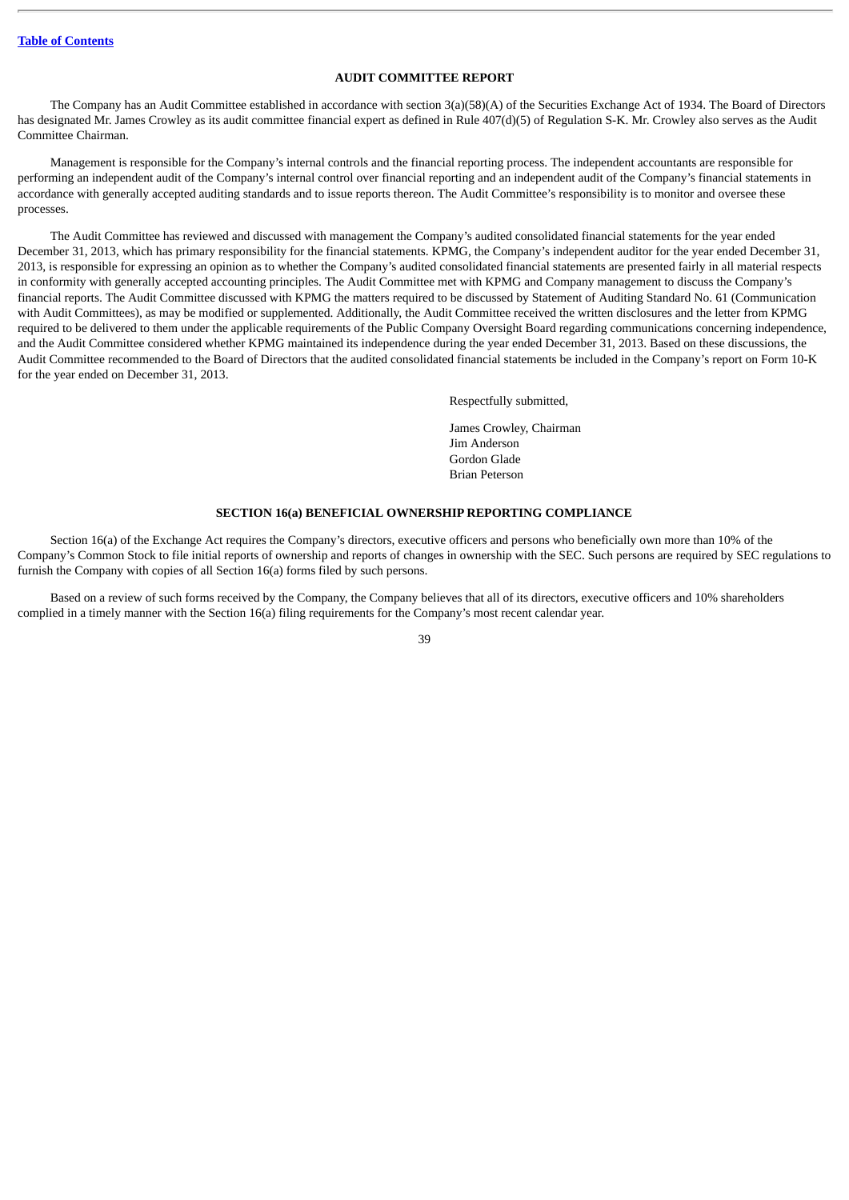## AUDIT COMMITTEE REPORT

The Company has an Audit Committee established in accordance with section 3(a)(58)(A) of the Securities Exchange Act of 1934. The Board of Directors has designated Mr. James Crowley as its audit committee financial expert as defined in Rule 407(d)(5) of Regulation S-K. Mr. Crowley also serves as the Audit Committee Chairman.

Management is responsible for the Company's internal controls and the financial reporting process. The independent accountants are responsible for performing an independent audit of the Company's internal control over financial reporting and an independent audit of the Company's financial statements in accordance with generally accepted auditing standards and to issue reports thereon. The Audit Committee's responsibility is to monitor and oversee these processes.

The Audit Committee has reviewed and discussed with management the Company's audited consolidated financial statements for the year ended December 31, 2013, which has primary responsibility for the financial statements. KPMG, the Company's independent auditor for the year ended December 31, 2013, is responsible for expressing an opinion as to whether the Company's audited consolidated financial statements are presented fairly in all material respects in conformity with generally accepted accounting principles. The Audit Committee met with KPMG and Company management to discuss the Company's financial reports. The Audit Committee discussed with KPMG the matters required to be discussed by Statement of Auditing Standard No. 61 (Communication with Audit Committees), as may be modified or supplemented. Additionally, the Audit Committee received the written disclosures and the letter from KPMG required to be delivered to them under the applicable requirements of the Public Company Oversight Board regarding communications concerning independence, and the Audit Committee considered whether KPMG maintained its independence during the year ended December 31, 2013. Based on these discussions, the Audit Committee recommended to the Board of Directors that the audited consolidated financial statements be included in the Company's report on Form 10-K for the year ended on December 31, 2013.

Respectfully submitted,

James Crowley, Chairman
Jim Anderson
Gordon Glade
Brian Peterson

## SECTION 16(a) BENEFICIAL OWNERSHIP REPORTING COMPLIANCE

Section 16(a) of the Exchange Act requires the Company's directors, executive officers and persons who beneficially own more than 10% of the Company's Common Stock to file initial reports of ownership and reports of changes in ownership with the SEC. Such persons are required by SEC regulations to furnish the Company with copies of all Section 16(a) forms filed by such persons.

Based on a review of such forms received by the Company, the Company believes that all of its directors, executive officers and 10% shareholders complied in a timely manner with the Section 16(a) filing requirements for the Company's most recent calendar year.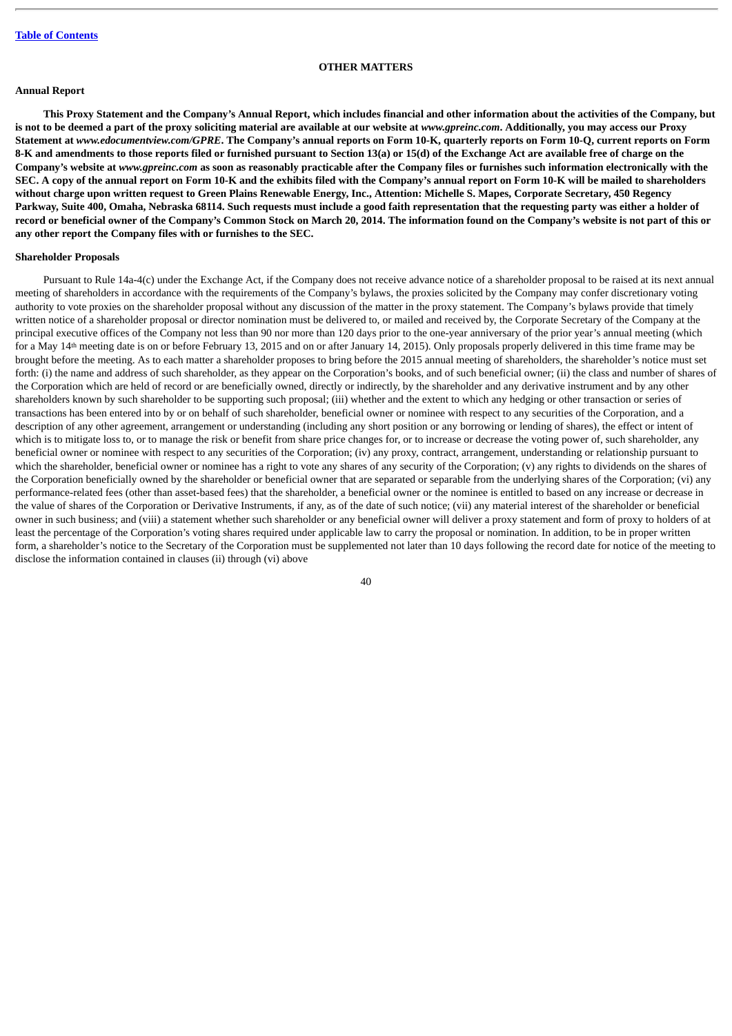[Table of Contents](#)

## OTHER MATTERS

### Annual Report

**This Proxy Statement and the Company's Annual Report, which includes financial and other information about the activities of the Company, but is not to be deemed a part of the proxy soliciting material are available at our website at *www.gpreinc.com*. Additionally, you may access our Proxy Statement at *www.edocumentview.com/GPRE*. The Company's annual reports on Form 10-K, quarterly reports on Form 10-Q, current reports on Form 8-K and amendments to those reports filed or furnished pursuant to Section 13(a) or 15(d) of the Exchange Act are available free of charge on the Company's website at *www.gpreinc.com* as soon as reasonably practicable after the Company files or furnishes such information electronically with the SEC. A copy of the annual report on Form 10-K and the exhibits filed with the Company's annual report on Form 10-K will be mailed to shareholders without charge upon written request to Green Plains Renewable Energy, Inc., Attention: Michelle S. Mapes, Corporate Secretary, 450 Regency Parkway, Suite 400, Omaha, Nebraska 68114. Such requests must include a good faith representation that the requesting party was either a holder of record or beneficial owner of the Company's Common Stock on March 20, 2014. The information found on the Company's website is not part of this or any other report the Company files with or furnishes to the SEC.**

### Shareholder Proposals

Pursuant to Rule 14a-4(c) under the Exchange Act, if the Company does not receive advance notice of a shareholder proposal to be raised at its next annual meeting of shareholders in accordance with the requirements of the Company's bylaws, the proxies solicited by the Company may confer discretionary voting authority to vote proxies on the shareholder proposal without any discussion of the matter in the proxy statement. The Company's bylaws provide that timely written notice of a shareholder proposal or director nomination must be delivered to, or mailed and received by, the Corporate Secretary of the Company at the principal executive offices of the Company not less than 90 nor more than 120 days prior to the one-year anniversary of the prior year's annual meeting (which for a May 14th meeting date is on or before February 13, 2015 and on or after January 14, 2015). Only proposals properly delivered in this time frame may be brought before the meeting. As to each matter a shareholder proposes to bring before the 2015 annual meeting of shareholders, the shareholder's notice must set forth: (i) the name and address of such shareholder, as they appear on the Corporation's books, and of such beneficial owner; (ii) the class and number of shares of the Corporation which are held of record or are beneficially owned, directly or indirectly, by the shareholder and any derivative instrument and by any other shareholders known by such shareholder to be supporting such proposal; (iii) whether and the extent to which any hedging or other transaction or series of transactions has been entered into by or on behalf of such shareholder, beneficial owner or nominee with respect to any securities of the Corporation, and a description of any other agreement, arrangement or understanding (including any short position or any borrowing or lending of shares), the effect or intent of which is to mitigate loss to, or to manage the risk or benefit from share price changes for, or to increase or decrease the voting power of, such shareholder, any beneficial owner or nominee with respect to any securities of the Corporation; (iv) any proxy, contract, arrangement, understanding or relationship pursuant to which the shareholder, beneficial owner or nominee has a right to vote any shares of any security of the Corporation; (v) any rights to dividends on the shares of the Corporation beneficially owned by the shareholder or beneficial owner that are separated or separable from the underlying shares of the Corporation; (vi) any performance-related fees (other than asset-based fees) that the shareholder, a beneficial owner or the nominee is entitled to based on any increase or decrease in the value of shares of the Corporation or Derivative Instruments, if any, as of the date of such notice; (vii) any material interest of the shareholder or beneficial owner in such business; and (viii) a statement whether such shareholder or any beneficial owner will deliver a proxy statement and form of proxy to holders of at least the percentage of the Corporation's voting shares required under applicable law to carry the proposal or nomination. In addition, to be in proper written form, a shareholder's notice to the Secretary of the Corporation must be supplemented not later than 10 days following the record date for notice of the meeting to disclose the information contained in clauses (ii) through (vi) above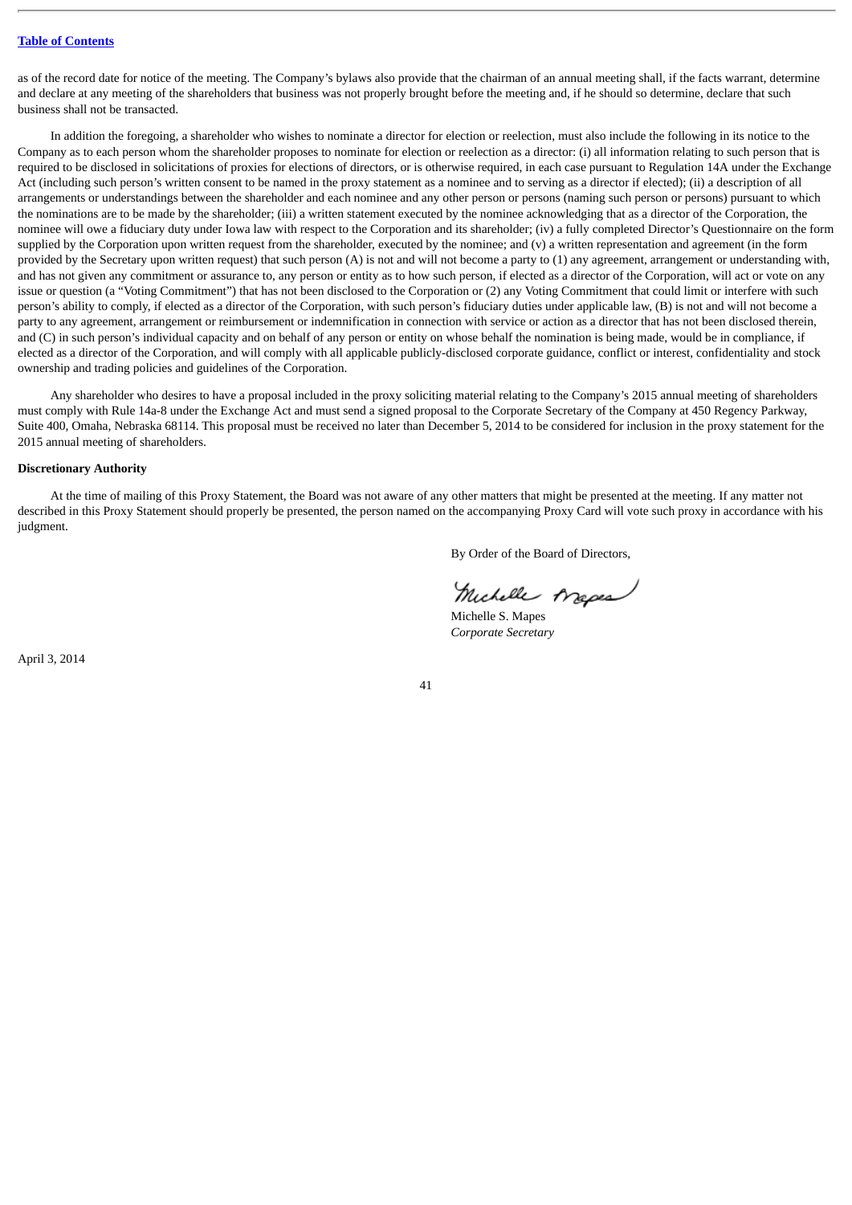as of the record date for notice of the meeting. The Company's bylaws also provide that the chairman of an annual meeting shall, if the facts warrant, determine and declare at any meeting of the shareholders that business was not properly brought before the meeting and, if he should so determine, declare that such business shall not be transacted.

In addition the foregoing, a shareholder who wishes to nominate a director for election or reelection, must also include the following in its notice to the Company as to each person whom the shareholder proposes to nominate for election or reelection as a director: (i) all information relating to such person that is required to be disclosed in solicitations of proxies for elections of directors, or is otherwise required, in each case pursuant to Regulation 14A under the Exchange Act (including such person's written consent to be named in the proxy statement as a nominee and to serving as a director if elected); (ii) a description of all arrangements or understandings between the shareholder and each nominee and any other person or persons (naming such person or persons) pursuant to which the nominations are to be made by the shareholder; (iii) a written statement executed by the nominee acknowledging that as a director of the Corporation, the nominee will owe a fiduciary duty under Iowa law with respect to the Corporation and its shareholder; (iv) a fully completed Director's Questionnaire on the form supplied by the Corporation upon written request from the shareholder, executed by the nominee; and (v) a written representation and agreement (in the form provided by the Secretary upon written request) that such person (A) is not and will not become a party to (1) any agreement, arrangement or understanding with, and has not given any commitment or assurance to, any person or entity as to how such person, if elected as a director of the Corporation, will act or vote on any issue or question (a "Voting Commitment") that has not been disclosed to the Corporation or (2) any Voting Commitment that could limit or interfere with such person's ability to comply, if elected as a director of the Corporation, with such person's fiduciary duties under applicable law, (B) is not and will not become a party to any agreement, arrangement or reimbursement or indemnification in connection with service or action as a director that has not been disclosed therein, and (C) in such person's individual capacity and on behalf of any person or entity on whose behalf the nomination is being made, would be in compliance, if elected as a director of the Corporation, and will comply with all applicable publicly-disclosed corporate guidance, conflict or interest, confidentiality and stock ownership and trading policies and guidelines of the Corporation.

Any shareholder who desires to have a proposal included in the proxy soliciting material relating to the Company's 2015 annual meeting of shareholders must comply with Rule 14a-8 under the Exchange Act and must send a signed proposal to the Corporate Secretary of the Company at 450 Regency Parkway, Suite 400, Omaha, Nebraska 68114. This proposal must be received no later than December 5, 2014 to be considered for inclusion in the proxy statement for the 2015 annual meeting of shareholders.

**Discretionary Authority**

At the time of mailing of this Proxy Statement, the Board was not aware of any other matters that might be presented at the meeting. If any matter not described in this Proxy Statement should properly be presented, the person named on the accompanying Proxy Card will vote such proxy in accordance with his judgment.

By Order of the Board of Directors,

Michelle S. Mapes
*Corporate Secretary*

April 3, 2014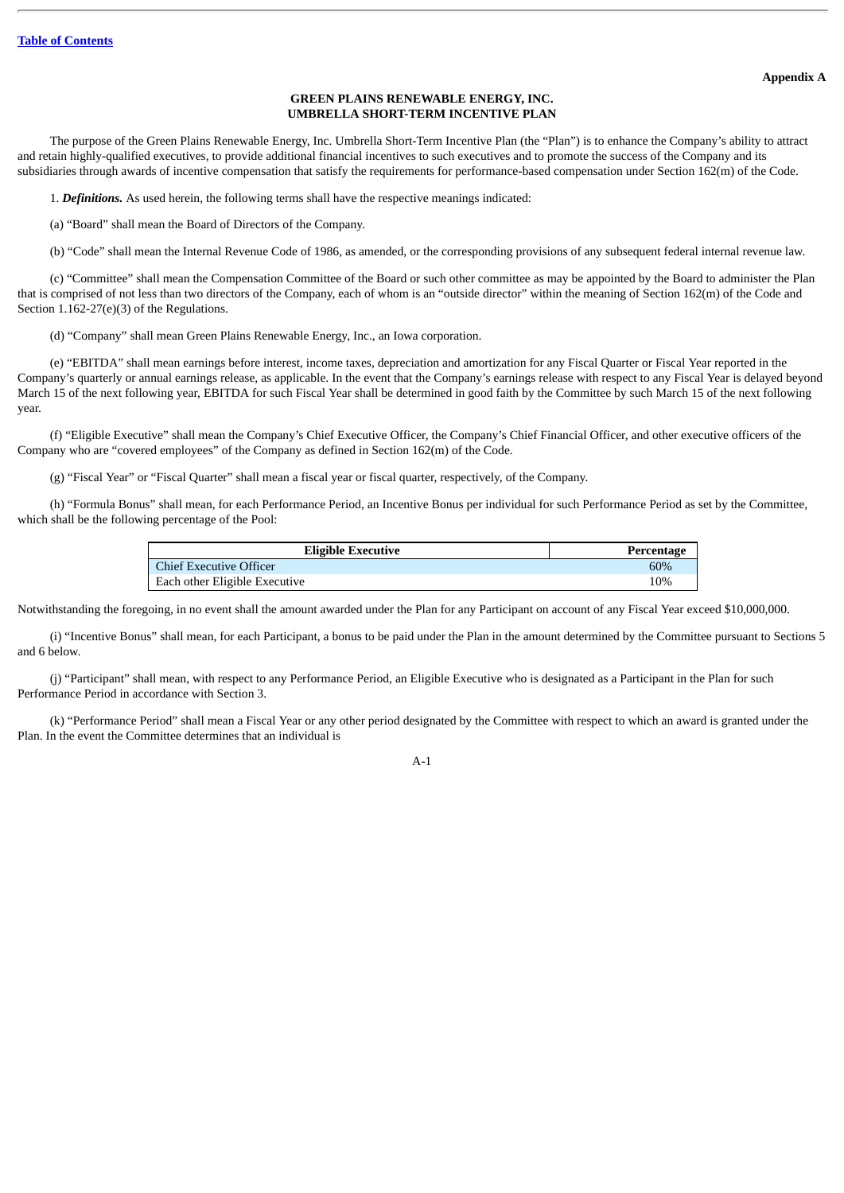Appendix A

# GREEN PLAINS RENEWABLE ENERGY, INC.
## UMBRELLA SHORT-TERM INCENTIVE PLAN

The purpose of the Green Plains Renewable Energy, Inc. Umbrella Short-Term Incentive Plan (the "Plan") is to enhance the Company's ability to attract and retain highly-qualified executives, to provide additional financial incentives to such executives and to promote the success of the Company and its subsidiaries through awards of incentive compensation that satisfy the requirements for performance-based compensation under Section 162(m) of the Code.

1. ***Definitions.*** As used herein, the following terms shall have the respective meanings indicated:

(a) "Board" shall mean the Board of Directors of the Company.

(b) "Code" shall mean the Internal Revenue Code of 1986, as amended, or the corresponding provisions of any subsequent federal internal revenue law.

(c) "Committee" shall mean the Compensation Committee of the Board or such other committee as may be appointed by the Board to administer the Plan that is comprised of not less than two directors of the Company, each of whom is an "outside director" within the meaning of Section 162(m) of the Code and Section 1.162-27(e)(3) of the Regulations.

(d) "Company" shall mean Green Plains Renewable Energy, Inc., an Iowa corporation.

(e) "EBITDA" shall mean earnings before interest, income taxes, depreciation and amortization for any Fiscal Quarter or Fiscal Year reported in the Company's quarterly or annual earnings release, as applicable. In the event that the Company's earnings release with respect to any Fiscal Year is delayed beyond March 15 of the next following year, EBITDA for such Fiscal Year shall be determined in good faith by the Committee by such March 15 of the next following year.

(f) "Eligible Executive" shall mean the Company's Chief Executive Officer, the Company's Chief Financial Officer, and other executive officers of the Company who are "covered employees" of the Company as defined in Section 162(m) of the Code.

(g) "Fiscal Year" or "Fiscal Quarter" shall mean a fiscal year or fiscal quarter, respectively, of the Company.

(h) "Formula Bonus" shall mean, for each Performance Period, an Incentive Bonus per individual for such Performance Period as set by the Committee, which shall be the following percentage of the Pool:

| Eligible Executive | Percentage |
|---|---|
| Chief Executive Officer | 60% |
| Each other Eligible Executive | 10% |

Notwithstanding the foregoing, in no event shall the amount awarded under the Plan for any Participant on account of any Fiscal Year exceed $10,000,000.

(i) "Incentive Bonus" shall mean, for each Participant, a bonus to be paid under the Plan in the amount determined by the Committee pursuant to Sections 5 and 6 below.

(j) "Participant" shall mean, with respect to any Performance Period, an Eligible Executive who is designated as a Participant in the Plan for such Performance Period in accordance with Section 3.

(k) "Performance Period" shall mean a Fiscal Year or any other period designated by the Committee with respect to which an award is granted under the Plan. In the event the Committee determines that an individual is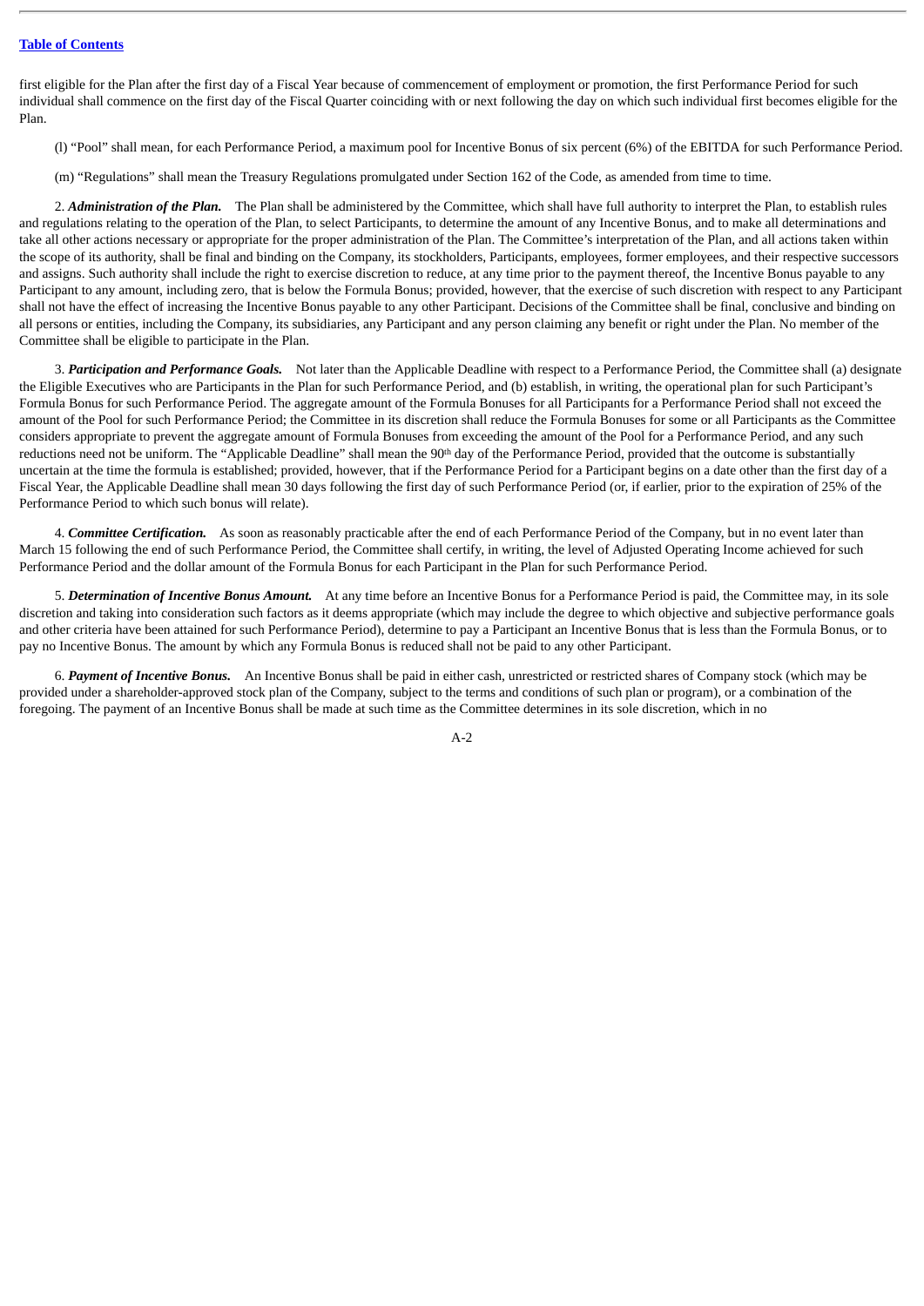first eligible for the Plan after the first day of a Fiscal Year because of commencement of employment or promotion, the first Performance Period for such individual shall commence on the first day of the Fiscal Quarter coinciding with or next following the day on which such individual first becomes eligible for the Plan.

(l) "Pool" shall mean, for each Performance Period, a maximum pool for Incentive Bonus of six percent (6%) of the EBITDA for such Performance Period.

(m) "Regulations" shall mean the Treasury Regulations promulgated under Section 162 of the Code, as amended from time to time.

2. ***Administration of the Plan.*** The Plan shall be administered by the Committee, which shall have full authority to interpret the Plan, to establish rules and regulations relating to the operation of the Plan, to select Participants, to determine the amount of any Incentive Bonus, and to make all determinations and take all other actions necessary or appropriate for the proper administration of the Plan. The Committee's interpretation of the Plan, and all actions taken within the scope of its authority, shall be final and binding on the Company, its stockholders, Participants, employees, former employees, and their respective successors and assigns. Such authority shall include the right to exercise discretion to reduce, at any time prior to the payment thereof, the Incentive Bonus payable to any Participant to any amount, including zero, that is below the Formula Bonus; provided, however, that the exercise of such discretion with respect to any Participant shall not have the effect of increasing the Incentive Bonus payable to any other Participant. Decisions of the Committee shall be final, conclusive and binding on all persons or entities, including the Company, its subsidiaries, any Participant and any person claiming any benefit or right under the Plan. No member of the Committee shall be eligible to participate in the Plan.

3. ***Participation and Performance Goals.*** Not later than the Applicable Deadline with respect to a Performance Period, the Committee shall (a) designate the Eligible Executives who are Participants in the Plan for such Performance Period, and (b) establish, in writing, the operational plan for such Participant's Formula Bonus for such Performance Period. The aggregate amount of the Formula Bonuses for all Participants for a Performance Period shall not exceed the amount of the Pool for such Performance Period; the Committee in its discretion shall reduce the Formula Bonuses for some or all Participants as the Committee considers appropriate to prevent the aggregate amount of Formula Bonuses from exceeding the amount of the Pool for a Performance Period, and any such reductions need not be uniform. The "Applicable Deadline" shall mean the 90th day of the Performance Period, provided that the outcome is substantially uncertain at the time the formula is established; provided, however, that if the Performance Period for a Participant begins on a date other than the first day of a Fiscal Year, the Applicable Deadline shall mean 30 days following the first day of such Performance Period (or, if earlier, prior to the expiration of 25% of the Performance Period to which such bonus will relate).

4. ***Committee Certification.*** As soon as reasonably practicable after the end of each Performance Period of the Company, but in no event later than March 15 following the end of such Performance Period, the Committee shall certify, in writing, the level of Adjusted Operating Income achieved for such Performance Period and the dollar amount of the Formula Bonus for each Participant in the Plan for such Performance Period.

5. ***Determination of Incentive Bonus Amount.*** At any time before an Incentive Bonus for a Performance Period is paid, the Committee may, in its sole discretion and taking into consideration such factors as it deems appropriate (which may include the degree to which objective and subjective performance goals and other criteria have been attained for such Performance Period), determine to pay a Participant an Incentive Bonus that is less than the Formula Bonus, or to pay no Incentive Bonus. The amount by which any Formula Bonus is reduced shall not be paid to any other Participant.

6. ***Payment of Incentive Bonus.*** An Incentive Bonus shall be paid in either cash, unrestricted or restricted shares of Company stock (which may be provided under a shareholder-approved stock plan of the Company, subject to the terms and conditions of such plan or program), or a combination of the foregoing. The payment of an Incentive Bonus shall be made at such time as the Committee determines in its sole discretion, which in no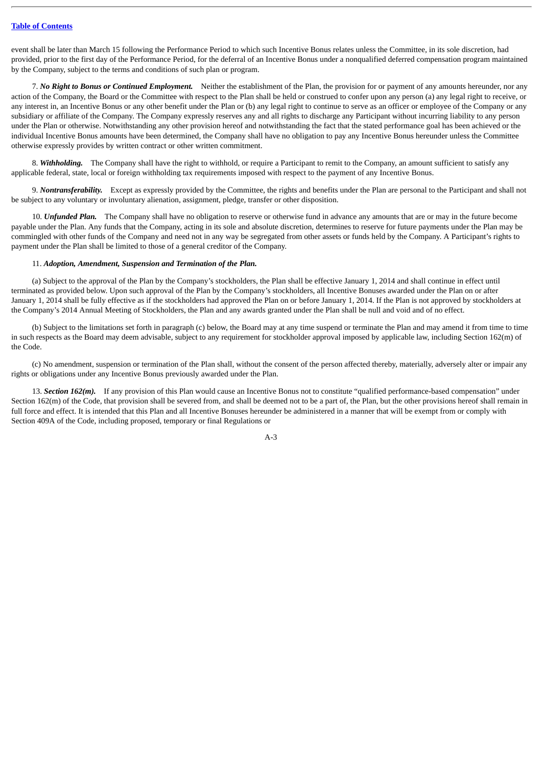event shall be later than March 15 following the Performance Period to which such Incentive Bonus relates unless the Committee, in its sole discretion, had provided, prior to the first day of the Performance Period, for the deferral of an Incentive Bonus under a nonqualified deferred compensation program maintained by the Company, subject to the terms and conditions of such plan or program.

7. ***No Right to Bonus or Continued Employment.*** Neither the establishment of the Plan, the provision for or payment of any amounts hereunder, nor any action of the Company, the Board or the Committee with respect to the Plan shall be held or construed to confer upon any person (a) any legal right to receive, or any interest in, an Incentive Bonus or any other benefit under the Plan or (b) any legal right to continue to serve as an officer or employee of the Company or any subsidiary or affiliate of the Company. The Company expressly reserves any and all rights to discharge any Participant without incurring liability to any person under the Plan or otherwise. Notwithstanding any other provision hereof and notwithstanding the fact that the stated performance goal has been achieved or the individual Incentive Bonus amounts have been determined, the Company shall have no obligation to pay any Incentive Bonus hereunder unless the Committee otherwise expressly provides by written contract or other written commitment.

8. ***Withholding.*** The Company shall have the right to withhold, or require a Participant to remit to the Company, an amount sufficient to satisfy any applicable federal, state, local or foreign withholding tax requirements imposed with respect to the payment of any Incentive Bonus.

9. ***Nontransferability.*** Except as expressly provided by the Committee, the rights and benefits under the Plan are personal to the Participant and shall not be subject to any voluntary or involuntary alienation, assignment, pledge, transfer or other disposition.

10. ***Unfunded Plan.*** The Company shall have no obligation to reserve or otherwise fund in advance any amounts that are or may in the future become payable under the Plan. Any funds that the Company, acting in its sole and absolute discretion, determines to reserve for future payments under the Plan may be commingled with other funds of the Company and need not in any way be segregated from other assets or funds held by the Company. A Participant's rights to payment under the Plan shall be limited to those of a general creditor of the Company.

11. ***Adoption, Amendment, Suspension and Termination of the Plan.***

(a) Subject to the approval of the Plan by the Company's stockholders, the Plan shall be effective January 1, 2014 and shall continue in effect until terminated as provided below. Upon such approval of the Plan by the Company's stockholders, all Incentive Bonuses awarded under the Plan on or after January 1, 2014 shall be fully effective as if the stockholders had approved the Plan on or before January 1, 2014. If the Plan is not approved by stockholders at the Company's 2014 Annual Meeting of Stockholders, the Plan and any awards granted under the Plan shall be null and void and of no effect.

(b) Subject to the limitations set forth in paragraph (c) below, the Board may at any time suspend or terminate the Plan and may amend it from time to time in such respects as the Board may deem advisable, subject to any requirement for stockholder approval imposed by applicable law, including Section 162(m) of the Code.

(c) No amendment, suspension or termination of the Plan shall, without the consent of the person affected thereby, materially, adversely alter or impair any rights or obligations under any Incentive Bonus previously awarded under the Plan.

13. ***Section 162(m).*** If any provision of this Plan would cause an Incentive Bonus not to constitute "qualified performance-based compensation" under Section 162(m) of the Code, that provision shall be severed from, and shall be deemed not to be a part of, the Plan, but the other provisions hereof shall remain in full force and effect. It is intended that this Plan and all Incentive Bonuses hereunder be administered in a manner that will be exempt from or comply with Section 409A of the Code, including proposed, temporary or final Regulations or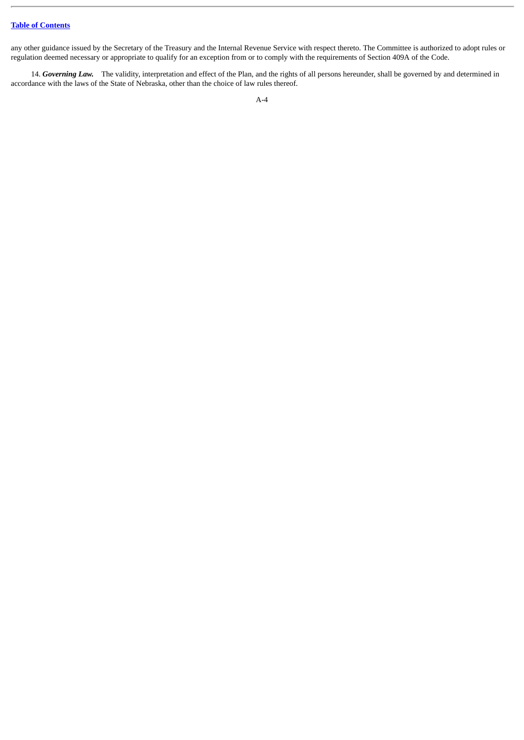any other guidance issued by the Secretary of the Treasury and the Internal Revenue Service with respect thereto. The Committee is authorized to adopt rules or regulation deemed necessary or appropriate to qualify for an exception from or to comply with the requirements of Section 409A of the Code.

14. ***Governing Law.*** The validity, interpretation and effect of the Plan, and the rights of all persons hereunder, shall be governed by and determined in accordance with the laws of the State of Nebraska, other than the choice of law rules thereof.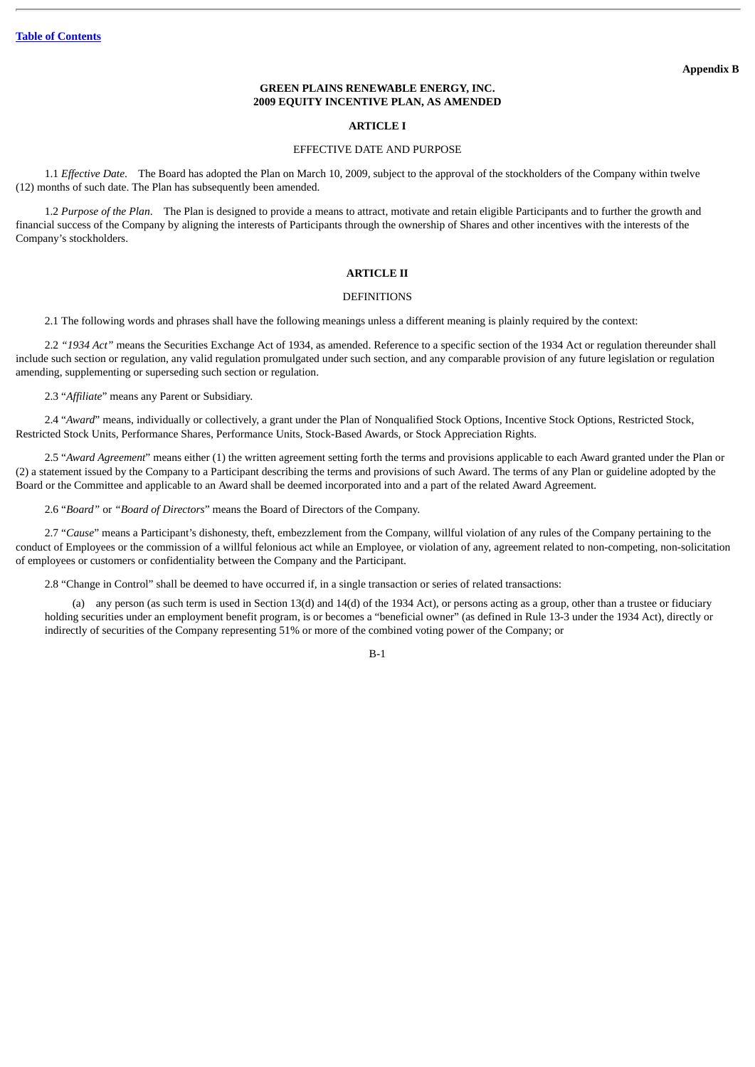**Appendix B**

# GREEN PLAINS RENEWABLE ENERGY, INC.
# 2009 EQUITY INCENTIVE PLAN, AS AMENDED

## ARTICLE I

EFFECTIVE DATE AND PURPOSE

1.1 *Effective Date*. The Board has adopted the Plan on March 10, 2009, subject to the approval of the stockholders of the Company within twelve (12) months of such date. The Plan has subsequently been amended.

1.2 *Purpose of the Plan*. The Plan is designed to provide a means to attract, motivate and retain eligible Participants and to further the growth and financial success of the Company by aligning the interests of Participants through the ownership of Shares and other incentives with the interests of the Company's stockholders.

## ARTICLE II

DEFINITIONS

2.1 The following words and phrases shall have the following meanings unless a different meaning is plainly required by the context:

2.2 *"1934 Act"* means the Securities Exchange Act of 1934, as amended. Reference to a specific section of the 1934 Act or regulation thereunder shall include such section or regulation, any valid regulation promulgated under such section, and any comparable provision of any future legislation or regulation amending, supplementing or superseding such section or regulation.

2.3 "*Affiliate*" means any Parent or Subsidiary.

2.4 "*Award*" means, individually or collectively, a grant under the Plan of Nonqualified Stock Options, Incentive Stock Options, Restricted Stock, Restricted Stock Units, Performance Shares, Performance Units, Stock-Based Awards, or Stock Appreciation Rights.

2.5 "*Award Agreement*" means either (1) the written agreement setting forth the terms and provisions applicable to each Award granted under the Plan or (2) a statement issued by the Company to a Participant describing the terms and provisions of such Award. The terms of any Plan or guideline adopted by the Board or the Committee and applicable to an Award shall be deemed incorporated into and a part of the related Award Agreement.

2.6 "*Board*" or *"Board of Directors*" means the Board of Directors of the Company.

2.7 "*Cause*" means a Participant's dishonesty, theft, embezzlement from the Company, willful violation of any rules of the Company pertaining to the conduct of Employees or the commission of a willful felonious act while an Employee, or violation of any, agreement related to non-competing, non-solicitation of employees or customers or confidentiality between the Company and the Participant.

2.8 "Change in Control" shall be deemed to have occurred if, in a single transaction or series of related transactions:

(a) any person (as such term is used in Section 13(d) and 14(d) of the 1934 Act), or persons acting as a group, other than a trustee or fiduciary holding securities under an employment benefit program, is or becomes a "beneficial owner" (as defined in Rule 13-3 under the 1934 Act), directly or indirectly of securities of the Company representing 51% or more of the combined voting power of the Company; or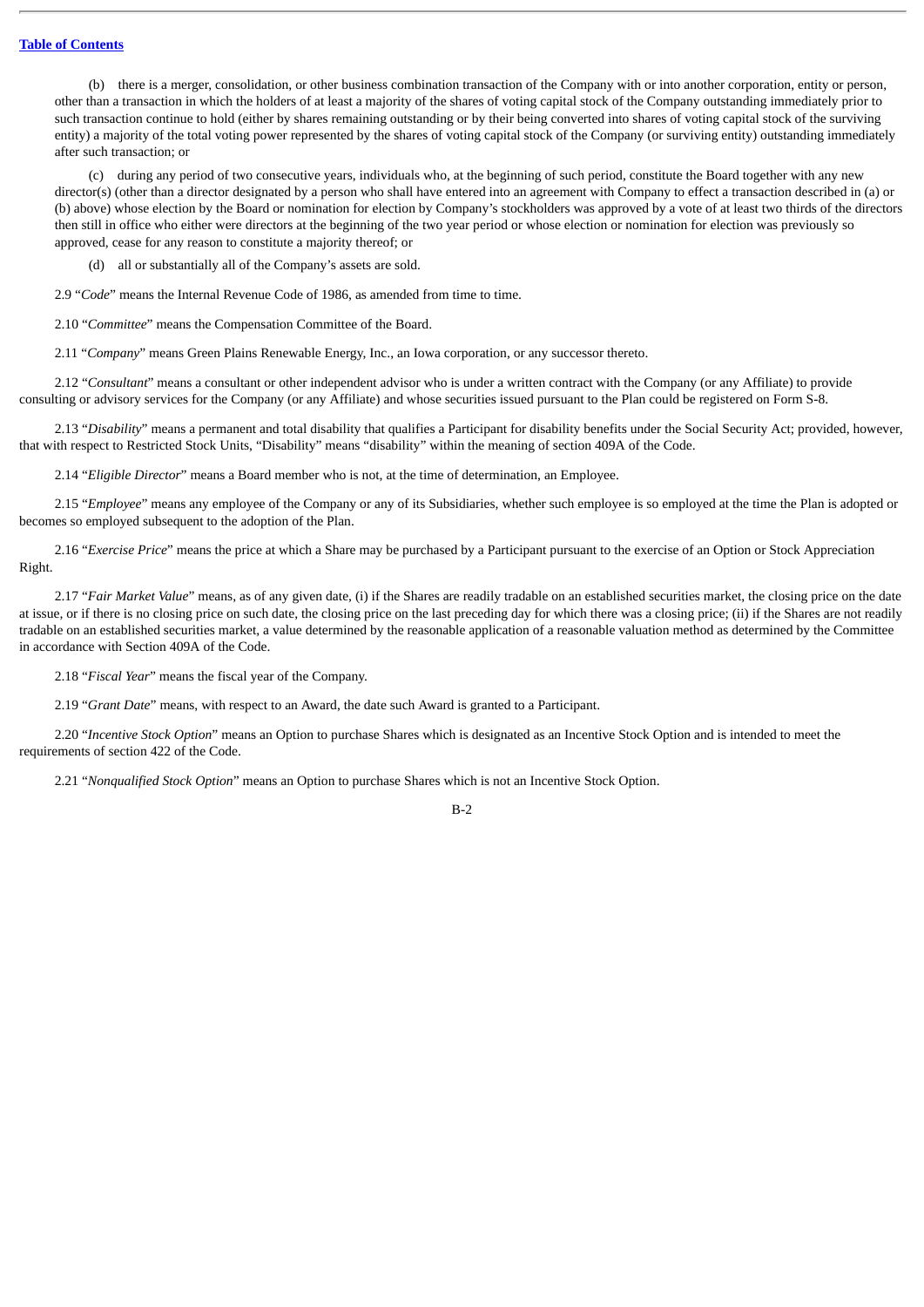(b) there is a merger, consolidation, or other business combination transaction of the Company with or into another corporation, entity or person, other than a transaction in which the holders of at least a majority of the shares of voting capital stock of the Company outstanding immediately prior to such transaction continue to hold (either by shares remaining outstanding or by their being converted into shares of voting capital stock of the surviving entity) a majority of the total voting power represented by the shares of voting capital stock of the Company (or surviving entity) outstanding immediately after such transaction; or

(c) during any period of two consecutive years, individuals who, at the beginning of such period, constitute the Board together with any new director(s) (other than a director designated by a person who shall have entered into an agreement with Company to effect a transaction described in (a) or (b) above) whose election by the Board or nomination for election by Company's stockholders was approved by a vote of at least two thirds of the directors then still in office who either were directors at the beginning of the two year period or whose election or nomination for election was previously so approved, cease for any reason to constitute a majority thereof; or

(d) all or substantially all of the Company's assets are sold.

2.9 "*Code*" means the Internal Revenue Code of 1986, as amended from time to time.

2.10 "*Committee*" means the Compensation Committee of the Board.

2.11 "*Company*" means Green Plains Renewable Energy, Inc., an Iowa corporation, or any successor thereto.

2.12 "*Consultant*" means a consultant or other independent advisor who is under a written contract with the Company (or any Affiliate) to provide consulting or advisory services for the Company (or any Affiliate) and whose securities issued pursuant to the Plan could be registered on Form S-8.

2.13 "*Disability*" means a permanent and total disability that qualifies a Participant for disability benefits under the Social Security Act; provided, however, that with respect to Restricted Stock Units, "Disability" means "disability" within the meaning of section 409A of the Code.

2.14 "*Eligible Director*" means a Board member who is not, at the time of determination, an Employee.

2.15 "*Employee*" means any employee of the Company or any of its Subsidiaries, whether such employee is so employed at the time the Plan is adopted or becomes so employed subsequent to the adoption of the Plan.

2.16 "*Exercise Price*" means the price at which a Share may be purchased by a Participant pursuant to the exercise of an Option or Stock Appreciation Right.

2.17 "*Fair Market Value*" means, as of any given date, (i) if the Shares are readily tradable on an established securities market, the closing price on the date at issue, or if there is no closing price on such date, the closing price on the last preceding day for which there was a closing price; (ii) if the Shares are not readily tradable on an established securities market, a value determined by the reasonable application of a reasonable valuation method as determined by the Committee in accordance with Section 409A of the Code.

2.18 "*Fiscal Year*" means the fiscal year of the Company.

2.19 "*Grant Date*" means, with respect to an Award, the date such Award is granted to a Participant.

2.20 "*Incentive Stock Option*" means an Option to purchase Shares which is designated as an Incentive Stock Option and is intended to meet the requirements of section 422 of the Code.

2.21 "*Nonqualified Stock Option*" means an Option to purchase Shares which is not an Incentive Stock Option.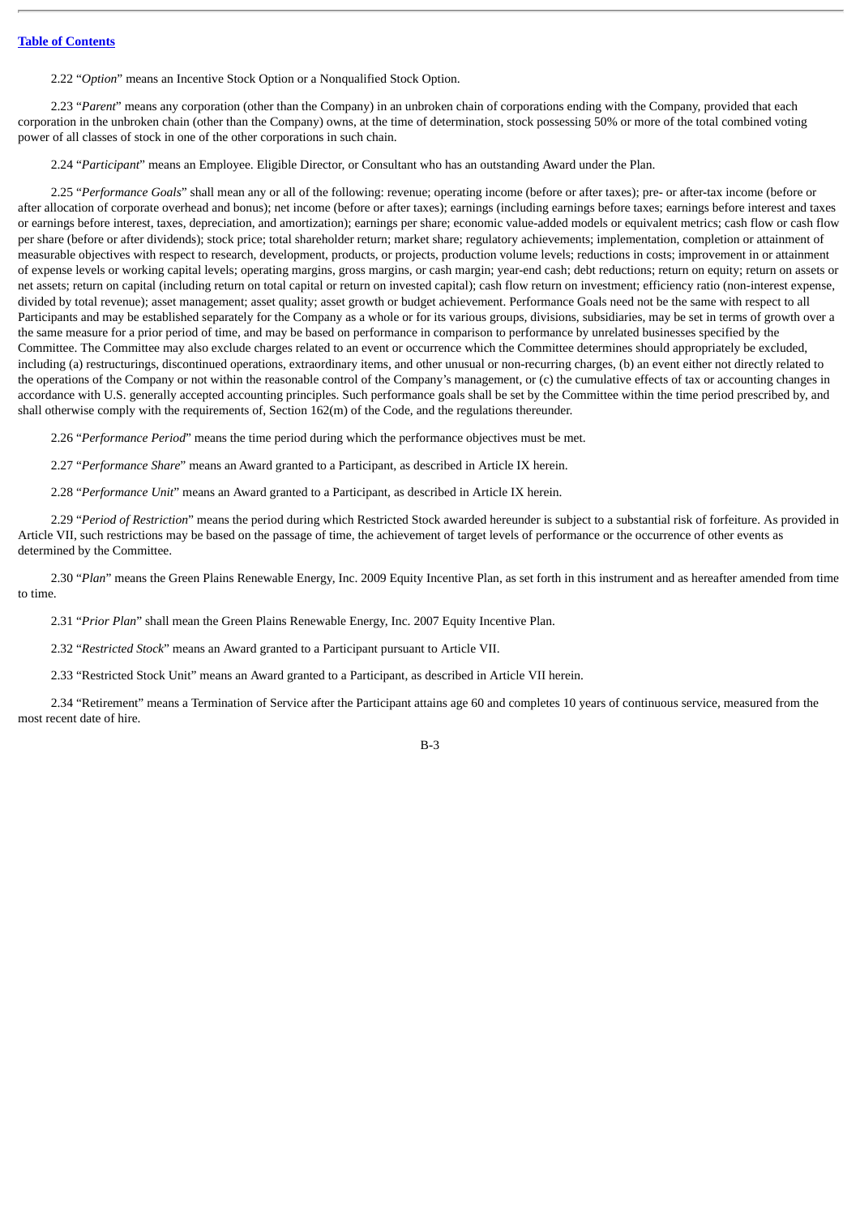2.22 "*Option*" means an Incentive Stock Option or a Nonqualified Stock Option.

2.23 "*Parent*" means any corporation (other than the Company) in an unbroken chain of corporations ending with the Company, provided that each corporation in the unbroken chain (other than the Company) owns, at the time of determination, stock possessing 50% or more of the total combined voting power of all classes of stock in one of the other corporations in such chain.

2.24 "*Participant*" means an Employee. Eligible Director, or Consultant who has an outstanding Award under the Plan.

2.25 "*Performance Goals*" shall mean any or all of the following: revenue; operating income (before or after taxes); pre- or after-tax income (before or after allocation of corporate overhead and bonus); net income (before or after taxes); earnings (including earnings before taxes; earnings before interest and taxes or earnings before interest, taxes, depreciation, and amortization); earnings per share; economic value-added models or equivalent metrics; cash flow or cash flow per share (before or after dividends); stock price; total shareholder return; market share; regulatory achievements; implementation, completion or attainment of measurable objectives with respect to research, development, products, or projects, production volume levels; reductions in costs; improvement in or attainment of expense levels or working capital levels; operating margins, gross margins, or cash margin; year-end cash; debt reductions; return on equity; return on assets or net assets; return on capital (including return on total capital or return on invested capital); cash flow return on investment; efficiency ratio (non-interest expense, divided by total revenue); asset management; asset quality; asset growth or budget achievement. Performance Goals need not be the same with respect to all Participants and may be established separately for the Company as a whole or for its various groups, divisions, subsidiaries, may be set in terms of growth over a the same measure for a prior period of time, and may be based on performance in comparison to performance by unrelated businesses specified by the Committee. The Committee may also exclude charges related to an event or occurrence which the Committee determines should appropriately be excluded, including (a) restructurings, discontinued operations, extraordinary items, and other unusual or non-recurring charges, (b) an event either not directly related to the operations of the Company or not within the reasonable control of the Company's management, or (c) the cumulative effects of tax or accounting changes in accordance with U.S. generally accepted accounting principles. Such performance goals shall be set by the Committee within the time period prescribed by, and shall otherwise comply with the requirements of, Section 162(m) of the Code, and the regulations thereunder.

2.26 "*Performance Period*" means the time period during which the performance objectives must be met.

2.27 "*Performance Share*" means an Award granted to a Participant, as described in Article IX herein.

2.28 "*Performance Unit*" means an Award granted to a Participant, as described in Article IX herein.

2.29 "*Period of Restriction*" means the period during which Restricted Stock awarded hereunder is subject to a substantial risk of forfeiture. As provided in Article VII, such restrictions may be based on the passage of time, the achievement of target levels of performance or the occurrence of other events as determined by the Committee.

2.30 "*Plan*" means the Green Plains Renewable Energy, Inc. 2009 Equity Incentive Plan, as set forth in this instrument and as hereafter amended from time to time.

2.31 "*Prior Plan*" shall mean the Green Plains Renewable Energy, Inc. 2007 Equity Incentive Plan.

2.32 "*Restricted Stock*" means an Award granted to a Participant pursuant to Article VII.

2.33 "Restricted Stock Unit" means an Award granted to a Participant, as described in Article VII herein.

2.34 "Retirement" means a Termination of Service after the Participant attains age 60 and completes 10 years of continuous service, measured from the most recent date of hire.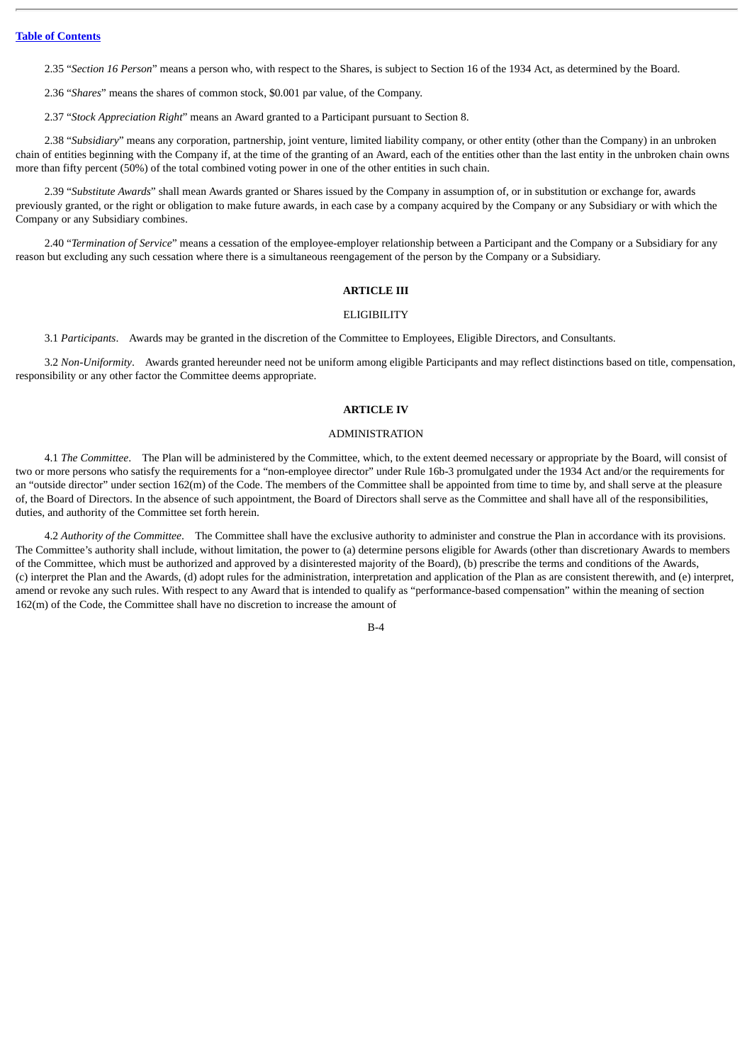2.35 "*Section 16 Person*" means a person who, with respect to the Shares, is subject to Section 16 of the 1934 Act, as determined by the Board.

2.36 "*Shares*" means the shares of common stock, $0.001 par value, of the Company.

2.37 "*Stock Appreciation Right*" means an Award granted to a Participant pursuant to Section 8.

2.38 "*Subsidiary*" means any corporation, partnership, joint venture, limited liability company, or other entity (other than the Company) in an unbroken chain of entities beginning with the Company if, at the time of the granting of an Award, each of the entities other than the last entity in the unbroken chain owns more than fifty percent (50%) of the total combined voting power in one of the other entities in such chain.

2.39 "*Substitute Awards*" shall mean Awards granted or Shares issued by the Company in assumption of, or in substitution or exchange for, awards previously granted, or the right or obligation to make future awards, in each case by a company acquired by the Company or any Subsidiary or with which the Company or any Subsidiary combines.

2.40 "*Termination of Service*" means a cessation of the employee-employer relationship between a Participant and the Company or a Subsidiary for any reason but excluding any such cessation where there is a simultaneous reengagement of the person by the Company or a Subsidiary.

## ARTICLE III

ELIGIBILITY

3.1 *Participants*. Awards may be granted in the discretion of the Committee to Employees, Eligible Directors, and Consultants.

3.2 *Non-Uniformity*. Awards granted hereunder need not be uniform among eligible Participants and may reflect distinctions based on title, compensation, responsibility or any other factor the Committee deems appropriate.

## ARTICLE IV

ADMINISTRATION

4.1 *The Committee*. The Plan will be administered by the Committee, which, to the extent deemed necessary or appropriate by the Board, will consist of two or more persons who satisfy the requirements for a "non-employee director" under Rule 16b-3 promulgated under the 1934 Act and/or the requirements for an "outside director" under section 162(m) of the Code. The members of the Committee shall be appointed from time to time by, and shall serve at the pleasure of, the Board of Directors. In the absence of such appointment, the Board of Directors shall serve as the Committee and shall have all of the responsibilities, duties, and authority of the Committee set forth herein.

4.2 *Authority of the Committee*. The Committee shall have the exclusive authority to administer and construe the Plan in accordance with its provisions. The Committee's authority shall include, without limitation, the power to (a) determine persons eligible for Awards (other than discretionary Awards to members of the Committee, which must be authorized and approved by a disinterested majority of the Board), (b) prescribe the terms and conditions of the Awards, (c) interpret the Plan and the Awards, (d) adopt rules for the administration, interpretation and application of the Plan as are consistent therewith, and (e) interpret, amend or revoke any such rules. With respect to any Award that is intended to qualify as "performance-based compensation" within the meaning of section 162(m) of the Code, the Committee shall have no discretion to increase the amount of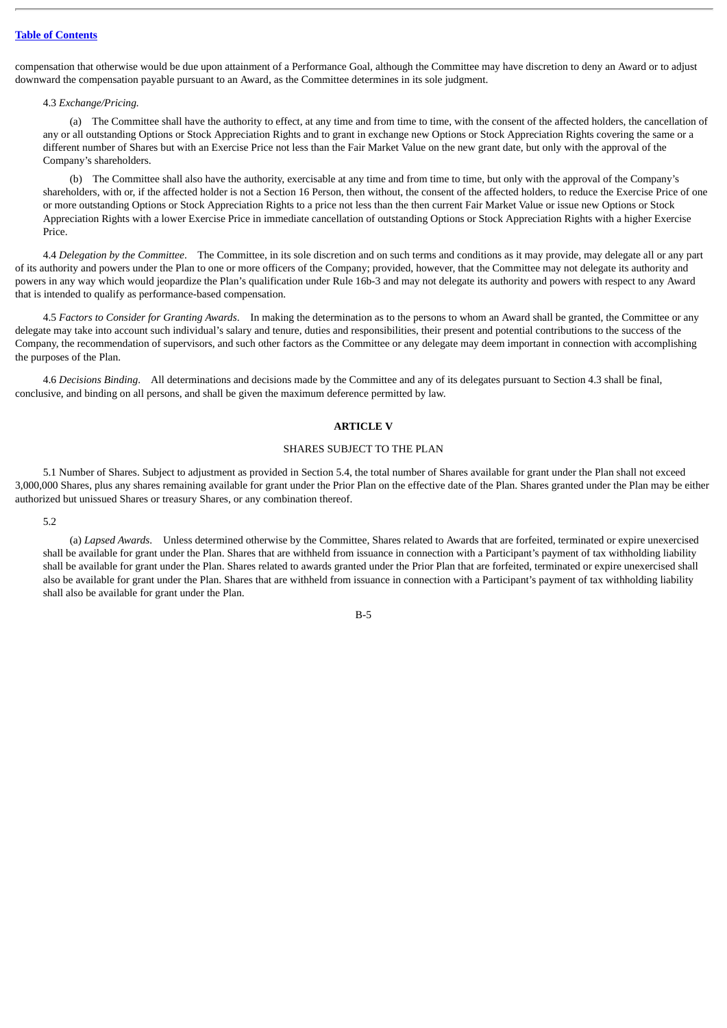compensation that otherwise would be due upon attainment of a Performance Goal, although the Committee may have discretion to deny an Award or to adjust downward the compensation payable pursuant to an Award, as the Committee determines in its sole judgment.

4.3 *Exchange/Pricing.*

(a) The Committee shall have the authority to effect, at any time and from time to time, with the consent of the affected holders, the cancellation of any or all outstanding Options or Stock Appreciation Rights and to grant in exchange new Options or Stock Appreciation Rights covering the same or a different number of Shares but with an Exercise Price not less than the Fair Market Value on the new grant date, but only with the approval of the Company's shareholders.

(b) The Committee shall also have the authority, exercisable at any time and from time to time, but only with the approval of the Company's shareholders, with or, if the affected holder is not a Section 16 Person, then without, the consent of the affected holders, to reduce the Exercise Price of one or more outstanding Options or Stock Appreciation Rights to a price not less than the then current Fair Market Value or issue new Options or Stock Appreciation Rights with a lower Exercise Price in immediate cancellation of outstanding Options or Stock Appreciation Rights with a higher Exercise Price.

4.4 *Delegation by the Committee*. The Committee, in its sole discretion and on such terms and conditions as it may provide, may delegate all or any part of its authority and powers under the Plan to one or more officers of the Company; provided, however, that the Committee may not delegate its authority and powers in any way which would jeopardize the Plan's qualification under Rule 16b-3 and may not delegate its authority and powers with respect to any Award that is intended to qualify as performance-based compensation.

4.5 *Factors to Consider for Granting Awards*. In making the determination as to the persons to whom an Award shall be granted, the Committee or any delegate may take into account such individual's salary and tenure, duties and responsibilities, their present and potential contributions to the success of the Company, the recommendation of supervisors, and such other factors as the Committee or any delegate may deem important in connection with accomplishing the purposes of the Plan.

4.6 *Decisions Binding*. All determinations and decisions made by the Committee and any of its delegates pursuant to Section 4.3 shall be final, conclusive, and binding on all persons, and shall be given the maximum deference permitted by law.

## ARTICLE V

### SHARES SUBJECT TO THE PLAN

5.1 Number of Shares. Subject to adjustment as provided in Section 5.4, the total number of Shares available for grant under the Plan shall not exceed 3,000,000 Shares, plus any shares remaining available for grant under the Prior Plan on the effective date of the Plan. Shares granted under the Plan may be either authorized but unissued Shares or treasury Shares, or any combination thereof.

5.2

(a) *Lapsed Awards*. Unless determined otherwise by the Committee, Shares related to Awards that are forfeited, terminated or expire unexercised shall be available for grant under the Plan. Shares that are withheld from issuance in connection with a Participant's payment of tax withholding liability shall be available for grant under the Plan. Shares related to awards granted under the Prior Plan that are forfeited, terminated or expire unexercised shall also be available for grant under the Plan. Shares that are withheld from issuance in connection with a Participant's payment of tax withholding liability shall also be available for grant under the Plan.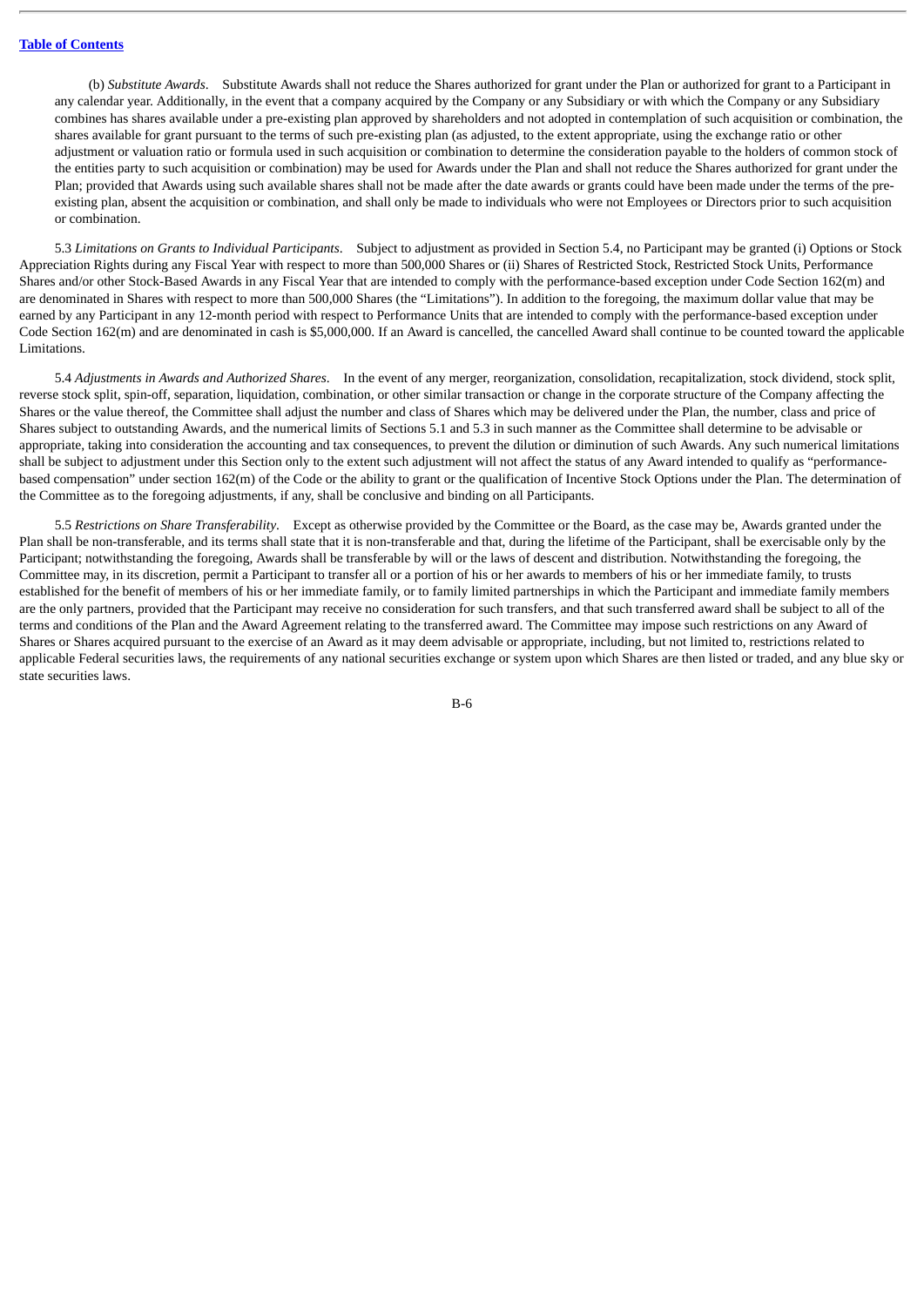(b) *Substitute Awards*. Substitute Awards shall not reduce the Shares authorized for grant under the Plan or authorized for grant to a Participant in any calendar year. Additionally, in the event that a company acquired by the Company or any Subsidiary or with which the Company or any Subsidiary combines has shares available under a pre-existing plan approved by shareholders and not adopted in contemplation of such acquisition or combination, the shares available for grant pursuant to the terms of such pre-existing plan (as adjusted, to the extent appropriate, using the exchange ratio or other adjustment or valuation ratio or formula used in such acquisition or combination to determine the consideration payable to the holders of common stock of the entities party to such acquisition or combination) may be used for Awards under the Plan and shall not reduce the Shares authorized for grant under the Plan; provided that Awards using such available shares shall not be made after the date awards or grants could have been made under the terms of the pre-existing plan, absent the acquisition or combination, and shall only be made to individuals who were not Employees or Directors prior to such acquisition or combination.

5.3 *Limitations on Grants to Individual Participants*. Subject to adjustment as provided in Section 5.4, no Participant may be granted (i) Options or Stock Appreciation Rights during any Fiscal Year with respect to more than 500,000 Shares or (ii) Shares of Restricted Stock, Restricted Stock Units, Performance Shares and/or other Stock-Based Awards in any Fiscal Year that are intended to comply with the performance-based exception under Code Section 162(m) and are denominated in Shares with respect to more than 500,000 Shares (the "Limitations"). In addition to the foregoing, the maximum dollar value that may be earned by any Participant in any 12-month period with respect to Performance Units that are intended to comply with the performance-based exception under Code Section 162(m) and are denominated in cash is $5,000,000. If an Award is cancelled, the cancelled Award shall continue to be counted toward the applicable Limitations.

5.4 *Adjustments in Awards and Authorized Shares*. In the event of any merger, reorganization, consolidation, recapitalization, stock dividend, stock split, reverse stock split, spin-off, separation, liquidation, combination, or other similar transaction or change in the corporate structure of the Company affecting the Shares or the value thereof, the Committee shall adjust the number and class of Shares which may be delivered under the Plan, the number, class and price of Shares subject to outstanding Awards, and the numerical limits of Sections 5.1 and 5.3 in such manner as the Committee shall determine to be advisable or appropriate, taking into consideration the accounting and tax consequences, to prevent the dilution or diminution of such Awards. Any such numerical limitations shall be subject to adjustment under this Section only to the extent such adjustment will not affect the status of any Award intended to qualify as "performance-based compensation" under section 162(m) of the Code or the ability to grant or the qualification of Incentive Stock Options under the Plan. The determination of the Committee as to the foregoing adjustments, if any, shall be conclusive and binding on all Participants.

5.5 *Restrictions on Share Transferability*. Except as otherwise provided by the Committee or the Board, as the case may be, Awards granted under the Plan shall be non-transferable, and its terms shall state that it is non-transferable and that, during the lifetime of the Participant, shall be exercisable only by the Participant; notwithstanding the foregoing, Awards shall be transferable by will or the laws of descent and distribution. Notwithstanding the foregoing, the Committee may, in its discretion, permit a Participant to transfer all or a portion of his or her awards to members of his or her immediate family, to trusts established for the benefit of members of his or her immediate family, or to family limited partnerships in which the Participant and immediate family members are the only partners, provided that the Participant may receive no consideration for such transfers, and that such transferred award shall be subject to all of the terms and conditions of the Plan and the Award Agreement relating to the transferred award. The Committee may impose such restrictions on any Award of Shares or Shares acquired pursuant to the exercise of an Award as it may deem advisable or appropriate, including, but not limited to, restrictions related to applicable Federal securities laws, the requirements of any national securities exchange or system upon which Shares are then listed or traded, and any blue sky or state securities laws.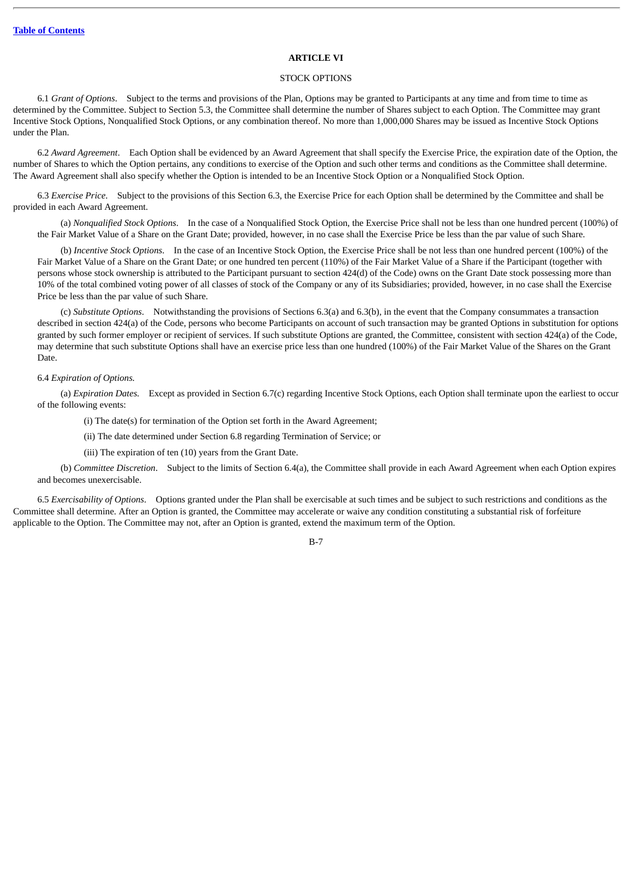## ARTICLE VI

### STOCK OPTIONS

6.1 *Grant of Options*. Subject to the terms and provisions of the Plan, Options may be granted to Participants at any time and from time to time as determined by the Committee. Subject to Section 5.3, the Committee shall determine the number of Shares subject to each Option. The Committee may grant Incentive Stock Options, Nonqualified Stock Options, or any combination thereof. No more than 1,000,000 Shares may be issued as Incentive Stock Options under the Plan.

6.2 *Award Agreement*. Each Option shall be evidenced by an Award Agreement that shall specify the Exercise Price, the expiration date of the Option, the number of Shares to which the Option pertains, any conditions to exercise of the Option and such other terms and conditions as the Committee shall determine. The Award Agreement shall also specify whether the Option is intended to be an Incentive Stock Option or a Nonqualified Stock Option.

6.3 *Exercise Price*. Subject to the provisions of this Section 6.3, the Exercise Price for each Option shall be determined by the Committee and shall be provided in each Award Agreement.

(a) *Nonqualified Stock Options*. In the case of a Nonqualified Stock Option, the Exercise Price shall not be less than one hundred percent (100%) of the Fair Market Value of a Share on the Grant Date; provided, however, in no case shall the Exercise Price be less than the par value of such Share.

(b) *Incentive Stock Options*. In the case of an Incentive Stock Option, the Exercise Price shall be not less than one hundred percent (100%) of the Fair Market Value of a Share on the Grant Date; or one hundred ten percent (110%) of the Fair Market Value of a Share if the Participant (together with persons whose stock ownership is attributed to the Participant pursuant to section 424(d) of the Code) owns on the Grant Date stock possessing more than 10% of the total combined voting power of all classes of stock of the Company or any of its Subsidiaries; provided, however, in no case shall the Exercise Price be less than the par value of such Share.

(c) *Substitute Options*. Notwithstanding the provisions of Sections 6.3(a) and 6.3(b), in the event that the Company consummates a transaction described in section 424(a) of the Code, persons who become Participants on account of such transaction may be granted Options in substitution for options granted by such former employer or recipient of services. If such substitute Options are granted, the Committee, consistent with section 424(a) of the Code, may determine that such substitute Options shall have an exercise price less than one hundred (100%) of the Fair Market Value of the Shares on the Grant Date.

6.4 *Expiration of Options.*

(a) *Expiration Dates.* Except as provided in Section 6.7(c) regarding Incentive Stock Options, each Option shall terminate upon the earliest to occur of the following events:

(i) The date(s) for termination of the Option set forth in the Award Agreement;

(ii) The date determined under Section 6.8 regarding Termination of Service; or

(iii) The expiration of ten (10) years from the Grant Date.

(b) *Committee Discretion*. Subject to the limits of Section 6.4(a), the Committee shall provide in each Award Agreement when each Option expires and becomes unexercisable.

6.5 *Exercisability of Options*. Options granted under the Plan shall be exercisable at such times and be subject to such restrictions and conditions as the Committee shall determine. After an Option is granted, the Committee may accelerate or waive any condition constituting a substantial risk of forfeiture applicable to the Option. The Committee may not, after an Option is granted, extend the maximum term of the Option.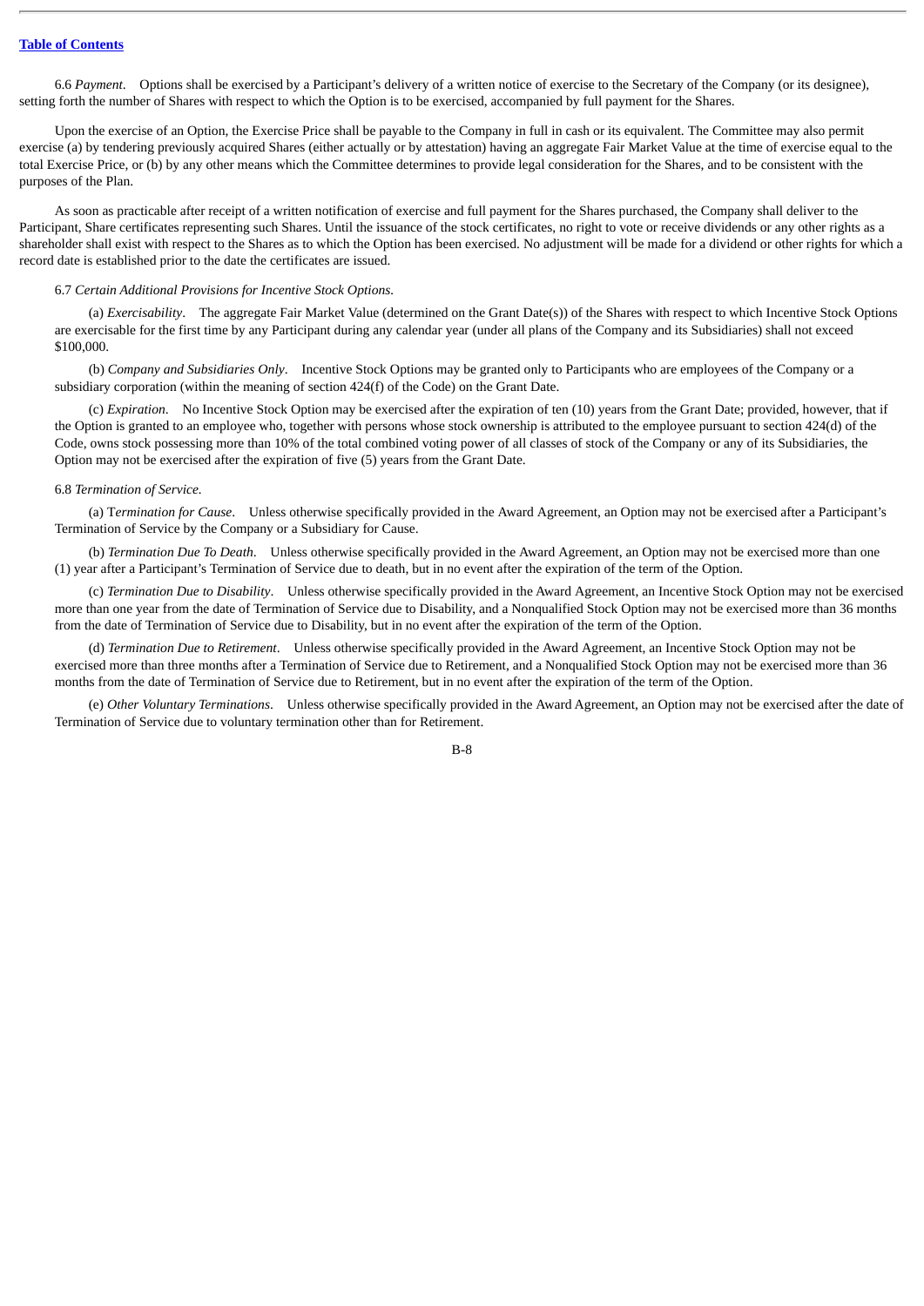6.6 *Payment*. Options shall be exercised by a Participant's delivery of a written notice of exercise to the Secretary of the Company (or its designee), setting forth the number of Shares with respect to which the Option is to be exercised, accompanied by full payment for the Shares.

Upon the exercise of an Option, the Exercise Price shall be payable to the Company in full in cash or its equivalent. The Committee may also permit exercise (a) by tendering previously acquired Shares (either actually or by attestation) having an aggregate Fair Market Value at the time of exercise equal to the total Exercise Price, or (b) by any other means which the Committee determines to provide legal consideration for the Shares, and to be consistent with the purposes of the Plan.

As soon as practicable after receipt of a written notification of exercise and full payment for the Shares purchased, the Company shall deliver to the Participant, Share certificates representing such Shares. Until the issuance of the stock certificates, no right to vote or receive dividends or any other rights as a shareholder shall exist with respect to the Shares as to which the Option has been exercised. No adjustment will be made for a dividend or other rights for which a record date is established prior to the date the certificates are issued.

6.7 *Certain Additional Provisions for Incentive Stock Options*.

(a) *Exercisability*. The aggregate Fair Market Value (determined on the Grant Date(s)) of the Shares with respect to which Incentive Stock Options are exercisable for the first time by any Participant during any calendar year (under all plans of the Company and its Subsidiaries) shall not exceed $100,000.

(b) *Company and Subsidiaries Only*. Incentive Stock Options may be granted only to Participants who are employees of the Company or a subsidiary corporation (within the meaning of section 424(f) of the Code) on the Grant Date.

(c) *Expiration*. No Incentive Stock Option may be exercised after the expiration of ten (10) years from the Grant Date; provided, however, that if the Option is granted to an employee who, together with persons whose stock ownership is attributed to the employee pursuant to section 424(d) of the Code, owns stock possessing more than 10% of the total combined voting power of all classes of stock of the Company or any of its Subsidiaries, the Option may not be exercised after the expiration of five (5) years from the Grant Date.

6.8 *Termination of Service.*

(a) T*ermination for Cause*. Unless otherwise specifically provided in the Award Agreement, an Option may not be exercised after a Participant's Termination of Service by the Company or a Subsidiary for Cause.

(b) *Termination Due To Death*. Unless otherwise specifically provided in the Award Agreement, an Option may not be exercised more than one (1) year after a Participant's Termination of Service due to death, but in no event after the expiration of the term of the Option.

(c) *Termination Due to Disability*. Unless otherwise specifically provided in the Award Agreement, an Incentive Stock Option may not be exercised more than one year from the date of Termination of Service due to Disability, and a Nonqualified Stock Option may not be exercised more than 36 months from the date of Termination of Service due to Disability, but in no event after the expiration of the term of the Option.

(d) *Termination Due to Retirement*. Unless otherwise specifically provided in the Award Agreement, an Incentive Stock Option may not be exercised more than three months after a Termination of Service due to Retirement, and a Nonqualified Stock Option may not be exercised more than 36 months from the date of Termination of Service due to Retirement, but in no event after the expiration of the term of the Option.

(e) *Other Voluntary Terminations*. Unless otherwise specifically provided in the Award Agreement, an Option may not be exercised after the date of Termination of Service due to voluntary termination other than for Retirement.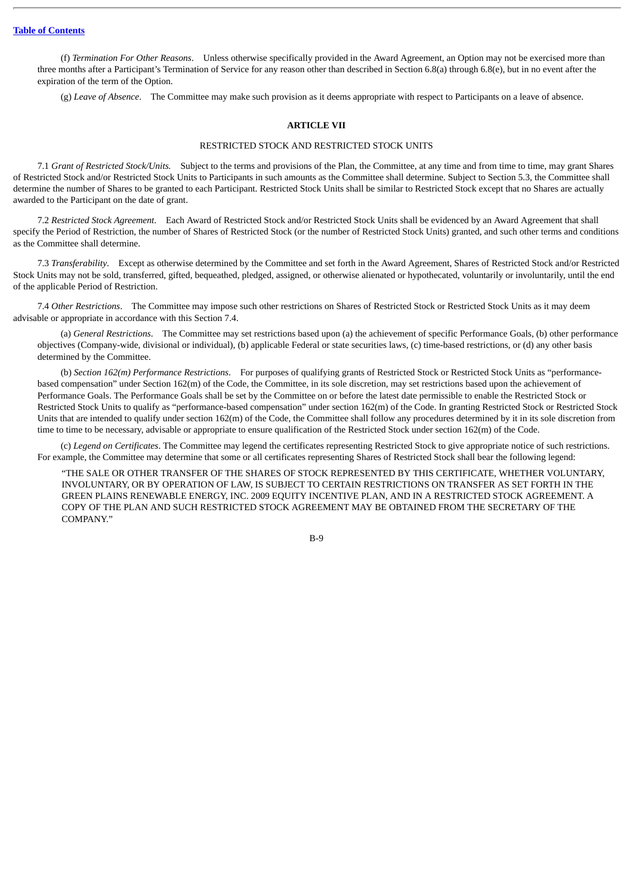(f) *Termination For Other Reasons*. Unless otherwise specifically provided in the Award Agreement, an Option may not be exercised more than three months after a Participant's Termination of Service for any reason other than described in Section 6.8(a) through 6.8(e), but in no event after the expiration of the term of the Option.

(g) *Leave of Absence*. The Committee may make such provision as it deems appropriate with respect to Participants on a leave of absence.

## ARTICLE VII

### RESTRICTED STOCK AND RESTRICTED STOCK UNITS

7.1 *Grant of Restricted Stock/Units.* Subject to the terms and provisions of the Plan, the Committee, at any time and from time to time, may grant Shares of Restricted Stock and/or Restricted Stock Units to Participants in such amounts as the Committee shall determine. Subject to Section 5.3, the Committee shall determine the number of Shares to be granted to each Participant. Restricted Stock Units shall be similar to Restricted Stock except that no Shares are actually awarded to the Participant on the date of grant.

7.2 *Restricted Stock Agreement*. Each Award of Restricted Stock and/or Restricted Stock Units shall be evidenced by an Award Agreement that shall specify the Period of Restriction, the number of Shares of Restricted Stock (or the number of Restricted Stock Units) granted, and such other terms and conditions as the Committee shall determine.

7.3 *Transferability*. Except as otherwise determined by the Committee and set forth in the Award Agreement, Shares of Restricted Stock and/or Restricted Stock Units may not be sold, transferred, gifted, bequeathed, pledged, assigned, or otherwise alienated or hypothecated, voluntarily or involuntarily, until the end of the applicable Period of Restriction.

7.4 *Other Restrictions*. The Committee may impose such other restrictions on Shares of Restricted Stock or Restricted Stock Units as it may deem advisable or appropriate in accordance with this Section 7.4.

(a) *General Restrictions*. The Committee may set restrictions based upon (a) the achievement of specific Performance Goals, (b) other performance objectives (Company-wide, divisional or individual), (b) applicable Federal or state securities laws, (c) time-based restrictions, or (d) any other basis determined by the Committee.

(b) *Section 162(m) Performance Restrictions*. For purposes of qualifying grants of Restricted Stock or Restricted Stock Units as "performance-based compensation" under Section 162(m) of the Code, the Committee, in its sole discretion, may set restrictions based upon the achievement of Performance Goals. The Performance Goals shall be set by the Committee on or before the latest date permissible to enable the Restricted Stock or Restricted Stock Units to qualify as "performance-based compensation" under section 162(m) of the Code. In granting Restricted Stock or Restricted Stock Units that are intended to qualify under section 162(m) of the Code, the Committee shall follow any procedures determined by it in its sole discretion from time to time to be necessary, advisable or appropriate to ensure qualification of the Restricted Stock under section 162(m) of the Code.

(c) *Legend on Certificates*. The Committee may legend the certificates representing Restricted Stock to give appropriate notice of such restrictions. For example, the Committee may determine that some or all certificates representing Shares of Restricted Stock shall bear the following legend:

"THE SALE OR OTHER TRANSFER OF THE SHARES OF STOCK REPRESENTED BY THIS CERTIFICATE, WHETHER VOLUNTARY, INVOLUNTARY, OR BY OPERATION OF LAW, IS SUBJECT TO CERTAIN RESTRICTIONS ON TRANSFER AS SET FORTH IN THE GREEN PLAINS RENEWABLE ENERGY, INC. 2009 EQUITY INCENTIVE PLAN, AND IN A RESTRICTED STOCK AGREEMENT. A COPY OF THE PLAN AND SUCH RESTRICTED STOCK AGREEMENT MAY BE OBTAINED FROM THE SECRETARY OF THE COMPANY."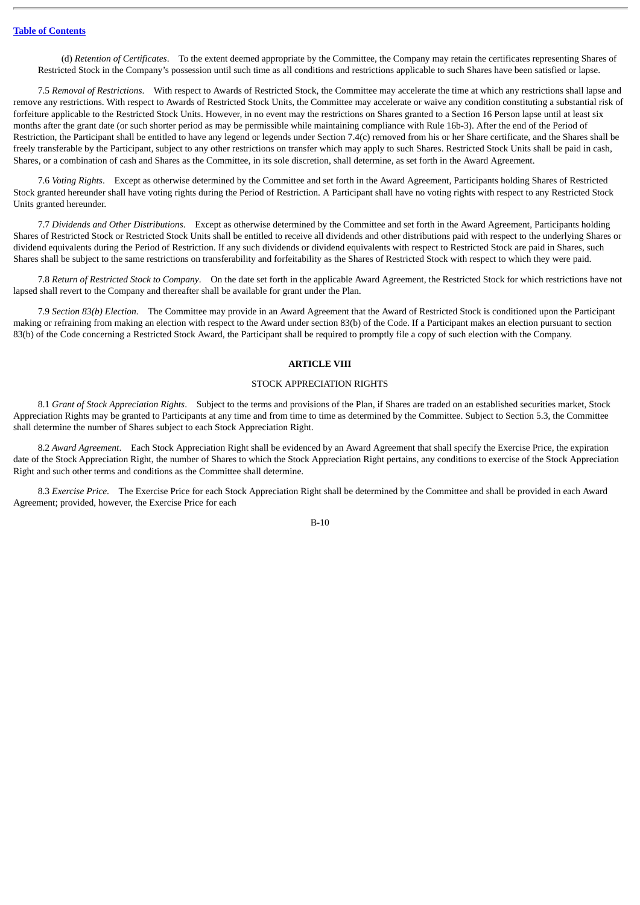(d) *Retention of Certificates*. To the extent deemed appropriate by the Committee, the Company may retain the certificates representing Shares of Restricted Stock in the Company's possession until such time as all conditions and restrictions applicable to such Shares have been satisfied or lapse.

7.5 *Removal of Restrictions*. With respect to Awards of Restricted Stock, the Committee may accelerate the time at which any restrictions shall lapse and remove any restrictions. With respect to Awards of Restricted Stock Units, the Committee may accelerate or waive any condition constituting a substantial risk of forfeiture applicable to the Restricted Stock Units. However, in no event may the restrictions on Shares granted to a Section 16 Person lapse until at least six months after the grant date (or such shorter period as may be permissible while maintaining compliance with Rule 16b-3). After the end of the Period of Restriction, the Participant shall be entitled to have any legend or legends under Section 7.4(c) removed from his or her Share certificate, and the Shares shall be freely transferable by the Participant, subject to any other restrictions on transfer which may apply to such Shares. Restricted Stock Units shall be paid in cash, Shares, or a combination of cash and Shares as the Committee, in its sole discretion, shall determine, as set forth in the Award Agreement.

7.6 *Voting Rights*. Except as otherwise determined by the Committee and set forth in the Award Agreement, Participants holding Shares of Restricted Stock granted hereunder shall have voting rights during the Period of Restriction. A Participant shall have no voting rights with respect to any Restricted Stock Units granted hereunder.

7.7 *Dividends and Other Distributions*. Except as otherwise determined by the Committee and set forth in the Award Agreement, Participants holding Shares of Restricted Stock or Restricted Stock Units shall be entitled to receive all dividends and other distributions paid with respect to the underlying Shares or dividend equivalents during the Period of Restriction. If any such dividends or dividend equivalents with respect to Restricted Stock are paid in Shares, such Shares shall be subject to the same restrictions on transferability and forfeitability as the Shares of Restricted Stock with respect to which they were paid.

7.8 *Return of Restricted Stock to Company*. On the date set forth in the applicable Award Agreement, the Restricted Stock for which restrictions have not lapsed shall revert to the Company and thereafter shall be available for grant under the Plan.

7.9 *Section 83(b) Election.* The Committee may provide in an Award Agreement that the Award of Restricted Stock is conditioned upon the Participant making or refraining from making an election with respect to the Award under section 83(b) of the Code. If a Participant makes an election pursuant to section 83(b) of the Code concerning a Restricted Stock Award, the Participant shall be required to promptly file a copy of such election with the Company.

## ARTICLE VIII

### STOCK APPRECIATION RIGHTS

8.1 *Grant of Stock Appreciation Rights*. Subject to the terms and provisions of the Plan, if Shares are traded on an established securities market, Stock Appreciation Rights may be granted to Participants at any time and from time to time as determined by the Committee. Subject to Section 5.3, the Committee shall determine the number of Shares subject to each Stock Appreciation Right.

8.2 *Award Agreement*. Each Stock Appreciation Right shall be evidenced by an Award Agreement that shall specify the Exercise Price, the expiration date of the Stock Appreciation Right, the number of Shares to which the Stock Appreciation Right pertains, any conditions to exercise of the Stock Appreciation Right and such other terms and conditions as the Committee shall determine.

8.3 *Exercise Price*. The Exercise Price for each Stock Appreciation Right shall be determined by the Committee and shall be provided in each Award Agreement; provided, however, the Exercise Price for each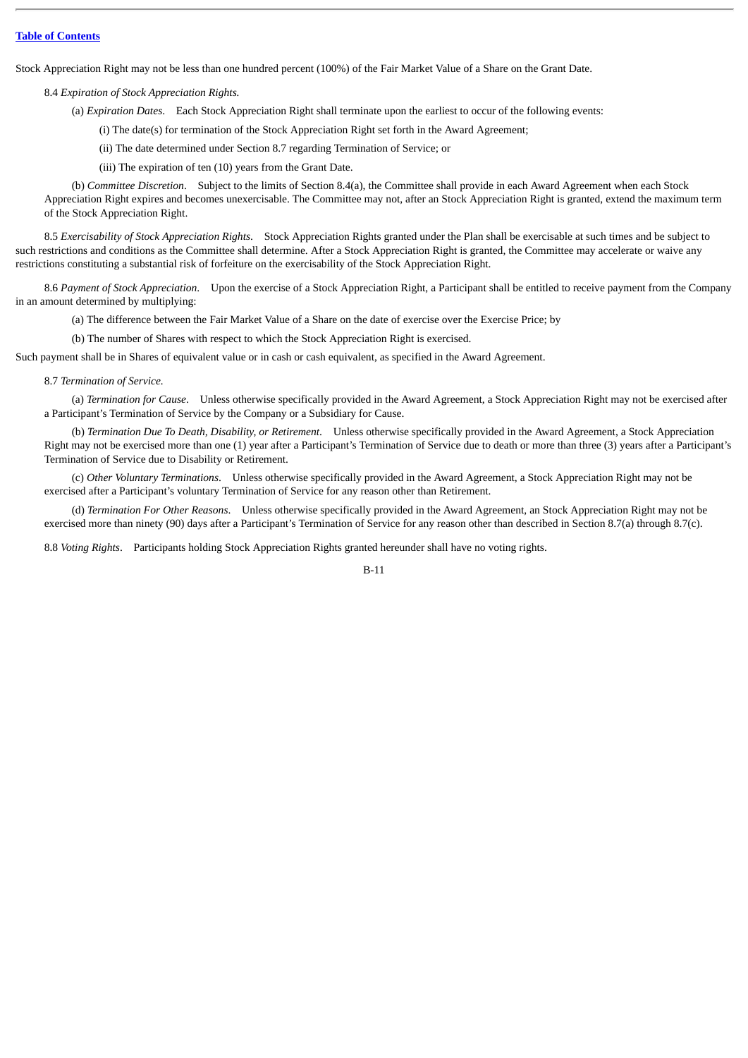Stock Appreciation Right may not be less than one hundred percent (100%) of the Fair Market Value of a Share on the Grant Date.

8.4 *Expiration of Stock Appreciation Rights.*

(a) *Expiration Dates*. Each Stock Appreciation Right shall terminate upon the earliest to occur of the following events:

(i) The date(s) for termination of the Stock Appreciation Right set forth in the Award Agreement;

(ii) The date determined under Section 8.7 regarding Termination of Service; or

(iii) The expiration of ten (10) years from the Grant Date.

(b) *Committee Discretion*. Subject to the limits of Section 8.4(a), the Committee shall provide in each Award Agreement when each Stock Appreciation Right expires and becomes unexercisable. The Committee may not, after an Stock Appreciation Right is granted, extend the maximum term of the Stock Appreciation Right.

8.5 *Exercisability of Stock Appreciation Rights*. Stock Appreciation Rights granted under the Plan shall be exercisable at such times and be subject to such restrictions and conditions as the Committee shall determine. After a Stock Appreciation Right is granted, the Committee may accelerate or waive any restrictions constituting a substantial risk of forfeiture on the exercisability of the Stock Appreciation Right.

8.6 *Payment of Stock Appreciation*. Upon the exercise of a Stock Appreciation Right, a Participant shall be entitled to receive payment from the Company in an amount determined by multiplying:

(a) The difference between the Fair Market Value of a Share on the date of exercise over the Exercise Price; by

(b) The number of Shares with respect to which the Stock Appreciation Right is exercised.

Such payment shall be in Shares of equivalent value or in cash or cash equivalent, as specified in the Award Agreement.

8.7 *Termination of Service.*

(a) *Termination for Cause*. Unless otherwise specifically provided in the Award Agreement, a Stock Appreciation Right may not be exercised after a Participant's Termination of Service by the Company or a Subsidiary for Cause.

(b) *Termination Due To Death, Disability, or Retirement*. Unless otherwise specifically provided in the Award Agreement, a Stock Appreciation Right may not be exercised more than one (1) year after a Participant's Termination of Service due to death or more than three (3) years after a Participant's Termination of Service due to Disability or Retirement.

(c) *Other Voluntary Terminations*. Unless otherwise specifically provided in the Award Agreement, a Stock Appreciation Right may not be exercised after a Participant's voluntary Termination of Service for any reason other than Retirement.

(d) *Termination For Other Reasons*. Unless otherwise specifically provided in the Award Agreement, an Stock Appreciation Right may not be exercised more than ninety (90) days after a Participant's Termination of Service for any reason other than described in Section 8.7(a) through 8.7(c).

8.8 *Voting Rights*. Participants holding Stock Appreciation Rights granted hereunder shall have no voting rights.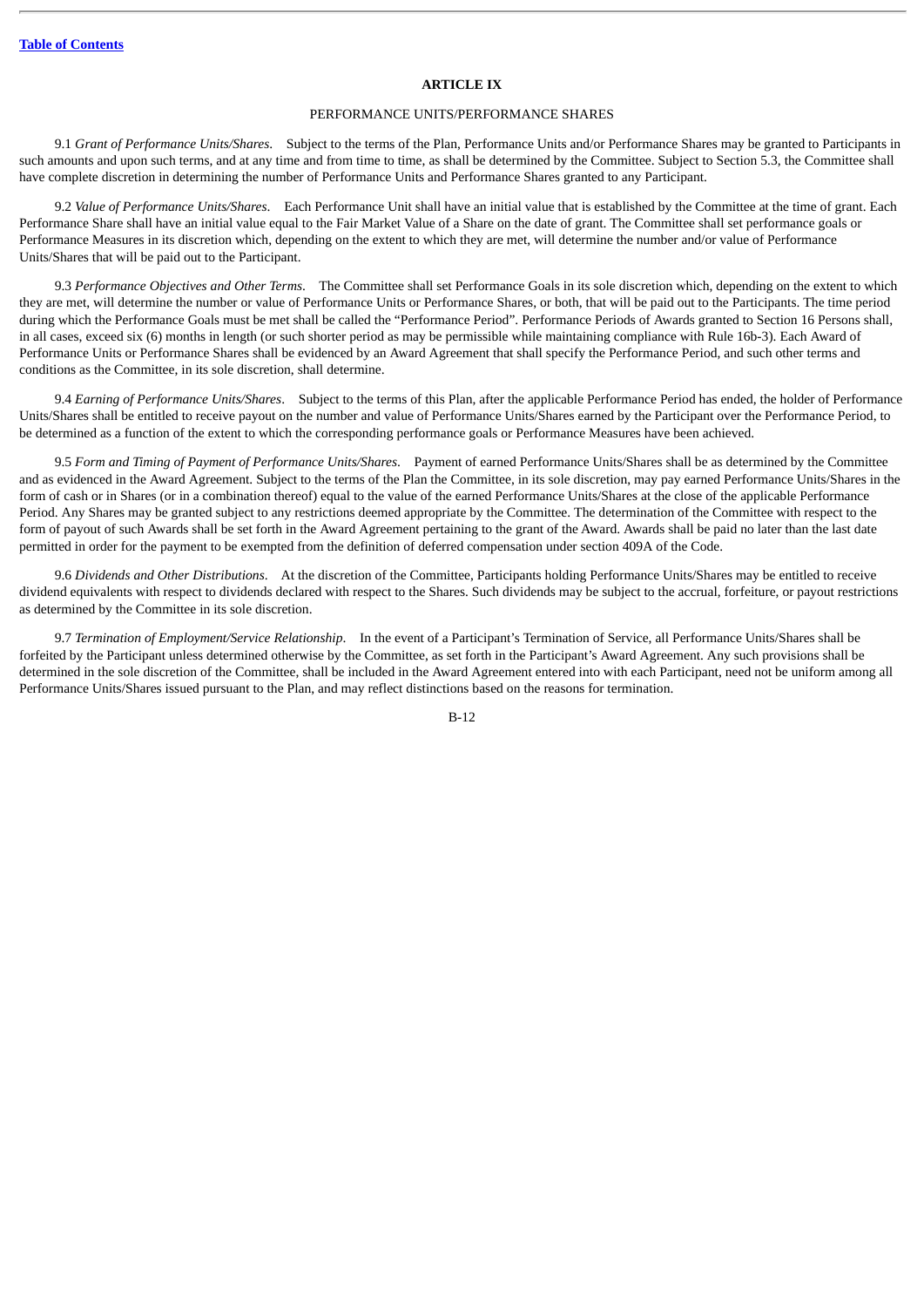## ARTICLE IX

### PERFORMANCE UNITS/PERFORMANCE SHARES

9.1 *Grant of Performance Units/Shares*. Subject to the terms of the Plan, Performance Units and/or Performance Shares may be granted to Participants in such amounts and upon such terms, and at any time and from time to time, as shall be determined by the Committee. Subject to Section 5.3, the Committee shall have complete discretion in determining the number of Performance Units and Performance Shares granted to any Participant.

9.2 *Value of Performance Units/Shares*. Each Performance Unit shall have an initial value that is established by the Committee at the time of grant. Each Performance Share shall have an initial value equal to the Fair Market Value of a Share on the date of grant. The Committee shall set performance goals or Performance Measures in its discretion which, depending on the extent to which they are met, will determine the number and/or value of Performance Units/Shares that will be paid out to the Participant.

9.3 *Performance Objectives and Other Terms*. The Committee shall set Performance Goals in its sole discretion which, depending on the extent to which they are met, will determine the number or value of Performance Units or Performance Shares, or both, that will be paid out to the Participants. The time period during which the Performance Goals must be met shall be called the "Performance Period". Performance Periods of Awards granted to Section 16 Persons shall, in all cases, exceed six (6) months in length (or such shorter period as may be permissible while maintaining compliance with Rule 16b-3). Each Award of Performance Units or Performance Shares shall be evidenced by an Award Agreement that shall specify the Performance Period, and such other terms and conditions as the Committee, in its sole discretion, shall determine.

9.4 *Earning of Performance Units/Shares*. Subject to the terms of this Plan, after the applicable Performance Period has ended, the holder of Performance Units/Shares shall be entitled to receive payout on the number and value of Performance Units/Shares earned by the Participant over the Performance Period, to be determined as a function of the extent to which the corresponding performance goals or Performance Measures have been achieved.

9.5 *Form and Timing of Payment of Performance Units/Shares*. Payment of earned Performance Units/Shares shall be as determined by the Committee and as evidenced in the Award Agreement. Subject to the terms of the Plan the Committee, in its sole discretion, may pay earned Performance Units/Shares in the form of cash or in Shares (or in a combination thereof) equal to the value of the earned Performance Units/Shares at the close of the applicable Performance Period. Any Shares may be granted subject to any restrictions deemed appropriate by the Committee. The determination of the Committee with respect to the form of payout of such Awards shall be set forth in the Award Agreement pertaining to the grant of the Award. Awards shall be paid no later than the last date permitted in order for the payment to be exempted from the definition of deferred compensation under section 409A of the Code.

9.6 *Dividends and Other Distributions*. At the discretion of the Committee, Participants holding Performance Units/Shares may be entitled to receive dividend equivalents with respect to dividends declared with respect to the Shares. Such dividends may be subject to the accrual, forfeiture, or payout restrictions as determined by the Committee in its sole discretion.

9.7 *Termination of Employment/Service Relationship*. In the event of a Participant's Termination of Service, all Performance Units/Shares shall be forfeited by the Participant unless determined otherwise by the Committee, as set forth in the Participant's Award Agreement. Any such provisions shall be determined in the sole discretion of the Committee, shall be included in the Award Agreement entered into with each Participant, need not be uniform among all Performance Units/Shares issued pursuant to the Plan, and may reflect distinctions based on the reasons for termination.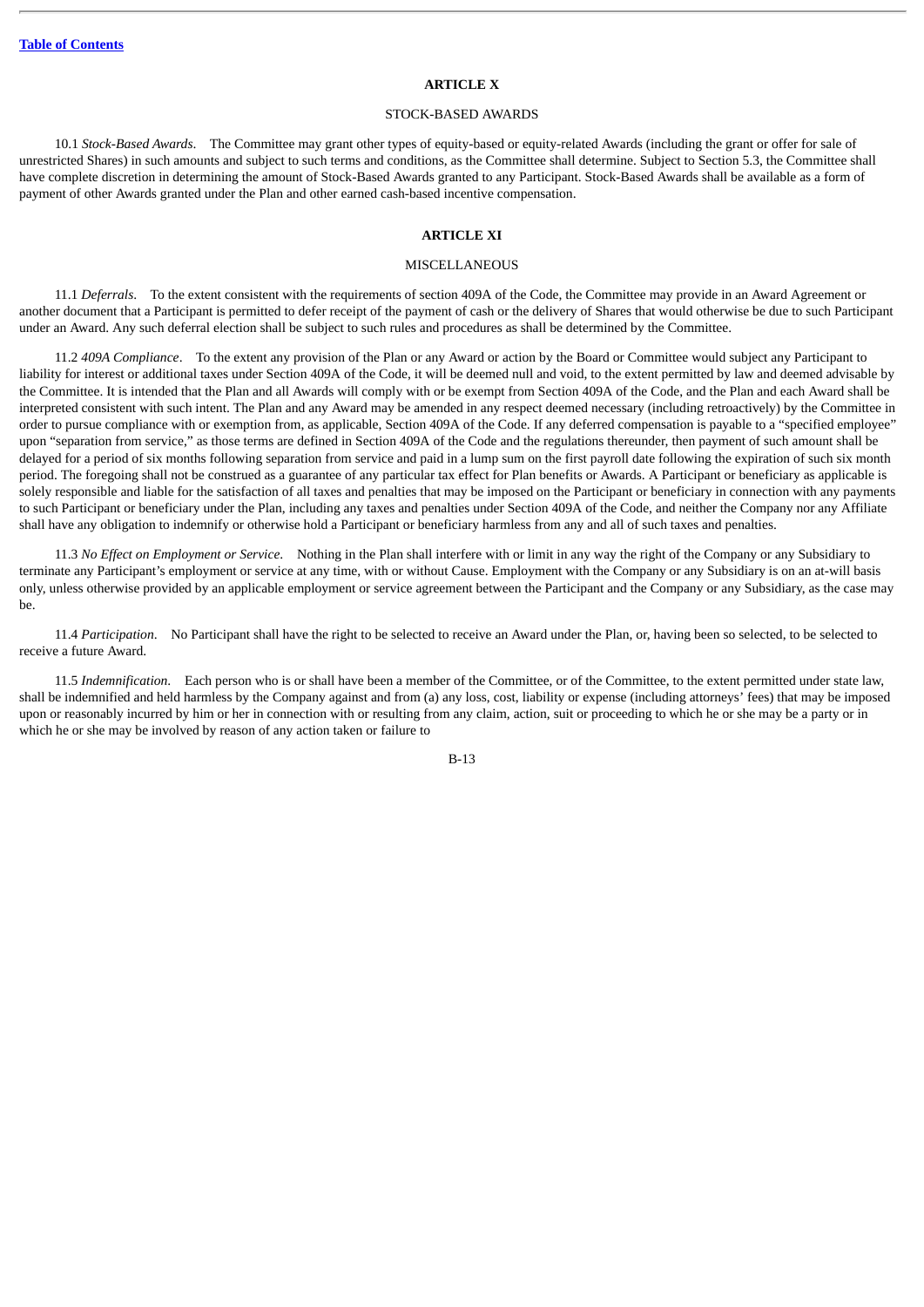## ARTICLE X

STOCK-BASED AWARDS

10.1 *Stock-Based Awards*. The Committee may grant other types of equity-based or equity-related Awards (including the grant or offer for sale of unrestricted Shares) in such amounts and subject to such terms and conditions, as the Committee shall determine. Subject to Section 5.3, the Committee shall have complete discretion in determining the amount of Stock-Based Awards granted to any Participant. Stock-Based Awards shall be available as a form of payment of other Awards granted under the Plan and other earned cash-based incentive compensation.

## ARTICLE XI

MISCELLANEOUS

11.1 *Deferrals*. To the extent consistent with the requirements of section 409A of the Code, the Committee may provide in an Award Agreement or another document that a Participant is permitted to defer receipt of the payment of cash or the delivery of Shares that would otherwise be due to such Participant under an Award. Any such deferral election shall be subject to such rules and procedures as shall be determined by the Committee.

11.2 *409A Compliance*. To the extent any provision of the Plan or any Award or action by the Board or Committee would subject any Participant to liability for interest or additional taxes under Section 409A of the Code, it will be deemed null and void, to the extent permitted by law and deemed advisable by the Committee. It is intended that the Plan and all Awards will comply with or be exempt from Section 409A of the Code, and the Plan and each Award shall be interpreted consistent with such intent. The Plan and any Award may be amended in any respect deemed necessary (including retroactively) by the Committee in order to pursue compliance with or exemption from, as applicable, Section 409A of the Code. If any deferred compensation is payable to a "specified employee" upon "separation from service," as those terms are defined in Section 409A of the Code and the regulations thereunder, then payment of such amount shall be delayed for a period of six months following separation from service and paid in a lump sum on the first payroll date following the expiration of such six month period. The foregoing shall not be construed as a guarantee of any particular tax effect for Plan benefits or Awards. A Participant or beneficiary as applicable is solely responsible and liable for the satisfaction of all taxes and penalties that may be imposed on the Participant or beneficiary in connection with any payments to such Participant or beneficiary under the Plan, including any taxes and penalties under Section 409A of the Code, and neither the Company nor any Affiliate shall have any obligation to indemnify or otherwise hold a Participant or beneficiary harmless from any and all of such taxes and penalties.

11.3 *No Effect on Employment or Service*. Nothing in the Plan shall interfere with or limit in any way the right of the Company or any Subsidiary to terminate any Participant's employment or service at any time, with or without Cause. Employment with the Company or any Subsidiary is on an at-will basis only, unless otherwise provided by an applicable employment or service agreement between the Participant and the Company or any Subsidiary, as the case may be.

11.4 *Participation*. No Participant shall have the right to be selected to receive an Award under the Plan, or, having been so selected, to be selected to receive a future Award.

11.5 *Indemnification*. Each person who is or shall have been a member of the Committee, or of the Committee, to the extent permitted under state law, shall be indemnified and held harmless by the Company against and from (a) any loss, cost, liability or expense (including attorneys' fees) that may be imposed upon or reasonably incurred by him or her in connection with or resulting from any claim, action, suit or proceeding to which he or she may be a party or in which he or she may be involved by reason of any action taken or failure to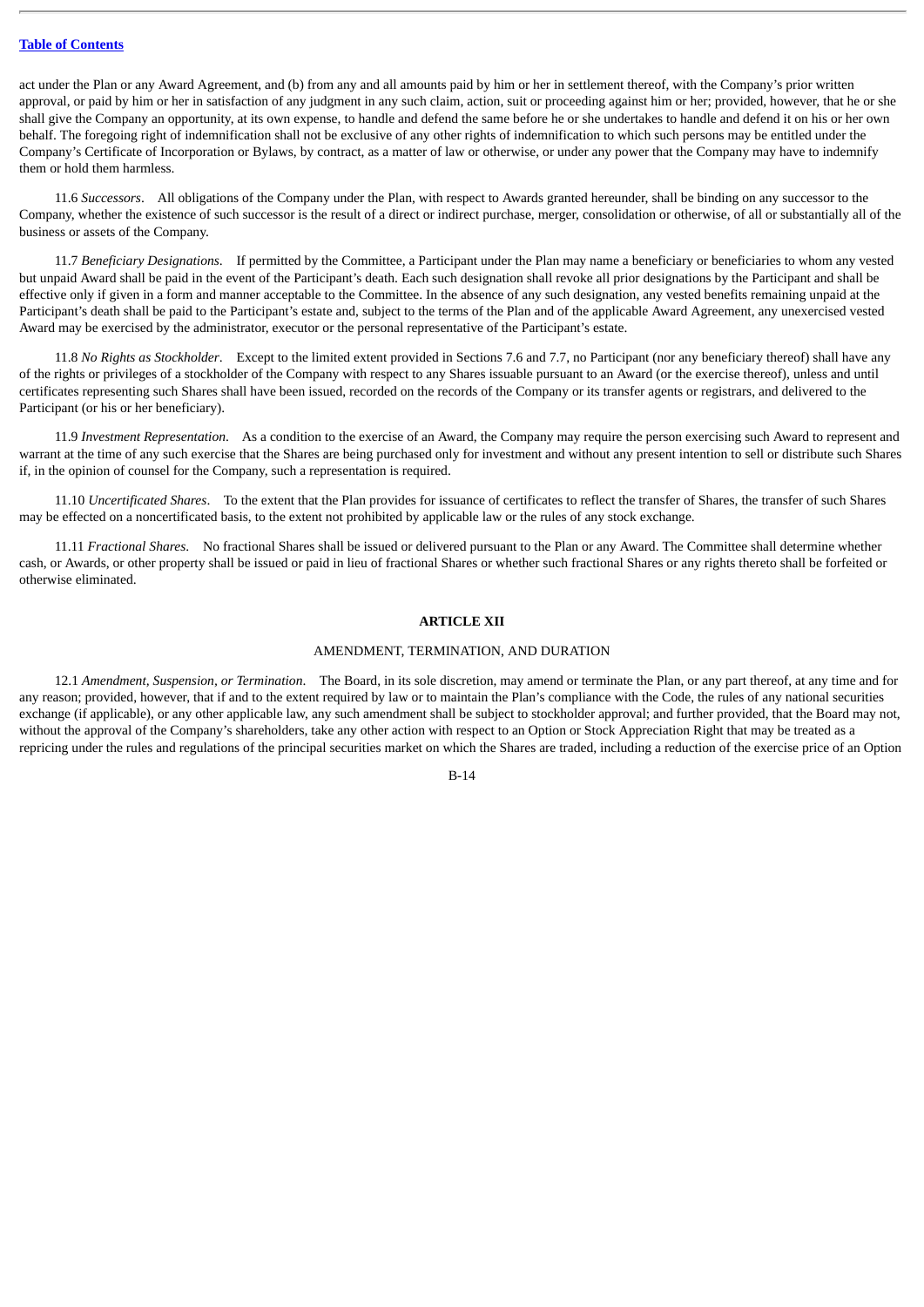act under the Plan or any Award Agreement, and (b) from any and all amounts paid by him or her in settlement thereof, with the Company's prior written approval, or paid by him or her in satisfaction of any judgment in any such claim, action, suit or proceeding against him or her; provided, however, that he or she shall give the Company an opportunity, at its own expense, to handle and defend the same before he or she undertakes to handle and defend it on his or her own behalf. The foregoing right of indemnification shall not be exclusive of any other rights of indemnification to which such persons may be entitled under the Company's Certificate of Incorporation or Bylaws, by contract, as a matter of law or otherwise, or under any power that the Company may have to indemnify them or hold them harmless.

11.6 *Successors*. All obligations of the Company under the Plan, with respect to Awards granted hereunder, shall be binding on any successor to the Company, whether the existence of such successor is the result of a direct or indirect purchase, merger, consolidation or otherwise, of all or substantially all of the business or assets of the Company.

11.7 *Beneficiary Designations*. If permitted by the Committee, a Participant under the Plan may name a beneficiary or beneficiaries to whom any vested but unpaid Award shall be paid in the event of the Participant's death. Each such designation shall revoke all prior designations by the Participant and shall be effective only if given in a form and manner acceptable to the Committee. In the absence of any such designation, any vested benefits remaining unpaid at the Participant's death shall be paid to the Participant's estate and, subject to the terms of the Plan and of the applicable Award Agreement, any unexercised vested Award may be exercised by the administrator, executor or the personal representative of the Participant's estate.

11.8 *No Rights as Stockholder*. Except to the limited extent provided in Sections 7.6 and 7.7, no Participant (nor any beneficiary thereof) shall have any of the rights or privileges of a stockholder of the Company with respect to any Shares issuable pursuant to an Award (or the exercise thereof), unless and until certificates representing such Shares shall have been issued, recorded on the records of the Company or its transfer agents or registrars, and delivered to the Participant (or his or her beneficiary).

11.9 *Investment Representation*. As a condition to the exercise of an Award, the Company may require the person exercising such Award to represent and warrant at the time of any such exercise that the Shares are being purchased only for investment and without any present intention to sell or distribute such Shares if, in the opinion of counsel for the Company, such a representation is required.

11.10 *Uncertificated Shares*. To the extent that the Plan provides for issuance of certificates to reflect the transfer of Shares, the transfer of such Shares may be effected on a noncertificated basis, to the extent not prohibited by applicable law or the rules of any stock exchange.

11.11 *Fractional Shares*. No fractional Shares shall be issued or delivered pursuant to the Plan or any Award. The Committee shall determine whether cash, or Awards, or other property shall be issued or paid in lieu of fractional Shares or whether such fractional Shares or any rights thereto shall be forfeited or otherwise eliminated.

## ARTICLE XII

### AMENDMENT, TERMINATION, AND DURATION

12.1 *Amendment, Suspension, or Termination*. The Board, in its sole discretion, may amend or terminate the Plan, or any part thereof, at any time and for any reason; provided, however, that if and to the extent required by law or to maintain the Plan's compliance with the Code, the rules of any national securities exchange (if applicable), or any other applicable law, any such amendment shall be subject to stockholder approval; and further provided, that the Board may not, without the approval of the Company's shareholders, take any other action with respect to an Option or Stock Appreciation Right that may be treated as a repricing under the rules and regulations of the principal securities market on which the Shares are traded, including a reduction of the exercise price of an Option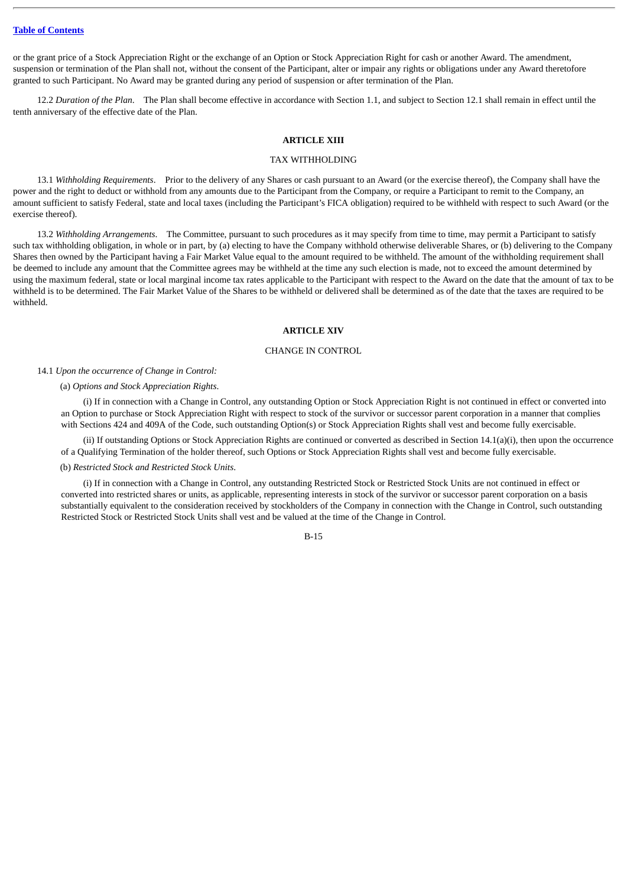or the grant price of a Stock Appreciation Right or the exchange of an Option or Stock Appreciation Right for cash or another Award. The amendment, suspension or termination of the Plan shall not, without the consent of the Participant, alter or impair any rights or obligations under any Award theretofore granted to such Participant. No Award may be granted during any period of suspension or after termination of the Plan.

12.2 *Duration of the Plan*. The Plan shall become effective in accordance with Section 1.1, and subject to Section 12.1 shall remain in effect until the tenth anniversary of the effective date of the Plan.

## ARTICLE XIII

### TAX WITHHOLDING

13.1 *Withholding Requirements*. Prior to the delivery of any Shares or cash pursuant to an Award (or the exercise thereof), the Company shall have the power and the right to deduct or withhold from any amounts due to the Participant from the Company, or require a Participant to remit to the Company, an amount sufficient to satisfy Federal, state and local taxes (including the Participant's FICA obligation) required to be withheld with respect to such Award (or the exercise thereof).

13.2 *Withholding Arrangements*. The Committee, pursuant to such procedures as it may specify from time to time, may permit a Participant to satisfy such tax withholding obligation, in whole or in part, by (a) electing to have the Company withhold otherwise deliverable Shares, or (b) delivering to the Company Shares then owned by the Participant having a Fair Market Value equal to the amount required to be withheld. The amount of the withholding requirement shall be deemed to include any amount that the Committee agrees may be withheld at the time any such election is made, not to exceed the amount determined by using the maximum federal, state or local marginal income tax rates applicable to the Participant with respect to the Award on the date that the amount of tax to be withheld is to be determined. The Fair Market Value of the Shares to be withheld or delivered shall be determined as of the date that the taxes are required to be withheld.

## ARTICLE XIV

### CHANGE IN CONTROL

14.1 *Upon the occurrence of Change in Control:*

(a) *Options and Stock Appreciation Rights*.

(i) If in connection with a Change in Control, any outstanding Option or Stock Appreciation Right is not continued in effect or converted into an Option to purchase or Stock Appreciation Right with respect to stock of the survivor or successor parent corporation in a manner that complies with Sections 424 and 409A of the Code, such outstanding Option(s) or Stock Appreciation Rights shall vest and become fully exercisable.

(ii) If outstanding Options or Stock Appreciation Rights are continued or converted as described in Section 14.1(a)(i), then upon the occurrence of a Qualifying Termination of the holder thereof, such Options or Stock Appreciation Rights shall vest and become fully exercisable.

(b) *Restricted Stock and Restricted Stock Units*.

(i) If in connection with a Change in Control, any outstanding Restricted Stock or Restricted Stock Units are not continued in effect or converted into restricted shares or units, as applicable, representing interests in stock of the survivor or successor parent corporation on a basis substantially equivalent to the consideration received by stockholders of the Company in connection with the Change in Control, such outstanding Restricted Stock or Restricted Stock Units shall vest and be valued at the time of the Change in Control.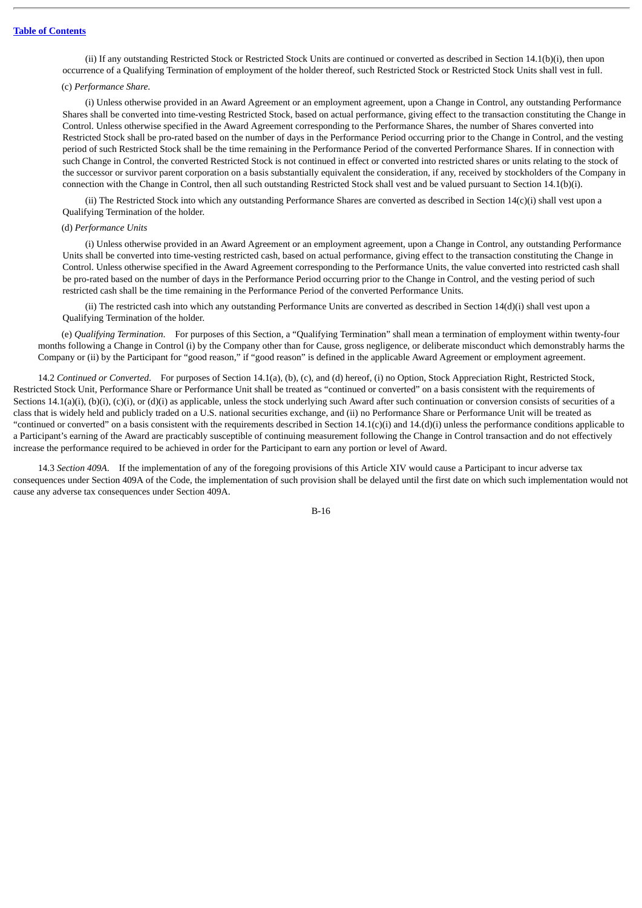(ii) If any outstanding Restricted Stock or Restricted Stock Units are continued or converted as described in Section 14.1(b)(i), then upon occurrence of a Qualifying Termination of employment of the holder thereof, such Restricted Stock or Restricted Stock Units shall vest in full.

(c) *Performance Share.*

(i) Unless otherwise provided in an Award Agreement or an employment agreement, upon a Change in Control, any outstanding Performance Shares shall be converted into time-vesting Restricted Stock, based on actual performance, giving effect to the transaction constituting the Change in Control. Unless otherwise specified in the Award Agreement corresponding to the Performance Shares, the number of Shares converted into Restricted Stock shall be pro-rated based on the number of days in the Performance Period occurring prior to the Change in Control, and the vesting period of such Restricted Stock shall be the time remaining in the Performance Period of the converted Performance Shares. If in connection with such Change in Control, the converted Restricted Stock is not continued in effect or converted into restricted shares or units relating to the stock of the successor or survivor parent corporation on a basis substantially equivalent the consideration, if any, received by stockholders of the Company in connection with the Change in Control, then all such outstanding Restricted Stock shall vest and be valued pursuant to Section 14.1(b)(i).

(ii) The Restricted Stock into which any outstanding Performance Shares are converted as described in Section 14(c)(i) shall vest upon a Qualifying Termination of the holder.

(d) *Performance Units*

(i) Unless otherwise provided in an Award Agreement or an employment agreement, upon a Change in Control, any outstanding Performance Units shall be converted into time-vesting restricted cash, based on actual performance, giving effect to the transaction constituting the Change in Control. Unless otherwise specified in the Award Agreement corresponding to the Performance Units, the value converted into restricted cash shall be pro-rated based on the number of days in the Performance Period occurring prior to the Change in Control, and the vesting period of such restricted cash shall be the time remaining in the Performance Period of the converted Performance Units.

(ii) The restricted cash into which any outstanding Performance Units are converted as described in Section 14(d)(i) shall vest upon a Qualifying Termination of the holder.

(e) *Qualifying Termination.* For purposes of this Section, a "Qualifying Termination" shall mean a termination of employment within twenty-four months following a Change in Control (i) by the Company other than for Cause, gross negligence, or deliberate misconduct which demonstrably harms the Company or (ii) by the Participant for "good reason," if "good reason" is defined in the applicable Award Agreement or employment agreement.

14.2 *Continued or Converted.* For purposes of Section 14.1(a), (b), (c), and (d) hereof, (i) no Option, Stock Appreciation Right, Restricted Stock, Restricted Stock Unit, Performance Share or Performance Unit shall be treated as "continued or converted" on a basis consistent with the requirements of Sections 14.1(a)(i), (b)(i), (c)(i), or (d)(i) as applicable, unless the stock underlying such Award after such continuation or conversion consists of securities of a class that is widely held and publicly traded on a U.S. national securities exchange, and (ii) no Performance Share or Performance Unit will be treated as "continued or converted" on a basis consistent with the requirements described in Section 14.1(c)(i) and 14.(d)(i) unless the performance conditions applicable to a Participant's earning of the Award are practicably susceptible of continuing measurement following the Change in Control transaction and do not effectively increase the performance required to be achieved in order for the Participant to earn any portion or level of Award.

14.3 *Section 409A.* If the implementation of any of the foregoing provisions of this Article XIV would cause a Participant to incur adverse tax consequences under Section 409A of the Code, the implementation of such provision shall be delayed until the first date on which such implementation would not cause any adverse tax consequences under Section 409A.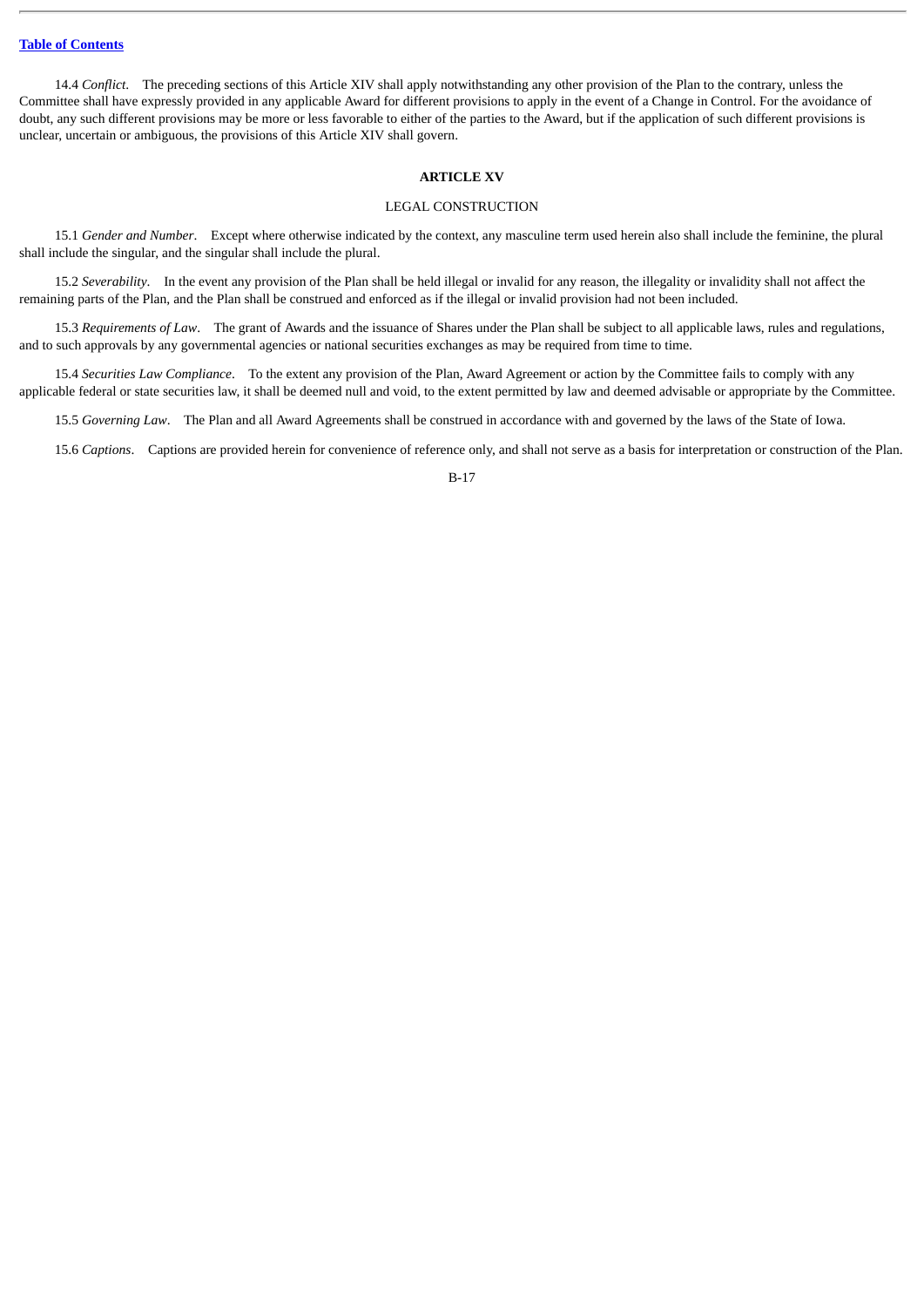14.4 *Conflict*. The preceding sections of this Article XIV shall apply notwithstanding any other provision of the Plan to the contrary, unless the Committee shall have expressly provided in any applicable Award for different provisions to apply in the event of a Change in Control. For the avoidance of doubt, any such different provisions may be more or less favorable to either of the parties to the Award, but if the application of such different provisions is unclear, uncertain or ambiguous, the provisions of this Article XIV shall govern.

## ARTICLE XV

### LEGAL CONSTRUCTION

15.1 *Gender and Number*. Except where otherwise indicated by the context, any masculine term used herein also shall include the feminine, the plural shall include the singular, and the singular shall include the plural.

15.2 *Severability*. In the event any provision of the Plan shall be held illegal or invalid for any reason, the illegality or invalidity shall not affect the remaining parts of the Plan, and the Plan shall be construed and enforced as if the illegal or invalid provision had not been included.

15.3 *Requirements of Law*. The grant of Awards and the issuance of Shares under the Plan shall be subject to all applicable laws, rules and regulations, and to such approvals by any governmental agencies or national securities exchanges as may be required from time to time.

15.4 *Securities Law Compliance*. To the extent any provision of the Plan, Award Agreement or action by the Committee fails to comply with any applicable federal or state securities law, it shall be deemed null and void, to the extent permitted by law and deemed advisable or appropriate by the Committee.

15.5 *Governing Law*. The Plan and all Award Agreements shall be construed in accordance with and governed by the laws of the State of Iowa.

15.6 *Captions*. Captions are provided herein for convenience of reference only, and shall not serve as a basis for interpretation or construction of the Plan.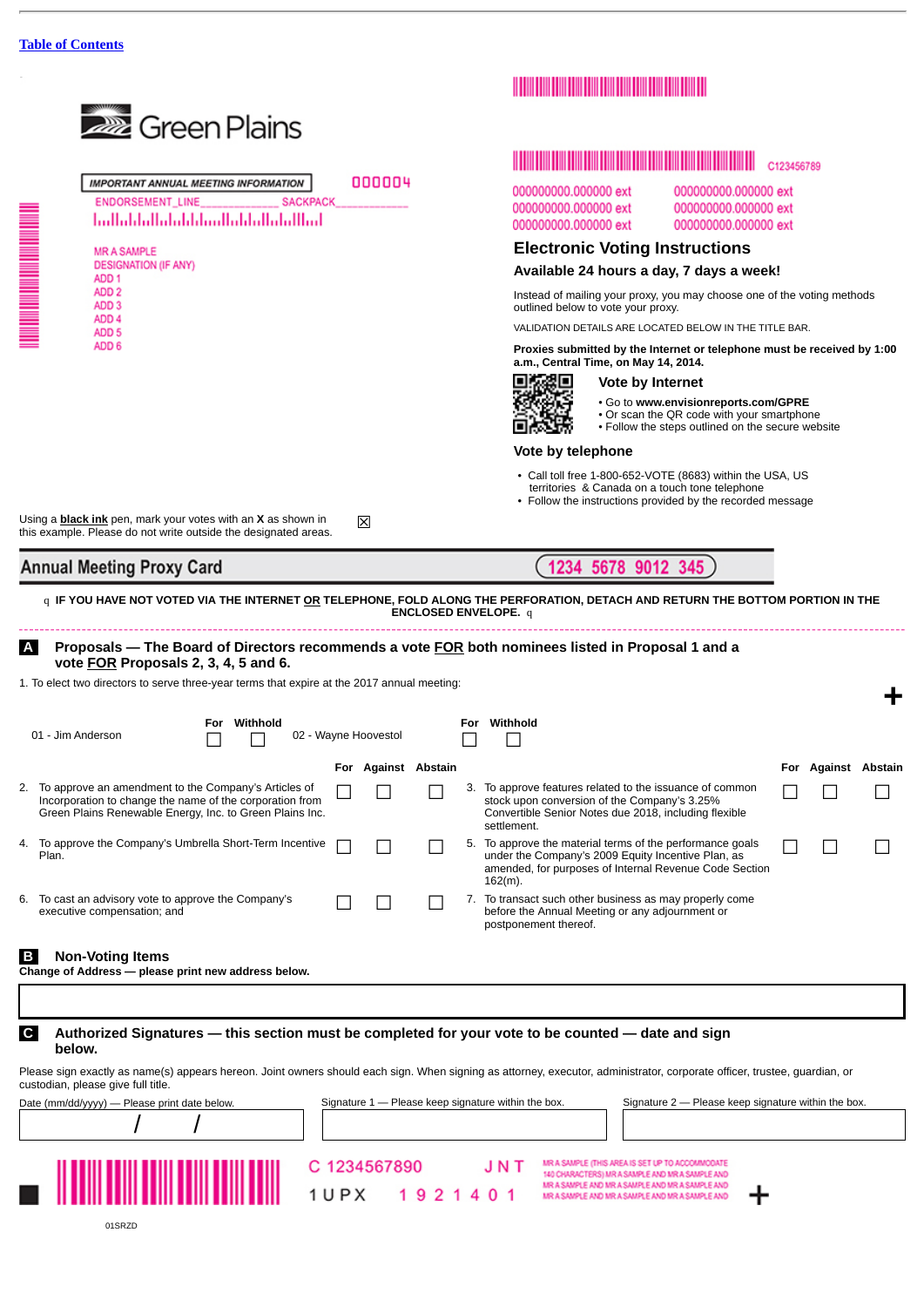[Table of Contents](#)

Green Plains

IMPORTANT ANNUAL MEETING INFORMATION

000004

ENDORSEMENT_LINE______________ SACKPACK_____________

MR A SAMPLE
DESIGNATION (IF ANY)
ADD 1
ADD 2
ADD 3
ADD 4
ADD 5
ADD 6

C123456789

000000000.000000 ext 000000000.000000 ext
000000000.000000 ext 000000000.000000 ext
000000000.000000 ext 000000000.000000 ext

## Electronic Voting Instructions

**Available 24 hours a day, 7 days a week!**

Instead of mailing your proxy, you may choose one of the voting methods outlined below to vote your proxy.

VALIDATION DETAILS ARE LOCATED BELOW IN THE TITLE BAR.

**Proxies submitted by the Internet or telephone must be received by 1:00 a.m., Central Time, on May 14, 2014.**

### Vote by Internet

- Go to **www.envisionreports.com/GPRE**
- Or scan the QR code with your smartphone
- Follow the steps outlined on the secure website

### Vote by telephone

- Call toll free 1-800-652-VOTE (8683) within the USA, US territories & Canada on a touch tone telephone
- Follow the instructions provided by the recorded message

Using a **black ink** pen, mark your votes with an **X** as shown in this example. Please do not write outside the designated areas. ☒

## Annual Meeting Proxy Card

1234 5678 9012 345

q **IF YOU HAVE NOT VOTED VIA THE INTERNET OR TELEPHONE, FOLD ALONG THE PERFORATION, DETACH AND RETURN THE BOTTOM PORTION IN THE ENCLOSED ENVELOPE.** q

### A Proposals — The Board of Directors recommends a vote FOR both nominees listed in Proposal 1 and a vote FOR Proposals 2, 3, 4, 5 and 6.

1. To elect two directors to serve three-year terms that expire at the 2017 annual meeting:

| Nominee | For | Withhold |
|---|---|---|
| 01 - Jim Anderson | ☐ | ☐ |
| 02 - Wayne Hoovestol | ☐ | ☐ |

| Proposal | For | Against | Abstain |
|---|---|---|---|
| 2. To approve an amendment to the Company's Articles of Incorporation to change the name of the corporation from Green Plains Renewable Energy, Inc. to Green Plains Inc. | ☐ | ☐ | ☐ |
| 3. To approve features related to the issuance of common stock upon conversion of the Company's 3.25% Convertible Senior Notes due 2018, including flexible settlement. | ☐ | ☐ | ☐ |
| 4. To approve the Company's Umbrella Short-Term Incentive Plan. | ☐ | ☐ | ☐ |
| 5. To approve the material terms of the performance goals under the Company's 2009 Equity Incentive Plan, as amended, for purposes of Internal Revenue Code Section 162(m). | ☐ | ☐ | ☐ |
| 6. To cast an advisory vote to approve the Company's executive compensation; and | ☐ | ☐ | ☐ |

7. To transact such other business as may properly come before the Annual Meeting or any adjournment or postponement thereof.

### B Non-Voting Items

**Change of Address — please print new address below.**

### C Authorized Signatures — this section must be completed for your vote to be counted — date and sign below.

Please sign exactly as name(s) appears hereon. Joint owners should each sign. When signing as attorney, executor, administrator, corporate officer, trustee, guardian, or custodian, please give full title.

| Date (mm/dd/yyyy) — Please print date below. | Signature 1 — Please keep signature within the box. | Signature 2 — Please keep signature within the box. |
|---|---|---|
| / / | | |

C 1234567890 J N T

1 U P X 1 9 2 1 4 0 1

MR A SAMPLE (THIS AREA IS SET UP TO ACCOMMODATE 140 CHARACTERS) MR A SAMPLE AND MR A SAMPLE AND MR A SAMPLE AND MR A SAMPLE AND MR A SAMPLE AND MR A SAMPLE AND MR A SAMPLE AND MR A SAMPLE AND

01SRZD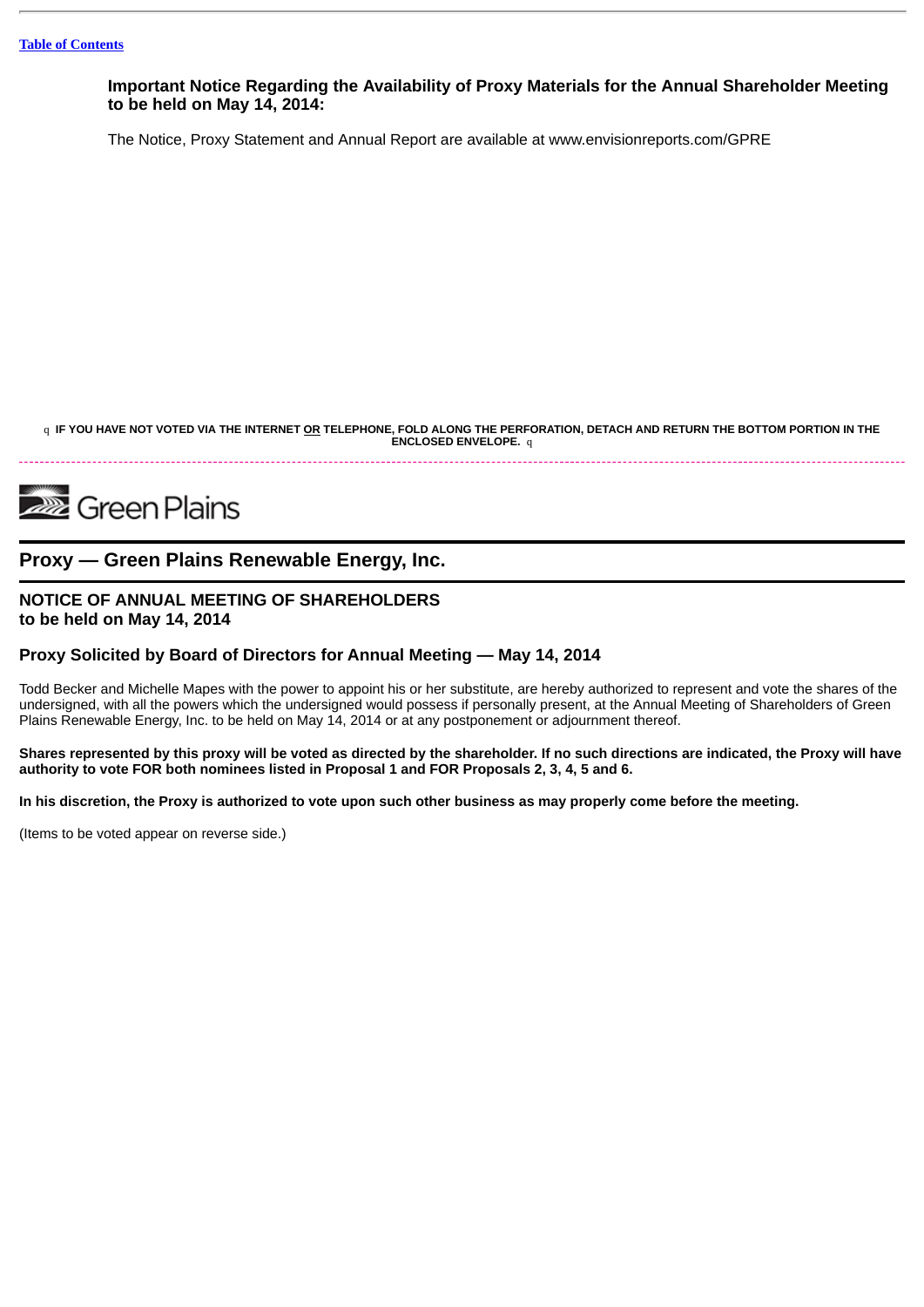[Table of Contents]

**Important Notice Regarding the Availability of Proxy Materials for the Annual Shareholder Meeting to be held on May 14, 2014:**

The Notice, Proxy Statement and Annual Report are available at www.envisionreports.com/GPRE

q **IF YOU HAVE NOT VOTED VIA THE INTERNET OR TELEPHONE, FOLD ALONG THE PERFORATION, DETACH AND RETURN THE BOTTOM PORTION IN THE ENCLOSED ENVELOPE.** q

Green Plains

## Proxy — Green Plains Renewable Energy, Inc.

### NOTICE OF ANNUAL MEETING OF SHAREHOLDERS
### to be held on May 14, 2014

### Proxy Solicited by Board of Directors for Annual Meeting — May 14, 2014

Todd Becker and Michelle Mapes with the power to appoint his or her substitute, are hereby authorized to represent and vote the shares of the undersigned, with all the powers which the undersigned would possess if personally present, at the Annual Meeting of Shareholders of Green Plains Renewable Energy, Inc. to be held on May 14, 2014 or at any postponement or adjournment thereof.

**Shares represented by this proxy will be voted as directed by the shareholder. If no such directions are indicated, the Proxy will have authority to vote FOR both nominees listed in Proposal 1 and FOR Proposals 2, 3, 4, 5 and 6.**

**In his discretion, the Proxy is authorized to vote upon such other business as may properly come before the meeting.**

(Items to be voted appear on reverse side.)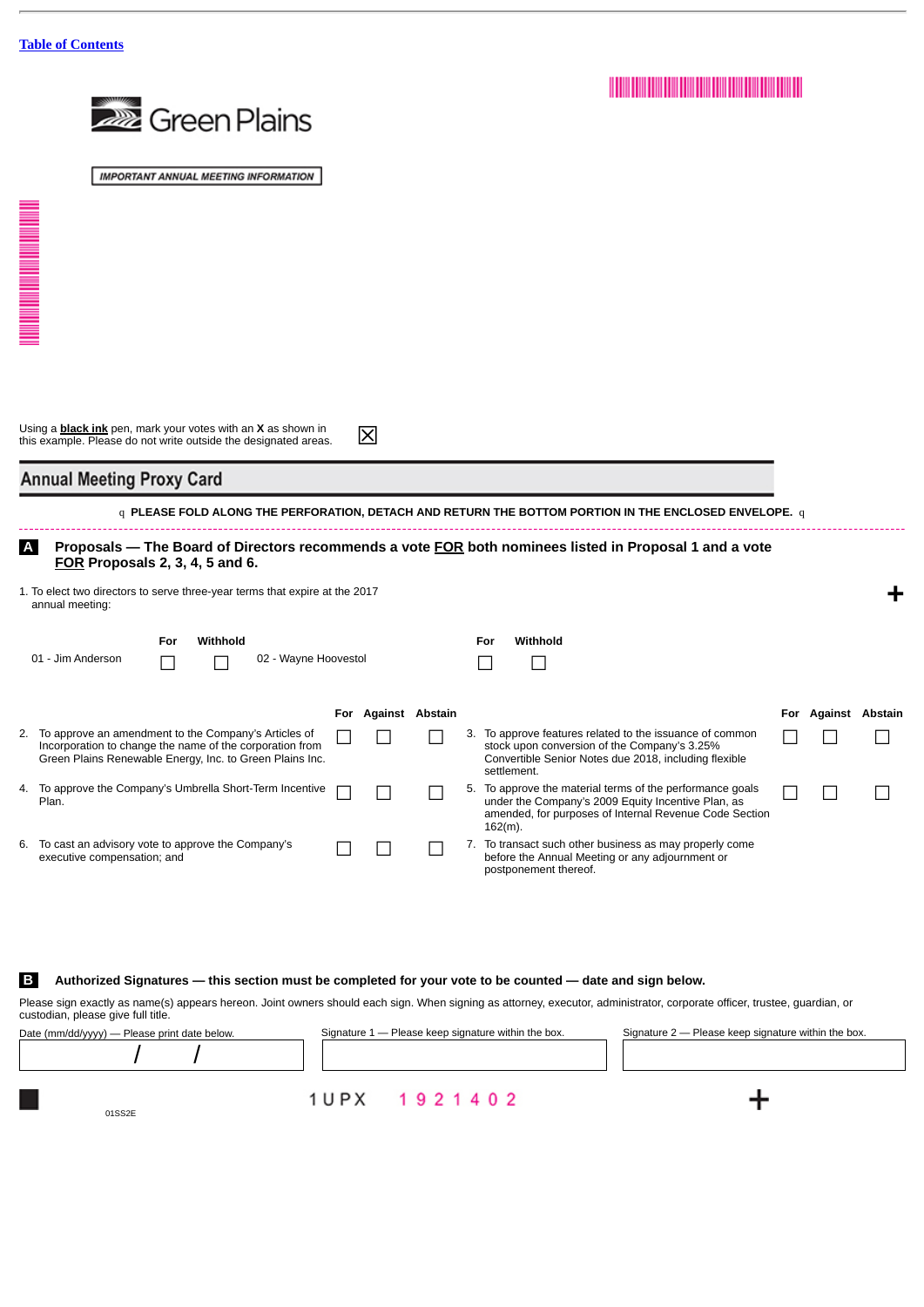[Table of Contents](#)

Green Plains

IMPORTANT ANNUAL MEETING INFORMATION

Using a **black ink** pen, mark your votes with an **X** as shown in this example. Please do not write outside the designated areas. ☒

## Annual Meeting Proxy Card

q **PLEASE FOLD ALONG THE PERFORATION, DETACH AND RETURN THE BOTTOM PORTION IN THE ENCLOSED ENVELOPE.** q

**A** **Proposals — The Board of Directors recommends a vote FOR both nominees listed in Proposal 1 and a vote FOR Proposals 2, 3, 4, 5 and 6.**

1. To elect two directors to serve three-year terms that expire at the 2017 annual meeting:

| | For | Withhold | | For | Withhold |
|---|---|---|---|---|---|
| 01 - Jim Anderson | ☐ | ☐ | 02 - Wayne Hoovestol | ☐ | ☐ |

| | For | Against | Abstain |
|---|---|---|---|
| 2. To approve an amendment to the Company's Articles of Incorporation to change the name of the corporation from Green Plains Renewable Energy, Inc. to Green Plains Inc. | ☐ | ☐ | ☐ |
| 3. To approve features related to the issuance of common stock upon conversion of the Company's 3.25% Convertible Senior Notes due 2018, including flexible settlement. | ☐ | ☐ | ☐ |
| 4. To approve the Company's Umbrella Short-Term Incentive Plan. | ☐ | ☐ | ☐ |
| 5. To approve the material terms of the performance goals under the Company's 2009 Equity Incentive Plan, as amended, for purposes of Internal Revenue Code Section 162(m). | ☐ | ☐ | ☐ |
| 6. To cast an advisory vote to approve the Company's executive compensation; and | ☐ | ☐ | ☐ |

7. To transact such other business as may properly come before the Annual Meeting or any adjournment or postponement thereof.

**B** **Authorized Signatures — this section must be completed for your vote to be counted — date and sign below.**

Please sign exactly as name(s) appears hereon. Joint owners should each sign. When signing as attorney, executor, administrator, corporate officer, trustee, guardian, or custodian, please give full title.

| Date (mm/dd/yyyy) — Please print date below. | Signature 1 — Please keep signature within the box. | Signature 2 — Please keep signature within the box. |
|---|---|---|
| / / | | |

1 U P X 1 9 2 1 4 0 2

01SS2E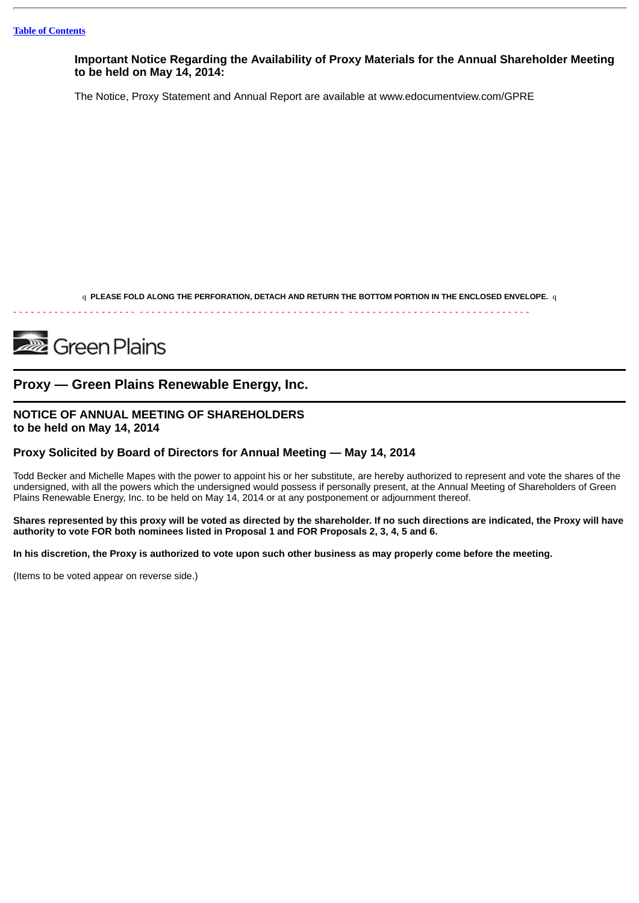[Table of Contents](#)

**Important Notice Regarding the Availability of Proxy Materials for the Annual Shareholder Meeting to be held on May 14, 2014:**

The Notice, Proxy Statement and Annual Report are available at www.edocumentview.com/GPRE

q **PLEASE FOLD ALONG THE PERFORATION, DETACH AND RETURN THE BOTTOM PORTION IN THE ENCLOSED ENVELOPE.** q

Green Plains

## Proxy — Green Plains Renewable Energy, Inc.

### NOTICE OF ANNUAL MEETING OF SHAREHOLDERS to be held on May 14, 2014

### Proxy Solicited by Board of Directors for Annual Meeting — May 14, 2014

Todd Becker and Michelle Mapes with the power to appoint his or her substitute, are hereby authorized to represent and vote the shares of the undersigned, with all the powers which the undersigned would possess if personally present, at the Annual Meeting of Shareholders of Green Plains Renewable Energy, Inc. to be held on May 14, 2014 or at any postponement or adjournment thereof.

**Shares represented by this proxy will be voted as directed by the shareholder. If no such directions are indicated, the Proxy will have authority to vote FOR both nominees listed in Proposal 1 and FOR Proposals 2, 3, 4, 5 and 6.**

**In his discretion, the Proxy is authorized to vote upon such other business as may properly come before the meeting.**

(Items to be voted appear on reverse side.)